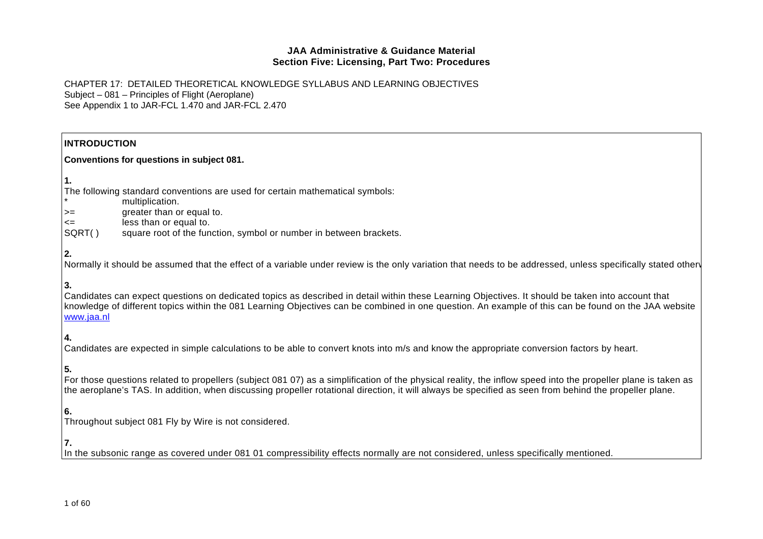**JAA Administrative & Guidance Material**
**Section Five: Licensing, Part Two: Procedures**

CHAPTER 17: DETAILED THEORETICAL KNOWLEDGE SYLLABUS AND LEARNING OBJECTIVES
Subject – 081 – Principles of Flight (Aeroplane)
See Appendix 1 to JAR-FCL 1.470 and JAR-FCL 2.470

## INTRODUCTION

**Conventions for questions in subject 081.**

**1.**
The following standard conventions are used for certain mathematical symbols:

| | |
|---|---|
| * | multiplication. |
| >= | greater than or equal to. |
| <= | less than or equal to. |
| SQRT( ) | square root of the function, symbol or number in between brackets. |

**2.**
Normally it should be assumed that the effect of a variable under review is the only variation that needs to be addressed, unless specifically stated otherv

**3.**
Candidates can expect questions on dedicated topics as described in detail within these Learning Objectives. It should be taken into account that knowledge of different topics within the 081 Learning Objectives can be combined in one question. An example of this can be found on the JAA website www.jaa.nl

**4.**
Candidates are expected in simple calculations to be able to convert knots into m/s and know the appropriate conversion factors by heart.

**5.**
For those questions related to propellers (subject 081 07) as a simplification of the physical reality, the inflow speed into the propeller plane is taken as the aeroplane's TAS. In addition, when discussing propeller rotational direction, it will always be specified as seen from behind the propeller plane.

**6.**
Throughout subject 081 Fly by Wire is not considered.

**7.**
In the subsonic range as covered under 081 01 compressibility effects normally are not considered, unless specifically mentioned.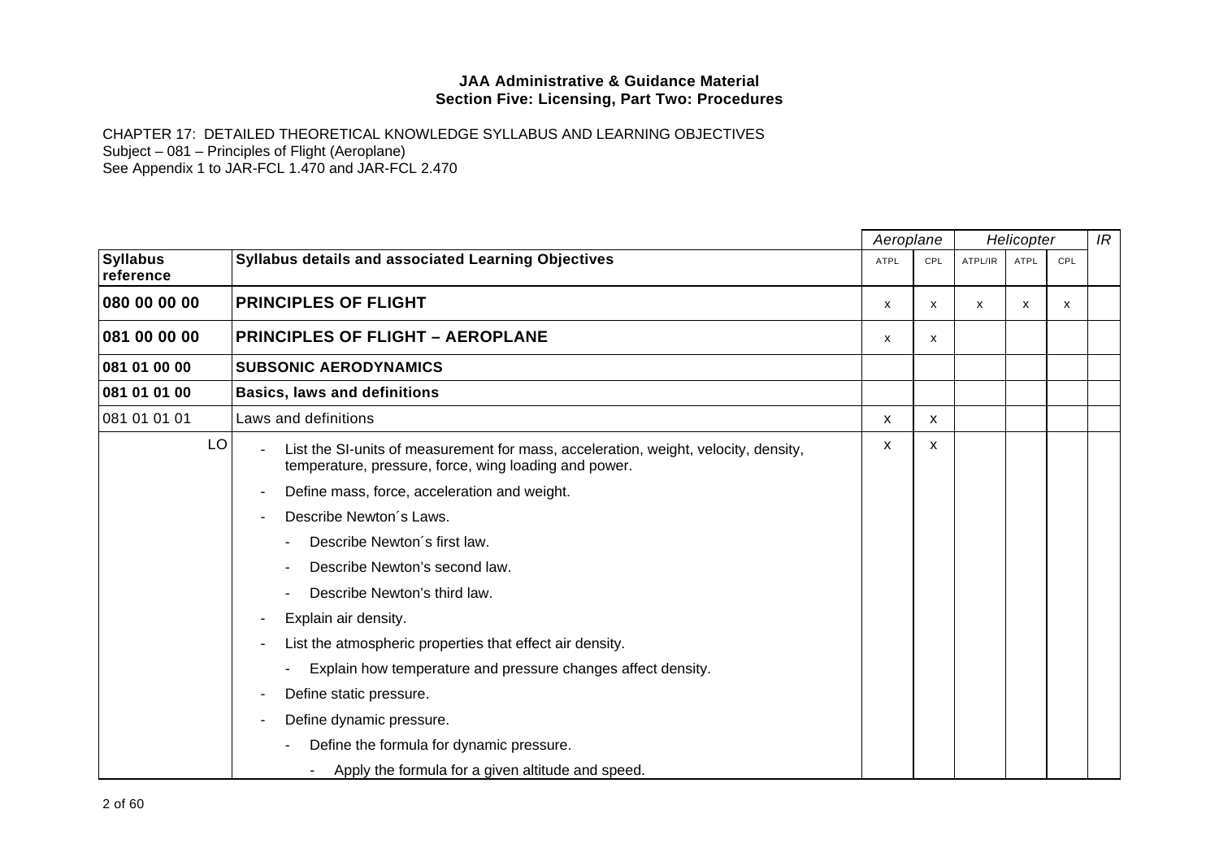**JAA Administrative & Guidance Material**
**Section Five: Licensing, Part Two: Procedures**

CHAPTER 17: DETAILED THEORETICAL KNOWLEDGE SYLLABUS AND LEARNING OBJECTIVES
Subject – 081 – Principles of Flight (Aeroplane)
See Appendix 1 to JAR-FCL 1.470 and JAR-FCL 2.470

| | | *Aeroplane* | | *Helicopter* | | | *IR* |
|---|---|---|---|---|---|---|---|
| **Syllabus reference** | **Syllabus details and associated Learning Objectives** | ATPL | CPL | ATPL/IR | ATPL | CPL | |
| **080 00 00 00** | **PRINCIPLES OF FLIGHT** | x | x | x | x | x | |
| **081 00 00 00** | **PRINCIPLES OF FLIGHT – AEROPLANE** | x | x | | | | |
| **081 01 00 00** | **SUBSONIC AERODYNAMICS** | | | | | | |
| **081 01 01 00** | **Basics, laws and definitions** | | | | | | |
| 081 01 01 01 | Laws and definitions | x | x | | | | |
| LO | - List the SI-units of measurement for mass, acceleration, weight, velocity, density, temperature, pressure, force, wing loading and power.<br>- Define mass, force, acceleration and weight.<br>- Describe Newton´s Laws.<br>&nbsp;&nbsp;- Describe Newton´s first law.<br>&nbsp;&nbsp;- Describe Newton's second law.<br>&nbsp;&nbsp;- Describe Newton's third law.<br>- Explain air density.<br>- List the atmospheric properties that effect air density.<br>&nbsp;&nbsp;- Explain how temperature and pressure changes affect density.<br>- Define static pressure.<br>- Define dynamic pressure.<br>&nbsp;&nbsp;- Define the formula for dynamic pressure.<br>&nbsp;&nbsp;&nbsp;&nbsp;- Apply the formula for a given altitude and speed. | x | x | | | | |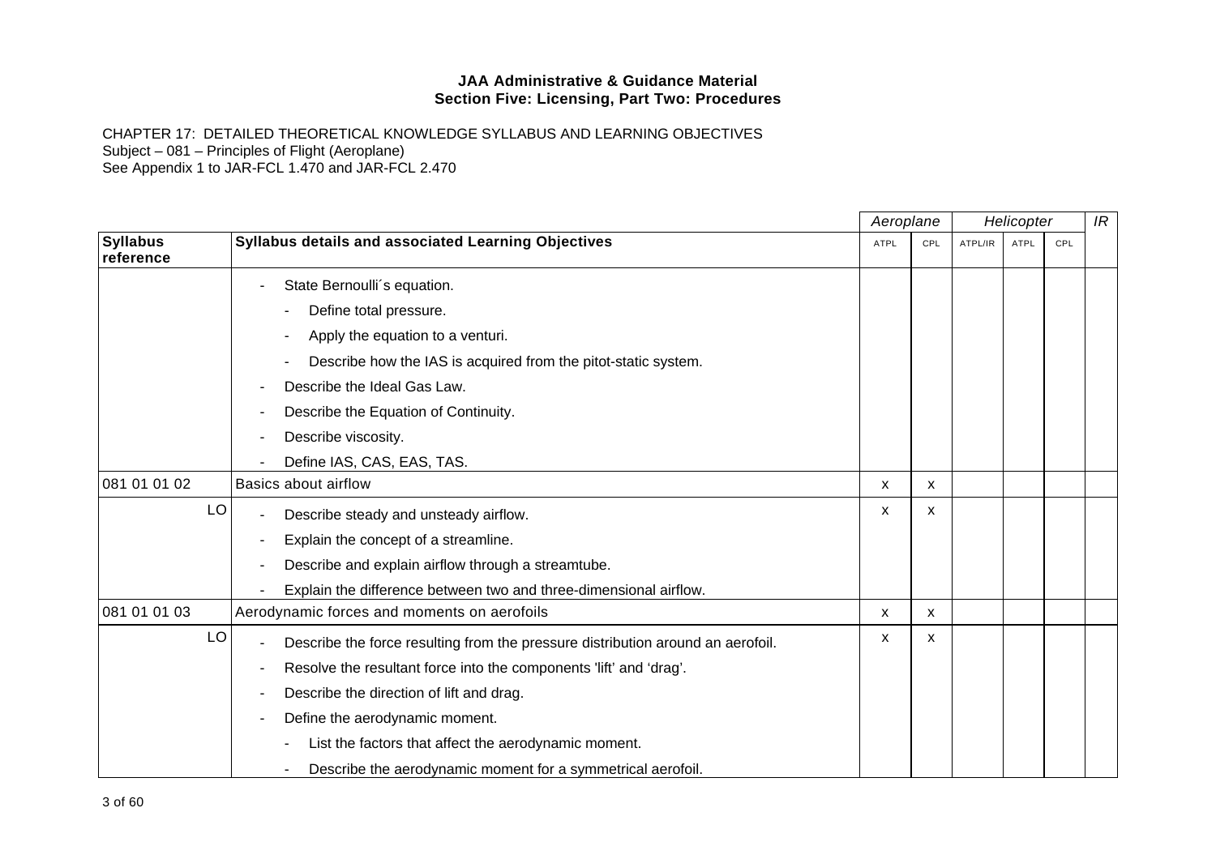**JAA Administrative & Guidance Material**
**Section Five: Licensing, Part Two: Procedures**

CHAPTER 17: DETAILED THEORETICAL KNOWLEDGE SYLLABUS AND LEARNING OBJECTIVES
Subject – 081 – Principles of Flight (Aeroplane)
See Appendix 1 to JAR-FCL 1.470 and JAR-FCL 2.470

| | | *Aeroplane* | | *Helicopter* | | | *IR* |
|---|---|---|---|---|---|---|---|
| **Syllabus reference** | **Syllabus details and associated Learning Objectives** | ATPL | CPL | ATPL/IR | ATPL | CPL | |
| | - State Bernoulli´s equation.<br>&nbsp;&nbsp;&nbsp;&nbsp;- Define total pressure.<br>&nbsp;&nbsp;&nbsp;&nbsp;- Apply the equation to a venturi.<br>&nbsp;&nbsp;&nbsp;&nbsp;- Describe how the IAS is acquired from the pitot-static system.<br>- Describe the Ideal Gas Law.<br>- Describe the Equation of Continuity.<br>- Describe viscosity.<br>- Define IAS, CAS, EAS, TAS. | | | | | | |
| 081 01 01 02 | Basics about airflow | x | x | | | | |
| LO | - Describe steady and unsteady airflow.<br>- Explain the concept of a streamline.<br>- Describe and explain airflow through a streamtube.<br>- Explain the difference between two and three-dimensional airflow. | x | x | | | | |
| 081 01 01 03 | Aerodynamic forces and moments on aerofoils | x | x | | | | |
| LO | - Describe the force resulting from the pressure distribution around an aerofoil.<br>- Resolve the resultant force into the components 'lift' and 'drag'.<br>- Describe the direction of lift and drag.<br>- Define the aerodynamic moment.<br>&nbsp;&nbsp;&nbsp;&nbsp;- List the factors that affect the aerodynamic moment.<br>&nbsp;&nbsp;&nbsp;&nbsp;- Describe the aerodynamic moment for a symmetrical aerofoil. | x | x | | | | |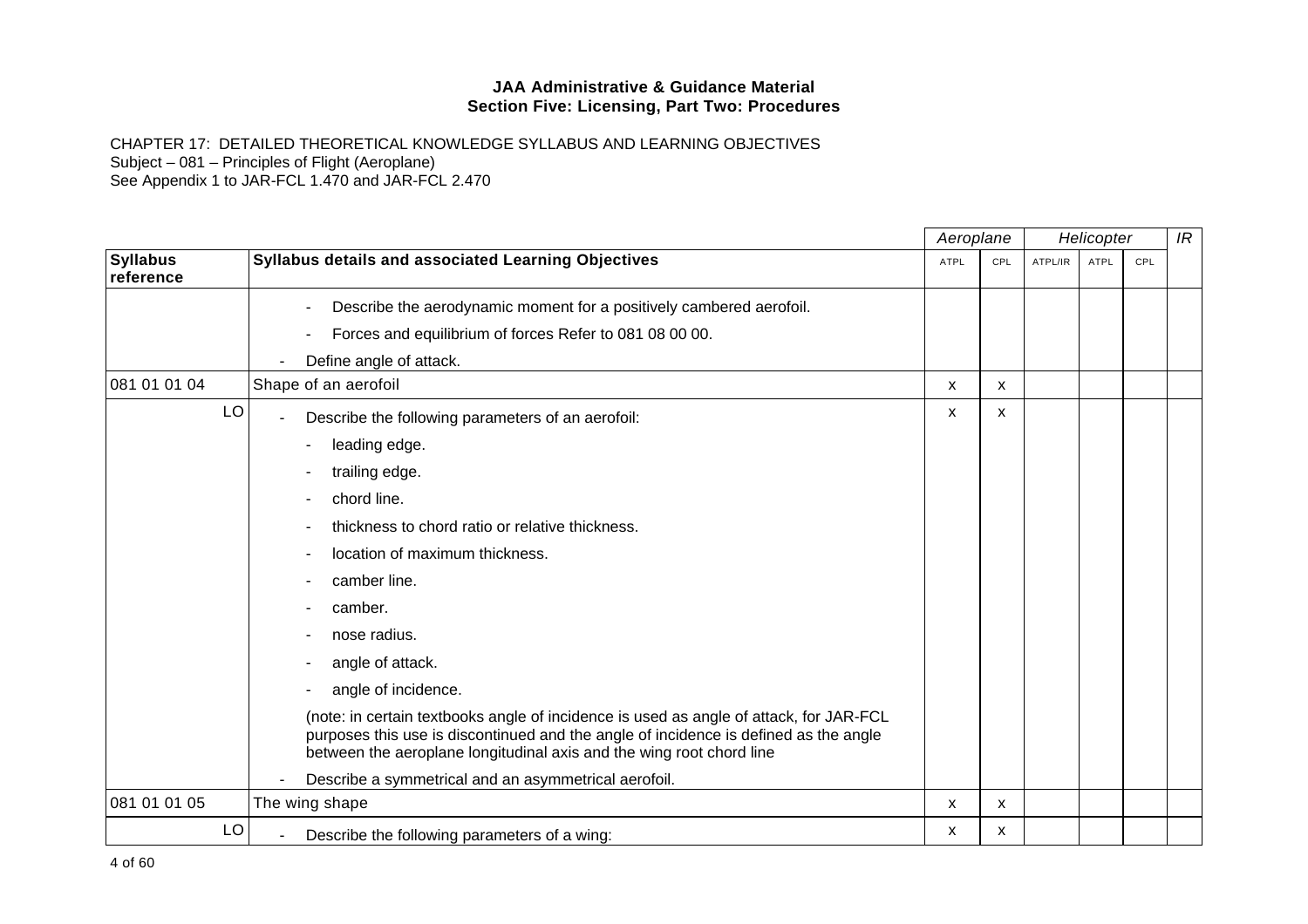**JAA Administrative & Guidance Material**
**Section Five: Licensing, Part Two: Procedures**

CHAPTER 17: DETAILED THEORETICAL KNOWLEDGE SYLLABUS AND LEARNING OBJECTIVES
Subject – 081 – Principles of Flight (Aeroplane)
See Appendix 1 to JAR-FCL 1.470 and JAR-FCL 2.470

| | | *Aeroplane* | | *Helicopter* | | | *IR* |
|---|---|---|---|---|---|---|---|
| **Syllabus reference** | **Syllabus details and associated Learning Objectives** | ATPL | CPL | ATPL/IR | ATPL | CPL | |
| | - Describe the aerodynamic moment for a positively cambered aerofoil.<br>- Forces and equilibrium of forces Refer to 081 08 00 00.<br>- Define angle of attack. | | | | | | |
| 081 01 01 04 | Shape of an aerofoil | x | x | | | | |
| LO | - Describe the following parameters of an aerofoil:<br>- leading edge.<br>- trailing edge.<br>- chord line.<br>- thickness to chord ratio or relative thickness.<br>- location of maximum thickness.<br>- camber line.<br>- camber.<br>- nose radius.<br>- angle of attack.<br>- angle of incidence.<br>(note: in certain textbooks angle of incidence is used as angle of attack, for JAR-FCL purposes this use is discontinued and the angle of incidence is defined as the angle between the aeroplane longitudinal axis and the wing root chord line<br>- Describe a symmetrical and an asymmetrical aerofoil. | x | x | | | | |
| 081 01 01 05 | The wing shape | x | x | | | | |
| LO | - Describe the following parameters of a wing: | x | x | | | | |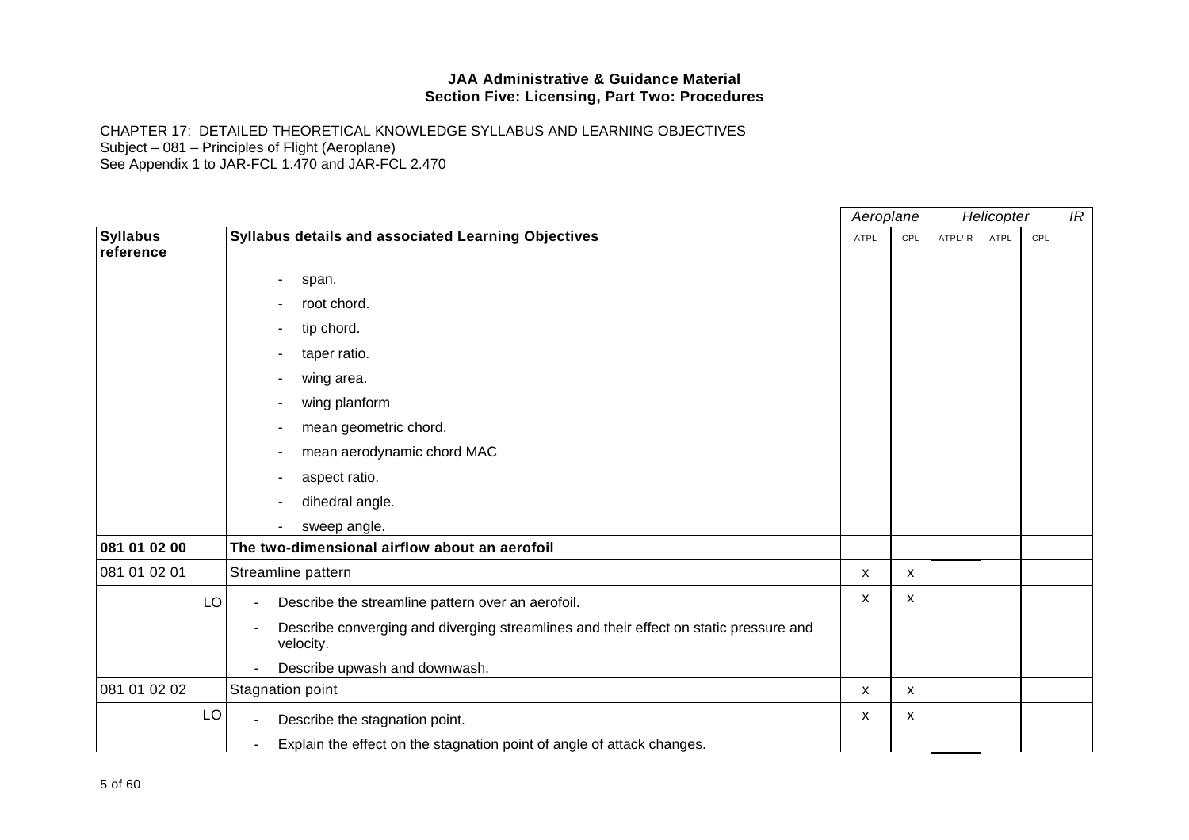**JAA Administrative & Guidance Material**
**Section Five: Licensing, Part Two: Procedures**

CHAPTER 17: DETAILED THEORETICAL KNOWLEDGE SYLLABUS AND LEARNING OBJECTIVES
Subject – 081 – Principles of Flight (Aeroplane)
See Appendix 1 to JAR-FCL 1.470 and JAR-FCL 2.470

| | | *Aeroplane* | | *Helicopter* | | | *IR* |
|---|---|---|---|---|---|---|---|
| **Syllabus reference** | **Syllabus details and associated Learning Objectives** | ATPL | CPL | ATPL/IR | ATPL | CPL | |
| | - span.<br>- root chord.<br>- tip chord.<br>- taper ratio.<br>- wing area.<br>- wing planform<br>- mean geometric chord.<br>- mean aerodynamic chord MAC<br>- aspect ratio.<br>- dihedral angle.<br>- sweep angle. | | | | | | |
| **081 01 02 00** | **The two-dimensional airflow about an aerofoil** | | | | | | |
| 081 01 02 01 | Streamline pattern | x | x | | | | |
| LO | - Describe the streamline pattern over an aerofoil.<br>- Describe converging and diverging streamlines and their effect on static pressure and velocity.<br>- Describe upwash and downwash. | x | x | | | | |
| 081 01 02 02 | Stagnation point | x | x | | | | |
| LO | - Describe the stagnation point.<br>- Explain the effect on the stagnation point of angle of attack changes. | x | x | | | | |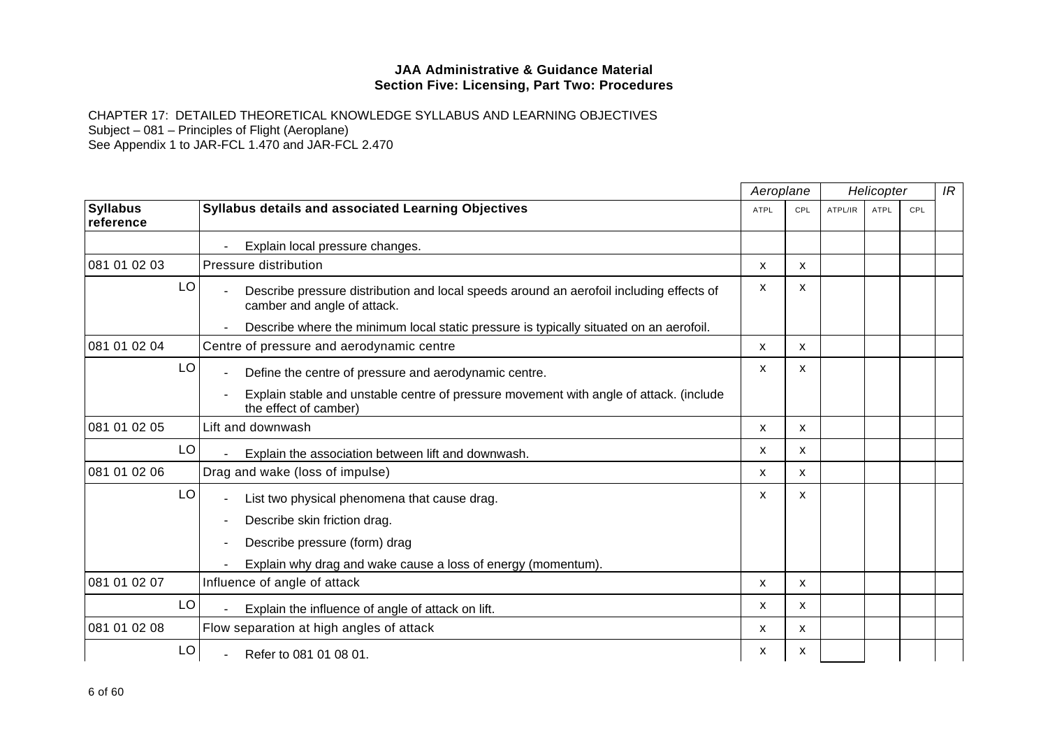**JAA Administrative & Guidance Material**
**Section Five: Licensing, Part Two: Procedures**

CHAPTER 17: DETAILED THEORETICAL KNOWLEDGE SYLLABUS AND LEARNING OBJECTIVES
Subject – 081 – Principles of Flight (Aeroplane)
See Appendix 1 to JAR-FCL 1.470 and JAR-FCL 2.470

| | | *Aeroplane* | | *Helicopter* | | | *IR* |
|---|---|---|---|---|---|---|---|
| **Syllabus reference** | **Syllabus details and associated Learning Objectives** | ATPL | CPL | ATPL/IR | ATPL | CPL | |
| | - Explain local pressure changes. | | | | | | |
| 081 01 02 03 | Pressure distribution | x | x | | | | |
| LO | - Describe pressure distribution and local speeds around an aerofoil including effects of camber and angle of attack.<br>- Describe where the minimum local static pressure is typically situated on an aerofoil. | x | x | | | | |
| 081 01 02 04 | Centre of pressure and aerodynamic centre | x | x | | | | |
| LO | - Define the centre of pressure and aerodynamic centre.<br>- Explain stable and unstable centre of pressure movement with angle of attack. (include the effect of camber) | x | x | | | | |
| 081 01 02 05 | Lift and downwash | x | x | | | | |
| LO | - Explain the association between lift and downwash. | x | x | | | | |
| 081 01 02 06 | Drag and wake (loss of impulse) | x | x | | | | |
| LO | - List two physical phenomena that cause drag.<br>- Describe skin friction drag.<br>- Describe pressure (form) drag<br>- Explain why drag and wake cause a loss of energy (momentum). | x | x | | | | |
| 081 01 02 07 | Influence of angle of attack | x | x | | | | |
| LO | - Explain the influence of angle of attack on lift. | x | x | | | | |
| 081 01 02 08 | Flow separation at high angles of attack | x | x | | | | |
| LO | - Refer to 081 01 08 01. | x | x | | | | |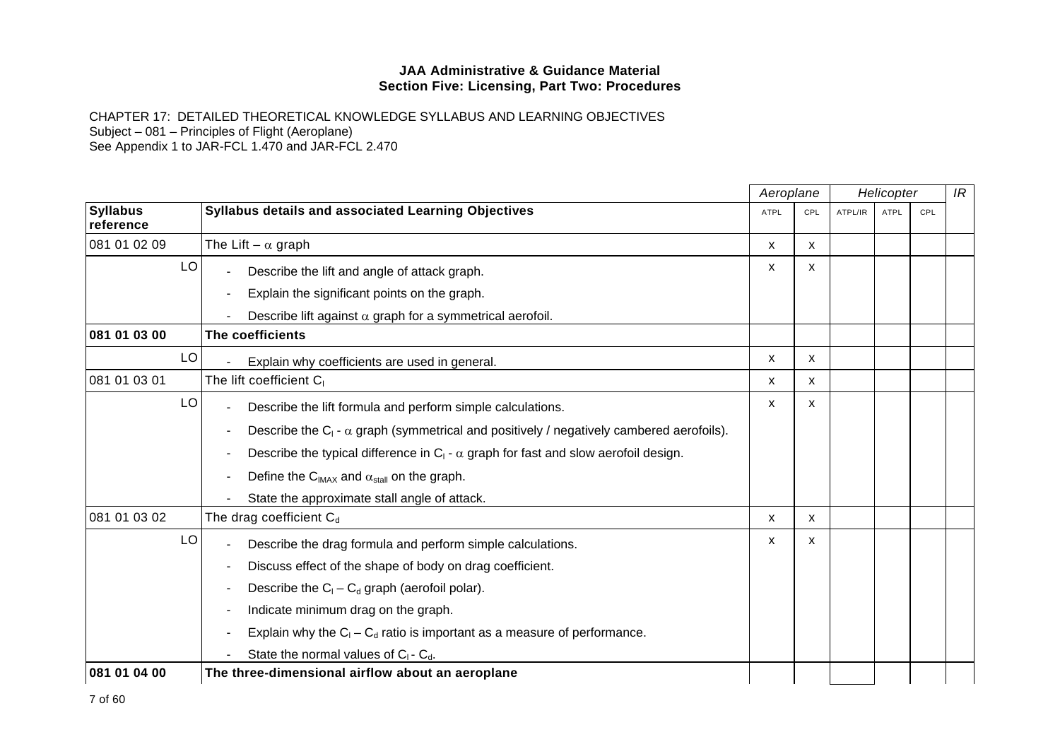**JAA Administrative & Guidance Material**
**Section Five: Licensing, Part Two: Procedures**

CHAPTER 17: DETAILED THEORETICAL KNOWLEDGE SYLLABUS AND LEARNING OBJECTIVES
Subject – 081 – Principles of Flight (Aeroplane)
See Appendix 1 to JAR-FCL 1.470 and JAR-FCL 2.470

| | | Aeroplane | | Helicopter | | | IR |
|---|---|---|---|---|---|---|---|
| **Syllabus reference** | **Syllabus details and associated Learning Objectives** | ATPL | CPL | ATPL/IR | ATPL | CPL | |
| 081 01 02 09 | The Lift – $\alpha$ graph | x | x | | | | |
| LO | - Describe the lift and angle of attack graph.<br>- Explain the significant points on the graph.<br>- Describe lift against $\alpha$ graph for a symmetrical aerofoil. | x | x | | | | |
| **081 01 03 00** | **The coefficients** | | | | | | |
| LO | - Explain why coefficients are used in general. | x | x | | | | |
| 081 01 03 01 | The lift coefficient $C_l$ | x | x | | | | |
| LO | - Describe the lift formula and perform simple calculations.<br>- Describe the $C_l$ - $\alpha$ graph (symmetrical and positively / negatively cambered aerofoils).<br>- Describe the typical difference in $C_l$ - $\alpha$ graph for fast and slow aerofoil design.<br>- Define the $C_{lMAX}$ and $\alpha_{stall}$ on the graph.<br>- State the approximate stall angle of attack. | x | x | | | | |
| 081 01 03 02 | The drag coefficient $C_d$ | x | x | | | | |
| LO | - Describe the drag formula and perform simple calculations.<br>- Discuss effect of the shape of body on drag coefficient.<br>- Describe the $C_l$ – $C_d$ graph (aerofoil polar).<br>- Indicate minimum drag on the graph.<br>- Explain why the $C_l$ – $C_d$ ratio is important as a measure of performance.<br>- State the normal values of $C_l$ - $C_d$. | x | x | | | | |
| **081 01 04 00** | **The three-dimensional airflow about an aeroplane** | | | | | | |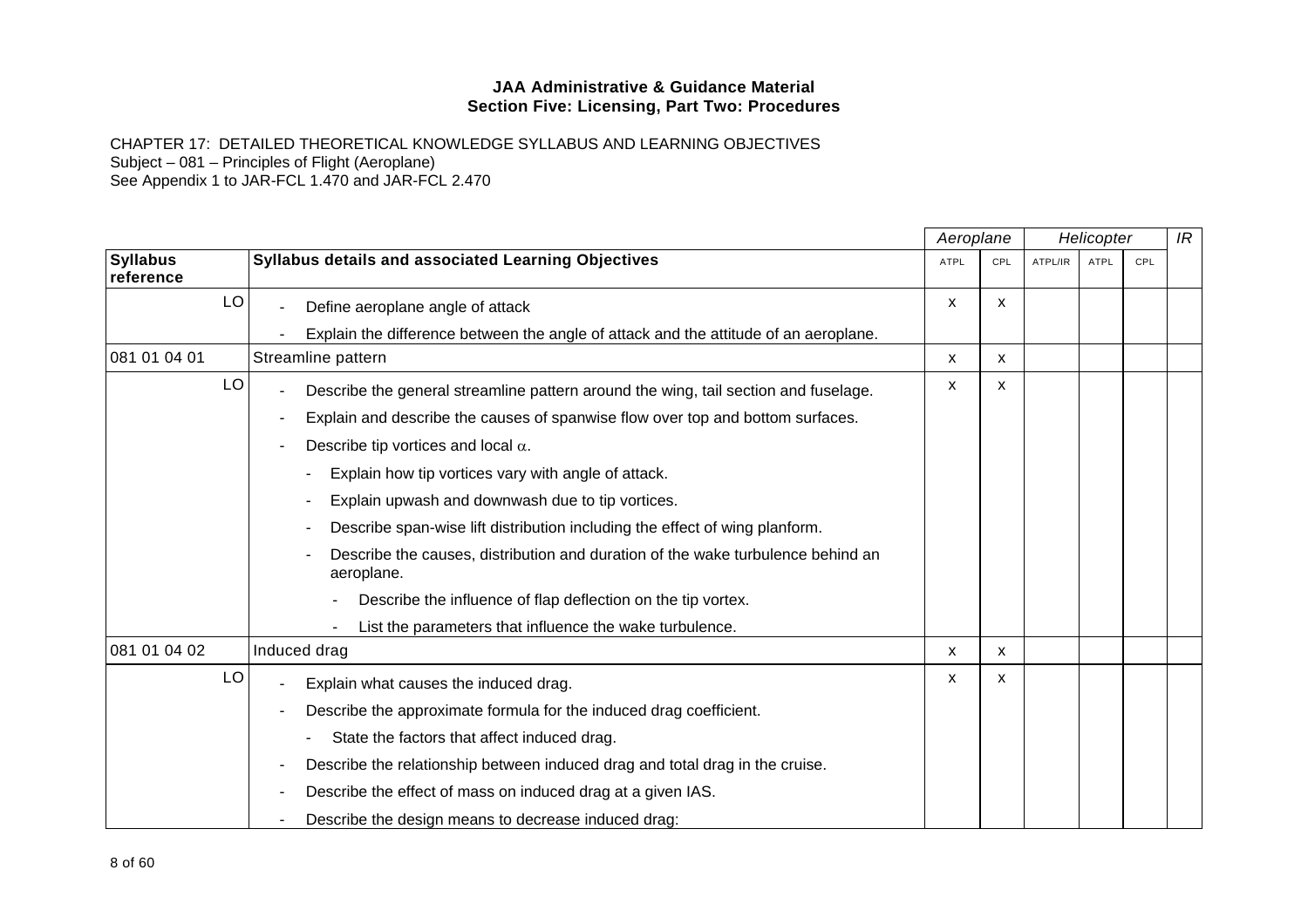**JAA Administrative & Guidance Material**
**Section Five: Licensing, Part Two: Procedures**

CHAPTER 17: DETAILED THEORETICAL KNOWLEDGE SYLLABUS AND LEARNING OBJECTIVES
Subject – 081 – Principles of Flight (Aeroplane)
See Appendix 1 to JAR-FCL 1.470 and JAR-FCL 2.470

| | | *Aeroplane* | | *Helicopter* | | | *IR* |
|---|---|---|---|---|---|---|---|
| **Syllabus reference** | **Syllabus details and associated Learning Objectives** | ATPL | CPL | ATPL/IR | ATPL | CPL | |
| LO | - Define aeroplane angle of attack<br>- Explain the difference between the angle of attack and the attitude of an aeroplane. | x | x | | | | |
| 081 01 04 01 | Streamline pattern | x | x | | | | |
| LO | - Describe the general streamline pattern around the wing, tail section and fuselage.<br>- Explain and describe the causes of spanwise flow over top and bottom surfaces.<br>- Describe tip vortices and local $\alpha$.<br>&nbsp;&nbsp;- Explain how tip vortices vary with angle of attack.<br>&nbsp;&nbsp;- Explain upwash and downwash due to tip vortices.<br>&nbsp;&nbsp;- Describe span-wise lift distribution including the effect of wing planform.<br>&nbsp;&nbsp;- Describe the causes, distribution and duration of the wake turbulence behind an aeroplane.<br>&nbsp;&nbsp;&nbsp;&nbsp;- Describe the influence of flap deflection on the tip vortex.<br>&nbsp;&nbsp;&nbsp;&nbsp;- List the parameters that influence the wake turbulence. | x | x | | | | |
| 081 01 04 02 | Induced drag | x | x | | | | |
| LO | - Explain what causes the induced drag.<br>- Describe the approximate formula for the induced drag coefficient.<br>&nbsp;&nbsp;- State the factors that affect induced drag.<br>- Describe the relationship between induced drag and total drag in the cruise.<br>- Describe the effect of mass on induced drag at a given IAS.<br>- Describe the design means to decrease induced drag: | x | x | | | | |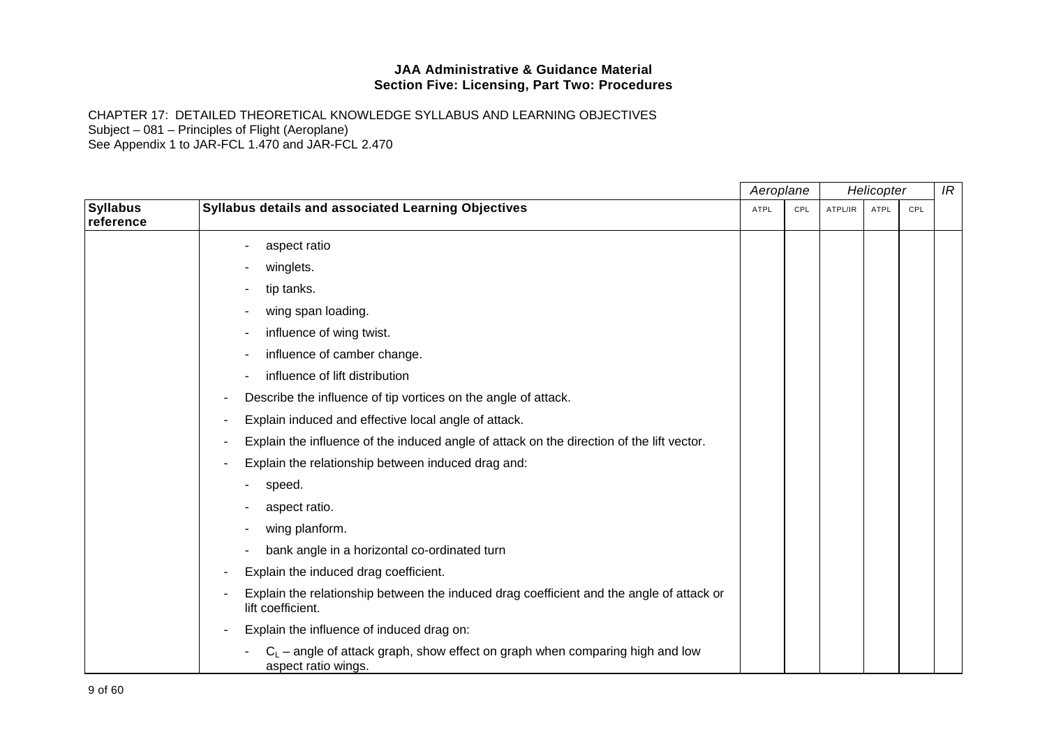**JAA Administrative & Guidance Material**
**Section Five: Licensing, Part Two: Procedures**

CHAPTER 17: DETAILED THEORETICAL KNOWLEDGE SYLLABUS AND LEARNING OBJECTIVES
Subject – 081 – Principles of Flight (Aeroplane)
See Appendix 1 to JAR-FCL 1.470 and JAR-FCL 2.470

| | | *Aeroplane* | | *Helicopter* | | | *IR* |
|---|---|---|---|---|---|---|---|
| **Syllabus reference** | **Syllabus details and associated Learning Objectives** | ATPL | CPL | ATPL/IR | ATPL | CPL | |
| | - aspect ratio | | | | | | |
| | - winglets. | | | | | | |
| | - tip tanks. | | | | | | |
| | - wing span loading. | | | | | | |
| | - influence of wing twist. | | | | | | |
| | - influence of camber change. | | | | | | |
| | - influence of lift distribution | | | | | | |
| | - Describe the influence of tip vortices on the angle of attack. | | | | | | |
| | - Explain induced and effective local angle of attack. | | | | | | |
| | - Explain the influence of the induced angle of attack on the direction of the lift vector. | | | | | | |
| | - Explain the relationship between induced drag and: | | | | | | |
| | - speed. | | | | | | |
| | - aspect ratio. | | | | | | |
| | - wing planform. | | | | | | |
| | - bank angle in a horizontal co-ordinated turn | | | | | | |
| | - Explain the induced drag coefficient. | | | | | | |
| | - Explain the relationship between the induced drag coefficient and the angle of attack or lift coefficient. | | | | | | |
| | - Explain the influence of induced drag on: | | | | | | |
| | - $C_L$ – angle of attack graph, show effect on graph when comparing high and low aspect ratio wings. | | | | | | |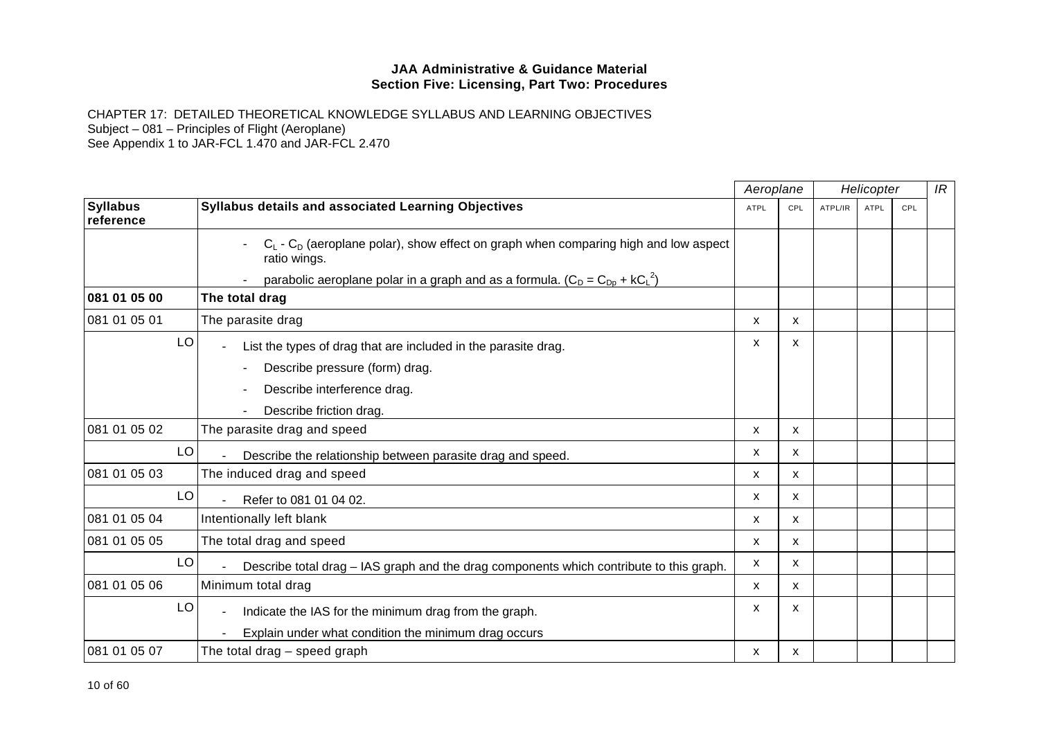**JAA Administrative & Guidance Material**
**Section Five: Licensing, Part Two: Procedures**

CHAPTER 17: DETAILED THEORETICAL KNOWLEDGE SYLLABUS AND LEARNING OBJECTIVES
Subject – 081 – Principles of Flight (Aeroplane)
See Appendix 1 to JAR-FCL 1.470 and JAR-FCL 2.470

| | | *Aeroplane* | | *Helicopter* | | | *IR* |
|---|---|---|---|---|---|---|---|
| **Syllabus reference** | **Syllabus details and associated Learning Objectives** | ATPL | CPL | ATPL/IR | ATPL | CPL | |
| | - $C_L$ - $C_D$ (aeroplane polar), show effect on graph when comparing high and low aspect ratio wings.<br>- parabolic aeroplane polar in a graph and as a formula. ($C_D = C_{Dp} + kC_L^2$) | | | | | | |
| **081 01 05 00** | **The total drag** | | | | | | |
| 081 01 05 01 | The parasite drag | x | x | | | | |
| LO | - List the types of drag that are included in the parasite drag.<br>- Describe pressure (form) drag.<br>- Describe interference drag.<br>- Describe friction drag. | x | x | | | | |
| 081 01 05 02 | The parasite drag and speed | x | x | | | | |
| LO | - Describe the relationship between parasite drag and speed. | x | x | | | | |
| 081 01 05 03 | The induced drag and speed | x | x | | | | |
| LO | - Refer to 081 01 04 02. | x | x | | | | |
| 081 01 05 04 | Intentionally left blank | x | x | | | | |
| 081 01 05 05 | The total drag and speed | x | x | | | | |
| LO | - Describe total drag – IAS graph and the drag components which contribute to this graph. | x | x | | | | |
| 081 01 05 06 | Minimum total drag | x | x | | | | |
| LO | - Indicate the IAS for the minimum drag from the graph.<br>- Explain under what condition the minimum drag occurs | x | x | | | | |
| 081 01 05 07 | The total drag – speed graph | x | x | | | | |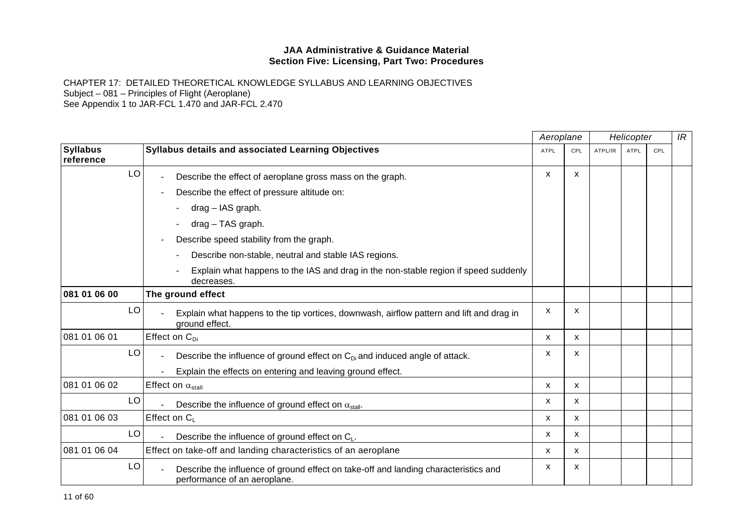**JAA Administrative & Guidance Material**
**Section Five: Licensing, Part Two: Procedures**

CHAPTER 17: DETAILED THEORETICAL KNOWLEDGE SYLLABUS AND LEARNING OBJECTIVES
Subject – 081 – Principles of Flight (Aeroplane)
See Appendix 1 to JAR-FCL 1.470 and JAR-FCL 2.470

| | | *Aeroplane* | | *Helicopter* | | | *IR* |
|---|---|---|---|---|---|---|---|
| **Syllabus reference** | **Syllabus details and associated Learning Objectives** | ATPL | CPL | ATPL/IR | ATPL | CPL | |
| LO | - Describe the effect of aeroplane gross mass on the graph.<br>- Describe the effect of pressure altitude on:<br>  - drag – IAS graph.<br>  - drag – TAS graph.<br>- Describe speed stability from the graph.<br>  - Describe non-stable, neutral and stable IAS regions.<br>  - Explain what happens to the IAS and drag in the non-stable region if speed suddenly decreases. | x | x | | | | |
| **081 01 06 00** | **The ground effect** | | | | | | |
| LO | - Explain what happens to the tip vortices, downwash, airflow pattern and lift and drag in ground effect. | x | x | | | | |
| 081 01 06 01 | Effect on $C_{Di}$ | x | x | | | | |
| LO | - Describe the influence of ground effect on $C_{Di}$ and induced angle of attack.<br>- Explain the effects on entering and leaving ground effect. | x | x | | | | |
| 081 01 06 02 | Effect on $\alpha_{stall}$ | x | x | | | | |
| LO | - Describe the influence of ground effect on $\alpha_{stall}$. | x | x | | | | |
| 081 01 06 03 | Effect on $C_L$ | x | x | | | | |
| LO | - Describe the influence of ground effect on $C_L$. | x | x | | | | |
| 081 01 06 04 | Effect on take-off and landing characteristics of an aeroplane | x | x | | | | |
| LO | - Describe the influence of ground effect on take-off and landing characteristics and performance of an aeroplane. | x | x | | | | |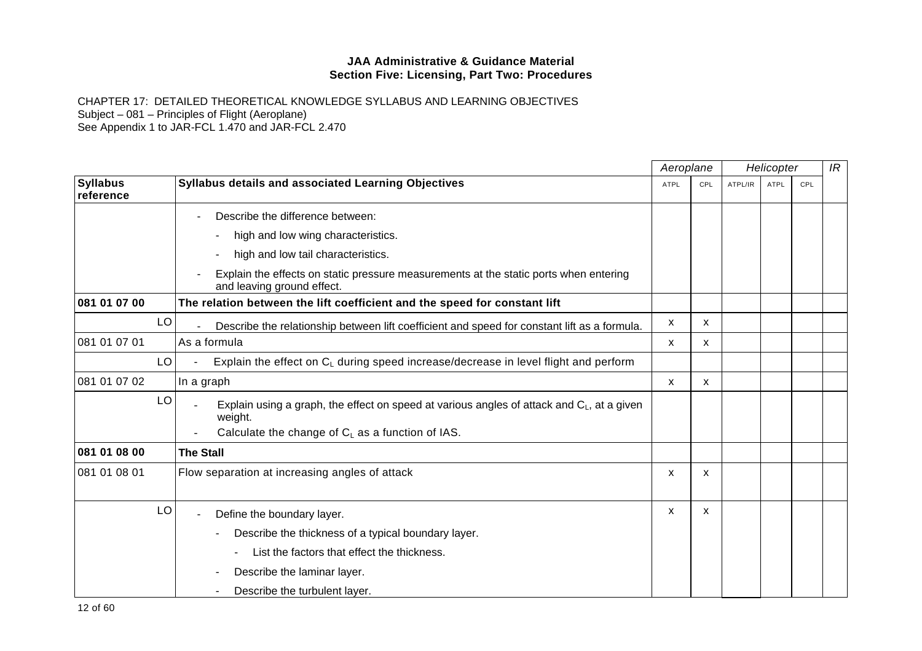**JAA Administrative & Guidance Material**
**Section Five: Licensing, Part Two: Procedures**

CHAPTER 17: DETAILED THEORETICAL KNOWLEDGE SYLLABUS AND LEARNING OBJECTIVES
Subject – 081 – Principles of Flight (Aeroplane)
See Appendix 1 to JAR-FCL 1.470 and JAR-FCL 2.470

| | | *Aeroplane* | | *Helicopter* | | | *IR* |
|---|---|---|---|---|---|---|---|
| **Syllabus reference** | **Syllabus details and associated Learning Objectives** | ATPL | CPL | ATPL/IR | ATPL | CPL | |
| | - Describe the difference between:<br>- high and low wing characteristics.<br>- high and low tail characteristics.<br>- Explain the effects on static pressure measurements at the static ports when entering and leaving ground effect. | | | | | | |
| **081 01 07 00** | **The relation between the lift coefficient and the speed for constant lift** | | | | | | |
| LO | - Describe the relationship between lift coefficient and speed for constant lift as a formula. | x | x | | | | |
| 081 01 07 01 | As a formula | x | x | | | | |
| LO | - Explain the effect on $C_L$ during speed increase/decrease in level flight and perform | | | | | | |
| 081 01 07 02 | In a graph | x | x | | | | |
| LO | - Explain using a graph, the effect on speed at various angles of attack and $C_L$, at a given weight.<br>- Calculate the change of $C_L$ as a function of IAS. | | | | | | |
| **081 01 08 00** | **The Stall** | | | | | | |
| 081 01 08 01 | Flow separation at increasing angles of attack | x | x | | | | |
| LO | - Define the boundary layer.<br>- Describe the thickness of a typical boundary layer.<br>- List the factors that effect the thickness.<br>- Describe the laminar layer.<br>- Describe the turbulent layer. | x | x | | | | |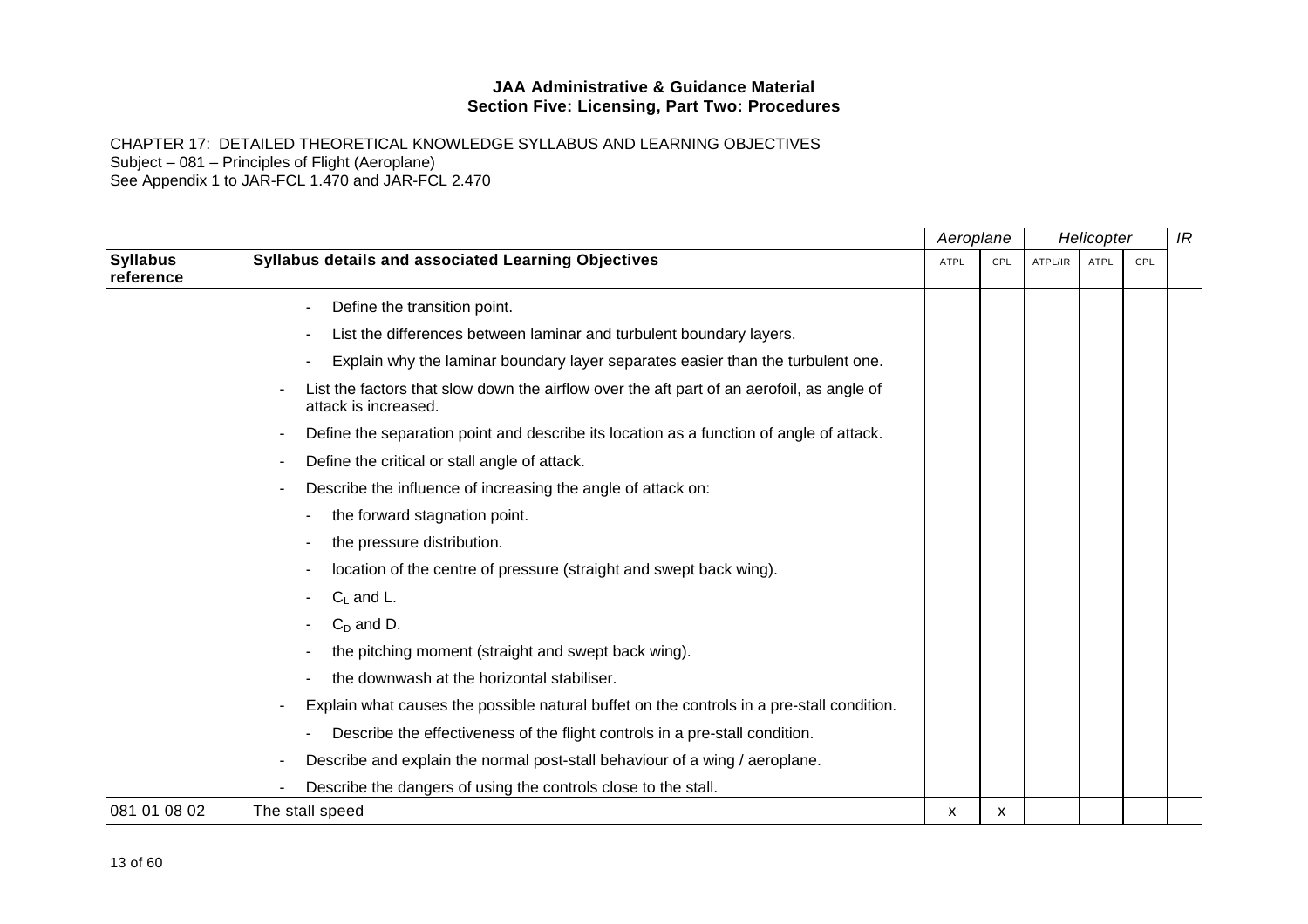**JAA Administrative & Guidance Material**
**Section Five: Licensing, Part Two: Procedures**

CHAPTER 17: DETAILED THEORETICAL KNOWLEDGE SYLLABUS AND LEARNING OBJECTIVES
Subject – 081 – Principles of Flight (Aeroplane)
See Appendix 1 to JAR-FCL 1.470 and JAR-FCL 2.470

| | | *Aeroplane* | | *Helicopter* | | | *IR* |
|---|---|---|---|---|---|---|---|
| **Syllabus reference** | **Syllabus details and associated Learning Objectives** | ATPL | CPL | ATPL/IR | ATPL | CPL | |
| | - Define the transition point.<br>- List the differences between laminar and turbulent boundary layers.<br>- Explain why the laminar boundary layer separates easier than the turbulent one.<br>- List the factors that slow down the airflow over the aft part of an aerofoil, as angle of attack is increased.<br>- Define the separation point and describe its location as a function of angle of attack.<br>- Define the critical or stall angle of attack.<br>- Describe the influence of increasing the angle of attack on:<br>- the forward stagnation point.<br>- the pressure distribution.<br>- location of the centre of pressure (straight and swept back wing).<br>- $C_L$ and L.<br>- $C_D$ and D.<br>- the pitching moment (straight and swept back wing).<br>- the downwash at the horizontal stabiliser.<br>- Explain what causes the possible natural buffet on the controls in a pre-stall condition.<br>- Describe the effectiveness of the flight controls in a pre-stall condition.<br>- Describe and explain the normal post-stall behaviour of a wing / aeroplane.<br>- Describe the dangers of using the controls close to the stall. | | | | | | |
| 081 01 08 02 | The stall speed | x | x | | | | |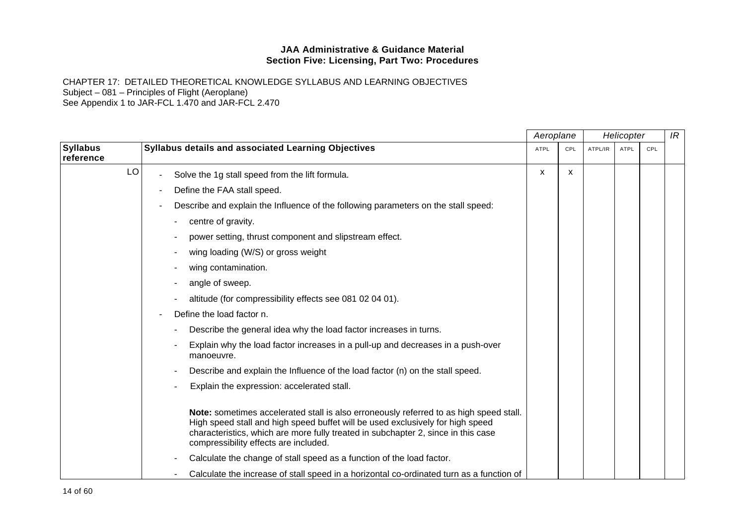**JAA Administrative & Guidance Material**
**Section Five: Licensing, Part Two: Procedures**

CHAPTER 17: DETAILED THEORETICAL KNOWLEDGE SYLLABUS AND LEARNING OBJECTIVES
Subject – 081 – Principles of Flight (Aeroplane)
See Appendix 1 to JAR-FCL 1.470 and JAR-FCL 2.470

| | | *Aeroplane* | | *Helicopter* | | | *IR* |
|---|---|---|---|---|---|---|---|
| **Syllabus reference** | **Syllabus details and associated Learning Objectives** | ATPL | CPL | ATPL/IR | ATPL | CPL | |
| LO | - Solve the 1g stall speed from the lift formula. | x | x | | | | |
| | - Define the FAA stall speed. | | | | | | |
| | - Describe and explain the Influence of the following parameters on the stall speed: | | | | | | |
| | - centre of gravity. | | | | | | |
| | - power setting, thrust component and slipstream effect. | | | | | | |
| | - wing loading (W/S) or gross weight | | | | | | |
| | - wing contamination. | | | | | | |
| | - angle of sweep. | | | | | | |
| | - altitude (for compressibility effects see 081 02 04 01). | | | | | | |
| | - Define the load factor n. | | | | | | |
| | - Describe the general idea why the load factor increases in turns. | | | | | | |
| | - Explain why the load factor increases in a pull-up and decreases in a push-over manoeuvre. | | | | | | |
| | - Describe and explain the Influence of the load factor (n) on the stall speed. | | | | | | |
| | - Explain the expression: accelerated stall. | | | | | | |
| | **Note:** sometimes accelerated stall is also erroneously referred to as high speed stall. High speed stall and high speed buffet will be used exclusively for high speed characteristics, which are more fully treated in subchapter 2, since in this case compressibility effects are included. | | | | | | |
| | - Calculate the change of stall speed as a function of the load factor. | | | | | | |
| | - Calculate the increase of stall speed in a horizontal co-ordinated turn as a function of | | | | | | |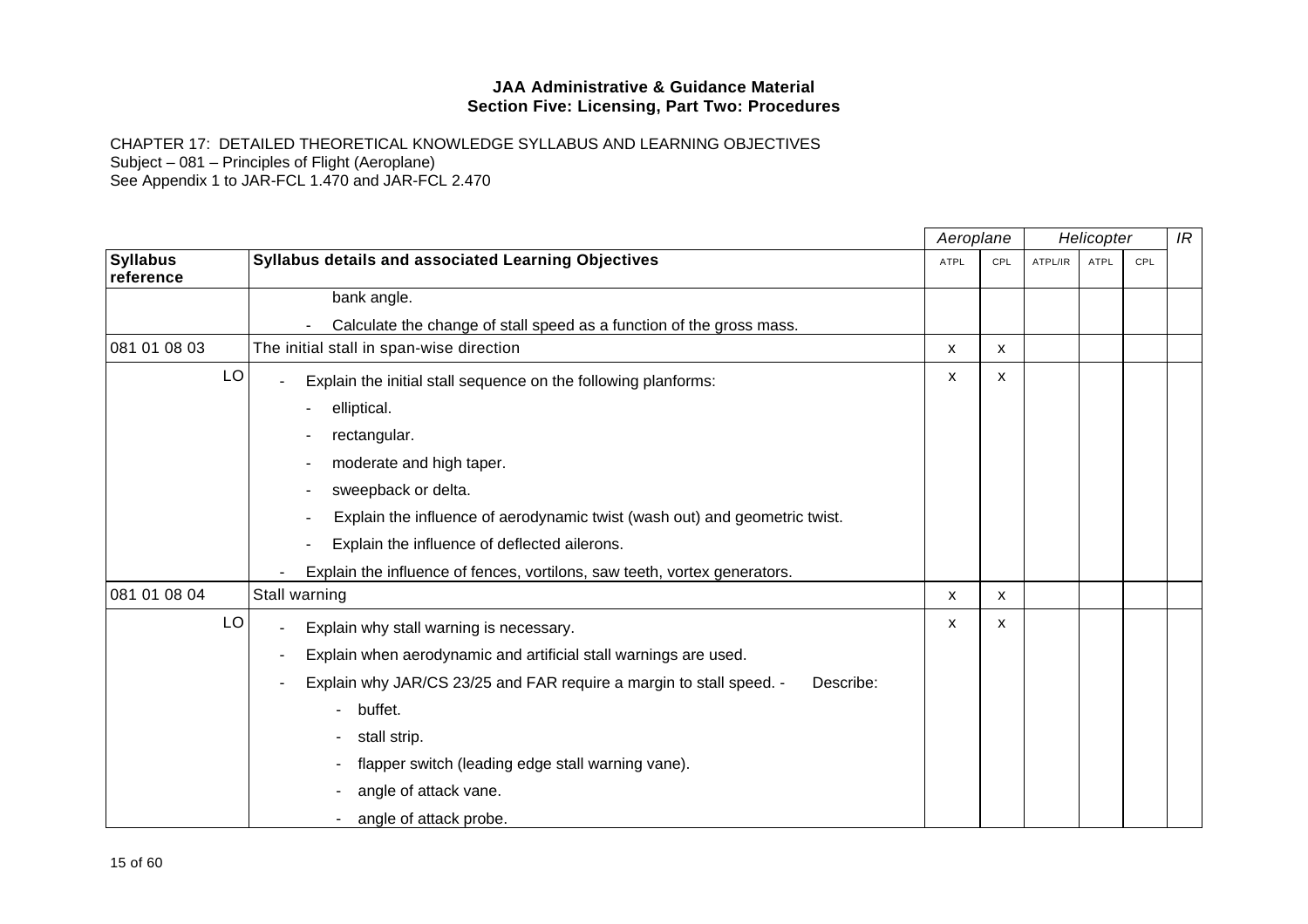**JAA Administrative & Guidance Material**
**Section Five: Licensing, Part Two: Procedures**

CHAPTER 17: DETAILED THEORETICAL KNOWLEDGE SYLLABUS AND LEARNING OBJECTIVES
Subject – 081 – Principles of Flight (Aeroplane)
See Appendix 1 to JAR-FCL 1.470 and JAR-FCL 2.470

| | | *Aeroplane* | | *Helicopter* | | | *IR* |
|---|---|---|---|---|---|---|---|
| **Syllabus reference** | **Syllabus details and associated Learning Objectives** | ATPL | CPL | ATPL/IR | ATPL | CPL | |
| | bank angle.<br>- Calculate the change of stall speed as a function of the gross mass. | | | | | | |
| 081 01 08 03 | The initial stall in span-wise direction | x | x | | | | |
| LO | - Explain the initial stall sequence on the following planforms:<br>- elliptical.<br>- rectangular.<br>- moderate and high taper.<br>- sweepback or delta.<br>- Explain the influence of aerodynamic twist (wash out) and geometric twist.<br>- Explain the influence of deflected ailerons.<br>- Explain the influence of fences, vortilons, saw teeth, vortex generators. | x | x | | | | |
| 081 01 08 04 | Stall warning | x | x | | | | |
| LO | - Explain why stall warning is necessary.<br>- Explain when aerodynamic and artificial stall warnings are used.<br>- Explain why JAR/CS 23/25 and FAR require a margin to stall speed. - Describe:<br>- buffet.<br>- stall strip.<br>- flapper switch (leading edge stall warning vane).<br>- angle of attack vane.<br>- angle of attack probe. | x | x | | | | |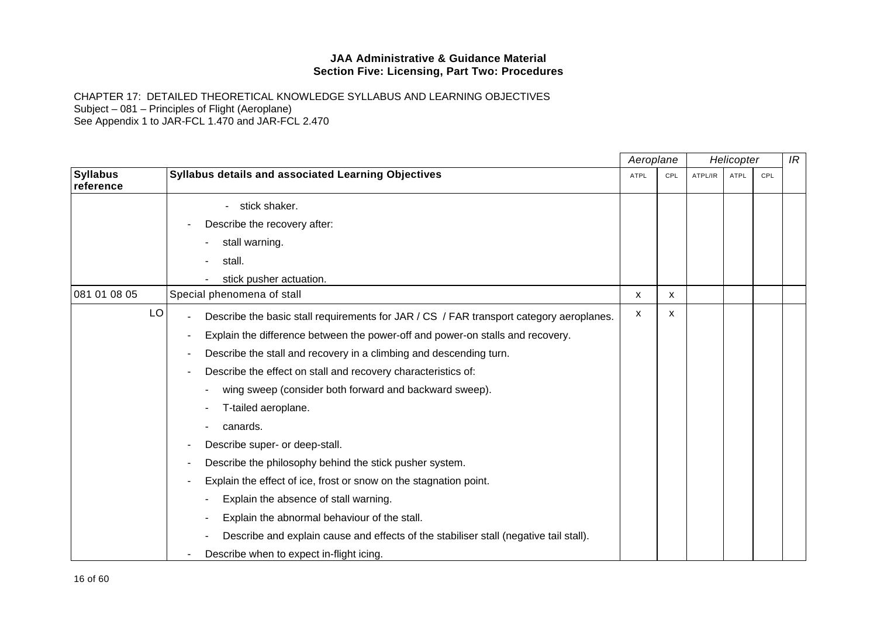CHAPTER 17: DETAILED THEORETICAL KNOWLEDGE SYLLABUS AND LEARNING OBJECTIVES
Subject – 081 – Principles of Flight (Aeroplane)
See Appendix 1 to JAR-FCL 1.470 and JAR-FCL 2.470

| | | Aeroplane | | Helicopter | | | IR |
|---|---|---|---|---|---|---|---|
| **Syllabus reference** | **Syllabus details and associated Learning Objectives** | ATPL | CPL | ATPL/IR | ATPL | CPL | |
| | - stick shaker.<br>- Describe the recovery after:<br>- stall warning.<br>- stall.<br>- stick pusher actuation. | | | | | | |
| 081 01 08 05 | Special phenomena of stall | x | x | | | | |
| LO | - Describe the basic stall requirements for JAR / CS / FAR transport category aeroplanes.<br>- Explain the difference between the power-off and power-on stalls and recovery.<br>- Describe the stall and recovery in a climbing and descending turn.<br>- Describe the effect on stall and recovery characteristics of:<br>- wing sweep (consider both forward and backward sweep).<br>- T-tailed aeroplane.<br>- canards.<br>- Describe super- or deep-stall.<br>- Describe the philosophy behind the stick pusher system.<br>- Explain the effect of ice, frost or snow on the stagnation point.<br>- Explain the absence of stall warning.<br>- Explain the abnormal behaviour of the stall.<br>- Describe and explain cause and effects of the stabiliser stall (negative tail stall).<br>- Describe when to expect in-flight icing. | x | x | | | | |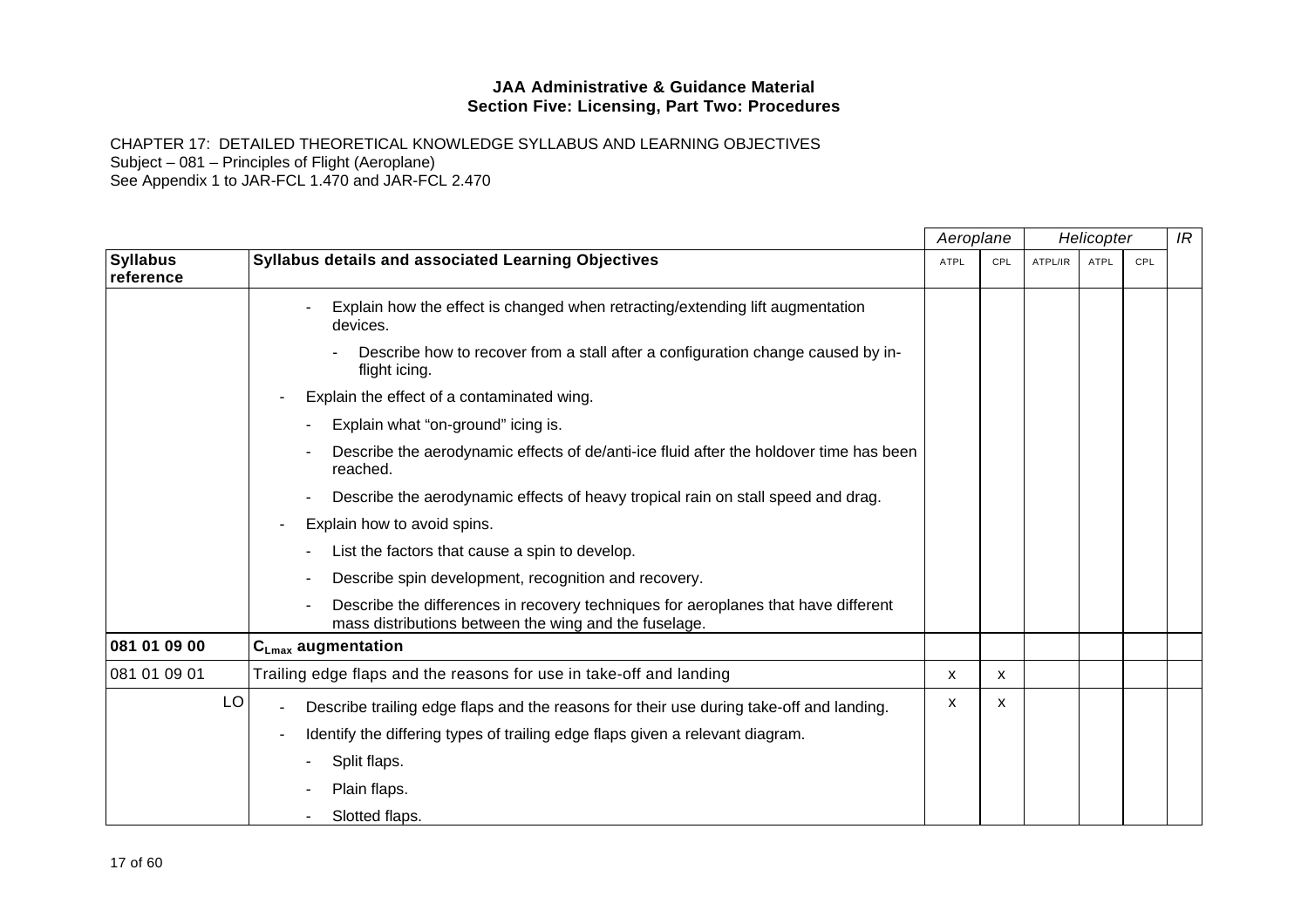**JAA Administrative & Guidance Material**
**Section Five: Licensing, Part Two: Procedures**

CHAPTER 17: DETAILED THEORETICAL KNOWLEDGE SYLLABUS AND LEARNING OBJECTIVES
Subject – 081 – Principles of Flight (Aeroplane)
See Appendix 1 to JAR-FCL 1.470 and JAR-FCL 2.470

| | | *Aeroplane* | | *Helicopter* | | | *IR* |
|---|---|---|---|---|---|---|---|
| **Syllabus reference** | **Syllabus details and associated Learning Objectives** | ATPL | CPL | ATPL/IR | ATPL | CPL | |
| | - Explain how the effect is changed when retracting/extending lift augmentation devices. | | | | | | |
| | - Describe how to recover from a stall after a configuration change caused by in-flight icing. | | | | | | |
| | - Explain the effect of a contaminated wing. | | | | | | |
| | - Explain what "on-ground" icing is. | | | | | | |
| | - Describe the aerodynamic effects of de/anti-ice fluid after the holdover time has been reached. | | | | | | |
| | - Describe the aerodynamic effects of heavy tropical rain on stall speed and drag. | | | | | | |
| | - Explain how to avoid spins. | | | | | | |
| | - List the factors that cause a spin to develop. | | | | | | |
| | - Describe spin development, recognition and recovery. | | | | | | |
| | - Describe the differences in recovery techniques for aeroplanes that have different mass distributions between the wing and the fuselage. | | | | | | |
| **081 01 09 00** | **$C_{Lmax}$ augmentation** | | | | | | |
| 081 01 09 01 | Trailing edge flaps and the reasons for use in take-off and landing | x | x | | | | |
| LO | - Describe trailing edge flaps and the reasons for their use during take-off and landing. | x | x | | | | |
| | - Identify the differing types of trailing edge flaps given a relevant diagram. | | | | | | |
| | - Split flaps. | | | | | | |
| | - Plain flaps. | | | | | | |
| | - Slotted flaps. | | | | | | |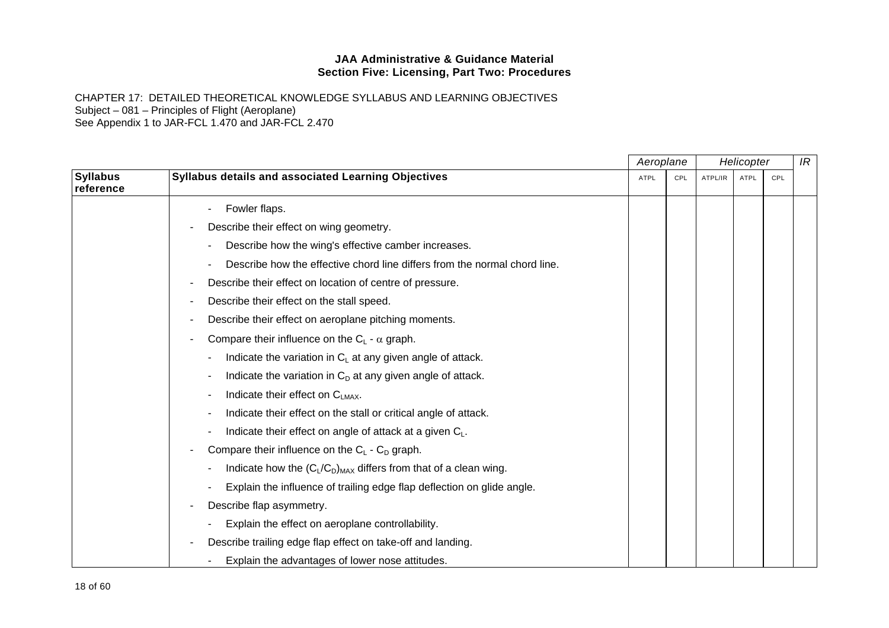**JAA Administrative & Guidance Material**
**Section Five: Licensing, Part Two: Procedures**

CHAPTER 17: DETAILED THEORETICAL KNOWLEDGE SYLLABUS AND LEARNING OBJECTIVES
Subject – 081 – Principles of Flight (Aeroplane)
See Appendix 1 to JAR-FCL 1.470 and JAR-FCL 2.470

| | | *Aeroplane* | | *Helicopter* | | | *IR* |
|---|---|---|---|---|---|---|---|
| **Syllabus reference** | **Syllabus details and associated Learning Objectives** | ATPL | CPL | ATPL/IR | ATPL | CPL | |
| | - Fowler flaps. | | | | | | |
| | - Describe their effect on wing geometry. | | | | | | |
| | - Describe how the wing's effective camber increases. | | | | | | |
| | - Describe how the effective chord line differs from the normal chord line. | | | | | | |
| | - Describe their effect on location of centre of pressure. | | | | | | |
| | - Describe their effect on the stall speed. | | | | | | |
| | - Describe their effect on aeroplane pitching moments. | | | | | | |
| | - Compare their influence on the $C_L$ - $\alpha$ graph. | | | | | | |
| | - Indicate the variation in $C_L$ at any given angle of attack. | | | | | | |
| | - Indicate the variation in $C_D$ at any given angle of attack. | | | | | | |
| | - Indicate their effect on $C_{LMAX}$. | | | | | | |
| | - Indicate their effect on the stall or critical angle of attack. | | | | | | |
| | - Indicate their effect on angle of attack at a given $C_L$. | | | | | | |
| | - Compare their influence on the $C_L$ - $C_D$ graph. | | | | | | |
| | - Indicate how the $(C_L/C_D)_{MAX}$ differs from that of a clean wing. | | | | | | |
| | - Explain the influence of trailing edge flap deflection on glide angle. | | | | | | |
| | - Describe flap asymmetry. | | | | | | |
| | - Explain the effect on aeroplane controllability. | | | | | | |
| | - Describe trailing edge flap effect on take-off and landing. | | | | | | |
| | - Explain the advantages of lower nose attitudes. | | | | | | |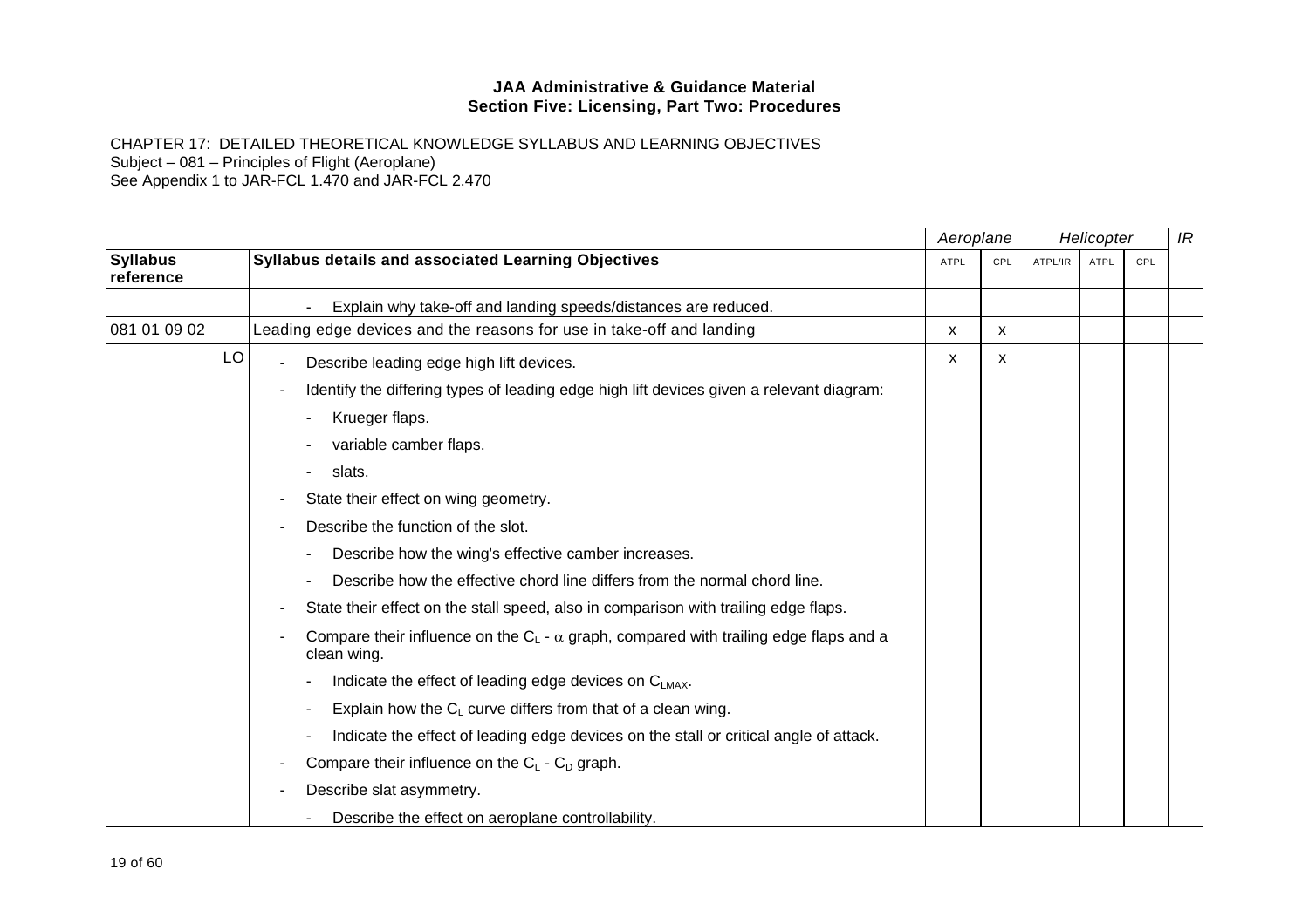**JAA Administrative & Guidance Material**
**Section Five: Licensing, Part Two: Procedures**

CHAPTER 17: DETAILED THEORETICAL KNOWLEDGE SYLLABUS AND LEARNING OBJECTIVES
Subject – 081 – Principles of Flight (Aeroplane)
See Appendix 1 to JAR-FCL 1.470 and JAR-FCL 2.470

| | | *Aeroplane* | | *Helicopter* | | | *IR* |
|---|---|---|---|---|---|---|---|
| **Syllabus reference** | **Syllabus details and associated Learning Objectives** | ATPL | CPL | ATPL/IR | ATPL | CPL | |
| | - Explain why take-off and landing speeds/distances are reduced. | | | | | | |
| 081 01 09 02 | Leading edge devices and the reasons for use in take-off and landing | x | x | | | | |
| LO | - Describe leading edge high lift devices.<br>- Identify the differing types of leading edge high lift devices given a relevant diagram:<br>&nbsp;&nbsp;- Krueger flaps.<br>&nbsp;&nbsp;- variable camber flaps.<br>&nbsp;&nbsp;- slats.<br>- State their effect on wing geometry.<br>- Describe the function of the slot.<br>&nbsp;&nbsp;- Describe how the wing's effective camber increases.<br>&nbsp;&nbsp;- Describe how the effective chord line differs from the normal chord line.<br>- State their effect on the stall speed, also in comparison with trailing edge flaps.<br>- Compare their influence on the $C_L$ - $\alpha$ graph, compared with trailing edge flaps and a clean wing.<br>&nbsp;&nbsp;- Indicate the effect of leading edge devices on $C_{LMAX}$.<br>&nbsp;&nbsp;- Explain how the $C_L$ curve differs from that of a clean wing.<br>&nbsp;&nbsp;- Indicate the effect of leading edge devices on the stall or critical angle of attack.<br>- Compare their influence on the $C_L$ - $C_D$ graph.<br>- Describe slat asymmetry.<br>&nbsp;&nbsp;- Describe the effect on aeroplane controllability. | x | x | | | | |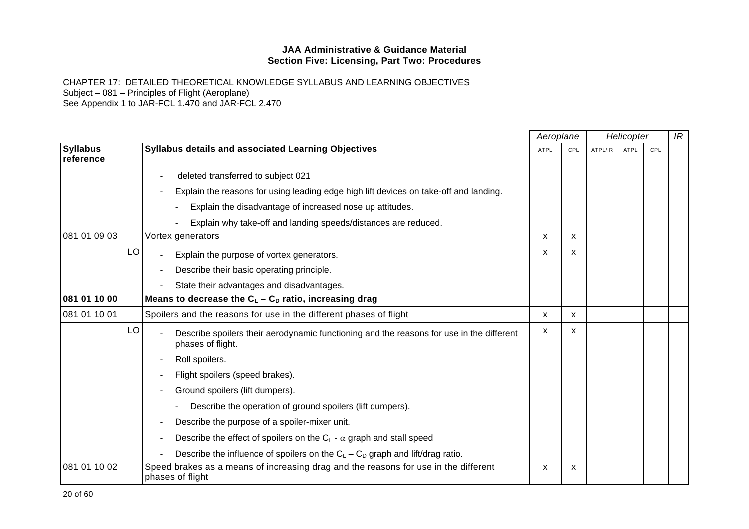**JAA Administrative & Guidance Material**
**Section Five: Licensing, Part Two: Procedures**

CHAPTER 17: DETAILED THEORETICAL KNOWLEDGE SYLLABUS AND LEARNING OBJECTIVES
Subject – 081 – Principles of Flight (Aeroplane)
See Appendix 1 to JAR-FCL 1.470 and JAR-FCL 2.470

| | | *Aeroplane* | | *Helicopter* | | | *IR* |
|---|---|---|---|---|---|---|---|
| **Syllabus reference** | **Syllabus details and associated Learning Objectives** | ATPL | CPL | ATPL/IR | ATPL | CPL | |
| | - deleted transferred to subject 021<br>- Explain the reasons for using leading edge high lift devices on take-off and landing.<br>&nbsp;&nbsp;- Explain the disadvantage of increased nose up attitudes.<br>&nbsp;&nbsp;- Explain why take-off and landing speeds/distances are reduced. | | | | | | |
| 081 01 09 03 | Vortex generators | x | x | | | | |
| LO | - Explain the purpose of vortex generators.<br>- Describe their basic operating principle.<br>- State their advantages and disadvantages. | x | x | | | | |
| **081 01 10 00** | **Means to decrease the $C_L$ – $C_D$ ratio, increasing drag** | | | | | | |
| 081 01 10 01 | Spoilers and the reasons for use in the different phases of flight | x | x | | | | |
| LO | - Describe spoilers their aerodynamic functioning and the reasons for use in the different phases of flight.<br>- Roll spoilers.<br>- Flight spoilers (speed brakes).<br>- Ground spoilers (lift dumpers).<br>&nbsp;&nbsp;- Describe the operation of ground spoilers (lift dumpers).<br>- Describe the purpose of a spoiler-mixer unit.<br>- Describe the effect of spoilers on the $C_L$ - $\alpha$ graph and stall speed<br>- Describe the influence of spoilers on the $C_L$ – $C_D$ graph and lift/drag ratio. | x | x | | | | |
| 081 01 10 02 | Speed brakes as a means of increasing drag and the reasons for use in the different phases of flight | x | x | | | | |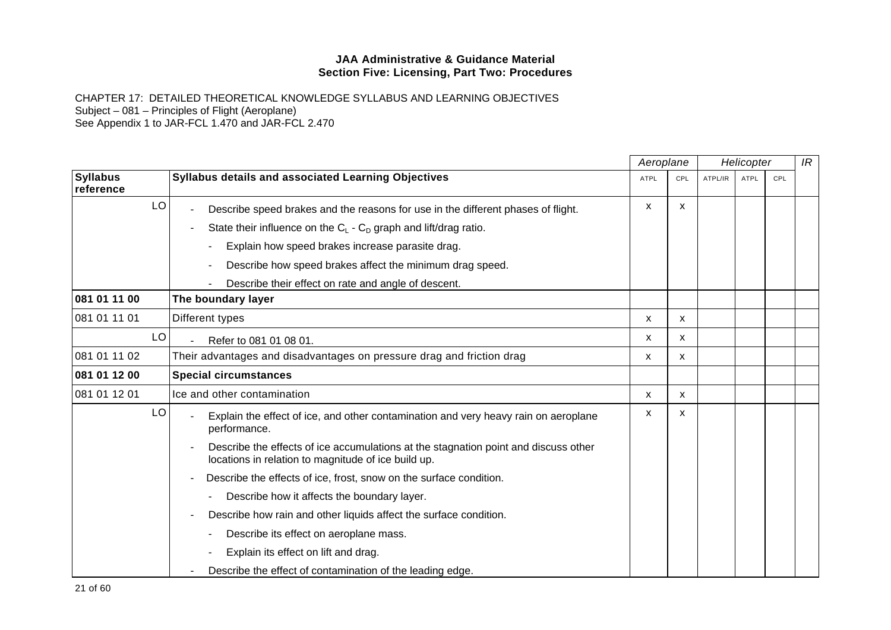**JAA Administrative & Guidance Material**
**Section Five: Licensing, Part Two: Procedures**

CHAPTER 17: DETAILED THEORETICAL KNOWLEDGE SYLLABUS AND LEARNING OBJECTIVES
Subject – 081 – Principles of Flight (Aeroplane)
See Appendix 1 to JAR-FCL 1.470 and JAR-FCL 2.470

| | | *Aeroplane* | | *Helicopter* | | | *IR* |
|---|---|---|---|---|---|---|---|
| **Syllabus reference** | **Syllabus details and associated Learning Objectives** | ATPL | CPL | ATPL/IR | ATPL | CPL | |
| LO | - Describe speed brakes and the reasons for use in the different phases of flight.<br>- State their influence on the $C_L$ - $C_D$ graph and lift/drag ratio.<br>&nbsp;&nbsp;- Explain how speed brakes increase parasite drag.<br>&nbsp;&nbsp;- Describe how speed brakes affect the minimum drag speed.<br>&nbsp;&nbsp;- Describe their effect on rate and angle of descent. | x | x | | | | |
| **081 01 11 00** | **The boundary layer** | | | | | | |
| 081 01 11 01 | Different types | x | x | | | | |
| LO | - Refer to 081 01 08 01. | x | x | | | | |
| 081 01 11 02 | Their advantages and disadvantages on pressure drag and friction drag | x | x | | | | |
| **081 01 12 00** | **Special circumstances** | | | | | | |
| 081 01 12 01 | Ice and other contamination | x | x | | | | |
| LO | - Explain the effect of ice, and other contamination and very heavy rain on aeroplane performance.<br>- Describe the effects of ice accumulations at the stagnation point and discuss other locations in relation to magnitude of ice build up.<br>- Describe the effects of ice, frost, snow on the surface condition.<br>&nbsp;&nbsp;- Describe how it affects the boundary layer.<br>- Describe how rain and other liquids affect the surface condition.<br>&nbsp;&nbsp;- Describe its effect on aeroplane mass.<br>&nbsp;&nbsp;- Explain its effect on lift and drag.<br>- Describe the effect of contamination of the leading edge. | x | x | | | | |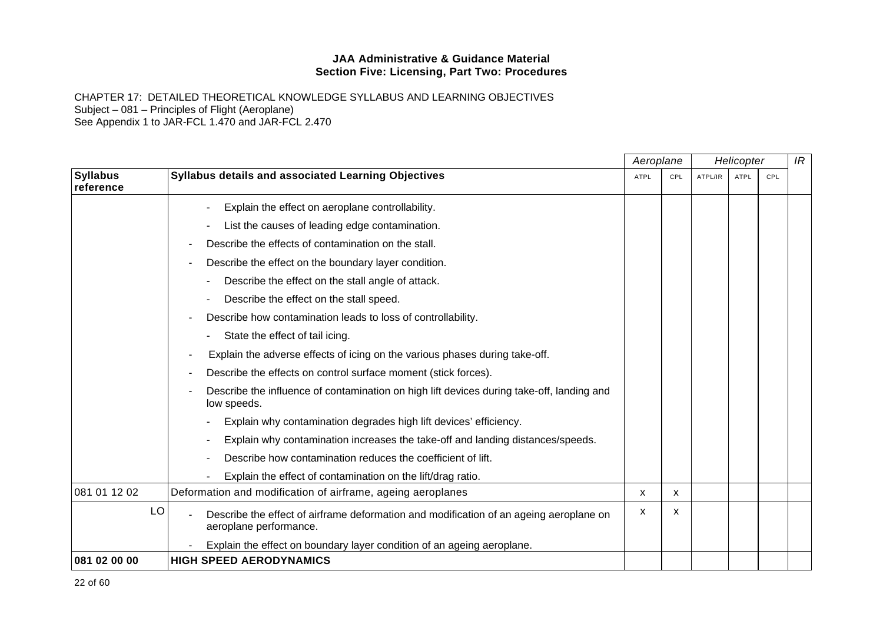**JAA Administrative & Guidance Material**
**Section Five: Licensing, Part Two: Procedures**

CHAPTER 17: DETAILED THEORETICAL KNOWLEDGE SYLLABUS AND LEARNING OBJECTIVES
Subject – 081 – Principles of Flight (Aeroplane)
See Appendix 1 to JAR-FCL 1.470 and JAR-FCL 2.470

| | | *Aeroplane* | | *Helicopter* | | | *IR* |
|---|---|---|---|---|---|---|---|
| **Syllabus reference** | **Syllabus details and associated Learning Objectives** | ATPL | CPL | ATPL/IR | ATPL | CPL | |
| | - Explain the effect on aeroplane controllability.<br>- List the causes of leading edge contamination.<br>- Describe the effects of contamination on the stall.<br>- Describe the effect on the boundary layer condition.<br>- Describe the effect on the stall angle of attack.<br>- Describe the effect on the stall speed.<br>- Describe how contamination leads to loss of controllability.<br>- State the effect of tail icing.<br>- Explain the adverse effects of icing on the various phases during take-off.<br>- Describe the effects on control surface moment (stick forces).<br>- Describe the influence of contamination on high lift devices during take-off, landing and low speeds.<br>- Explain why contamination degrades high lift devices' efficiency.<br>- Explain why contamination increases the take-off and landing distances/speeds.<br>- Describe how contamination reduces the coefficient of lift.<br>- Explain the effect of contamination on the lift/drag ratio. | | | | | | |
| 081 01 12 02 | Deformation and modification of airframe, ageing aeroplanes | x | x | | | | |
| LO | - Describe the effect of airframe deformation and modification of an ageing aeroplane on aeroplane performance.<br>- Explain the effect on boundary layer condition of an ageing aeroplane. | x | x | | | | |
| **081 02 00 00** | **HIGH SPEED AERODYNAMICS** | | | | | | |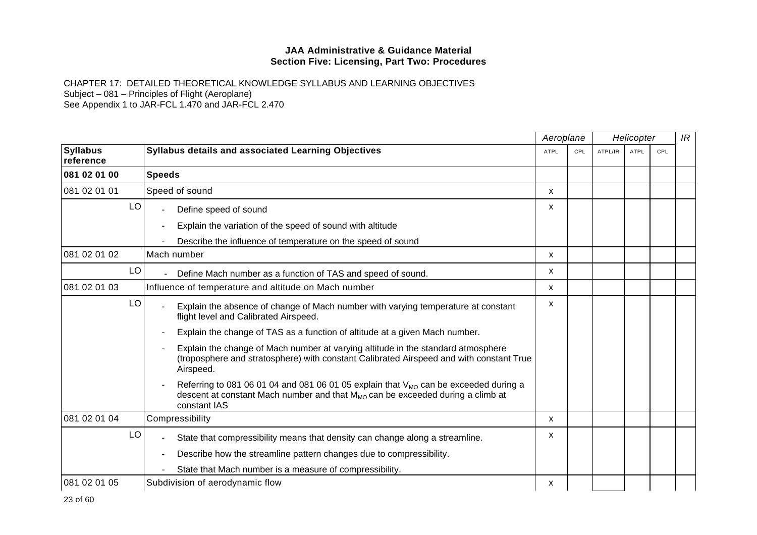**JAA Administrative & Guidance Material**
**Section Five: Licensing, Part Two: Procedures**

CHAPTER 17: DETAILED THEORETICAL KNOWLEDGE SYLLABUS AND LEARNING OBJECTIVES
Subject – 081 – Principles of Flight (Aeroplane)
See Appendix 1 to JAR-FCL 1.470 and JAR-FCL 2.470

| | | Aeroplane | | Helicopter | | | IR |
|---|---|---|---|---|---|---|---|
| **Syllabus reference** | **Syllabus details and associated Learning Objectives** | ATPL | CPL | ATPL/IR | ATPL | CPL | |
| **081 02 01 00** | **Speeds** | | | | | | |
| 081 02 01 01 | Speed of sound | x | | | | | |
| LO | - Define speed of sound<br>- Explain the variation of the speed of sound with altitude<br>- Describe the influence of temperature on the speed of sound | x | | | | | |
| 081 02 01 02 | Mach number | x | | | | | |
| LO | - Define Mach number as a function of TAS and speed of sound. | x | | | | | |
| 081 02 01 03 | Influence of temperature and altitude on Mach number | x | | | | | |
| LO | - Explain the absence of change of Mach number with varying temperature at constant flight level and Calibrated Airspeed.<br>- Explain the change of TAS as a function of altitude at a given Mach number.<br>- Explain the change of Mach number at varying altitude in the standard atmosphere (troposphere and stratosphere) with constant Calibrated Airspeed and with constant True Airspeed.<br>- Referring to 081 06 01 04 and 081 06 01 05 explain that $V_{MO}$ can be exceeded during a descent at constant Mach number and that $M_{MO}$ can be exceeded during a climb at constant IAS | x | | | | | |
| 081 02 01 04 | Compressibility | x | | | | | |
| LO | - State that compressibility means that density can change along a streamline.<br>- Describe how the streamline pattern changes due to compressibility.<br>- State that Mach number is a measure of compressibility. | x | | | | | |
| 081 02 01 05 | Subdivision of aerodynamic flow | x | | | | | |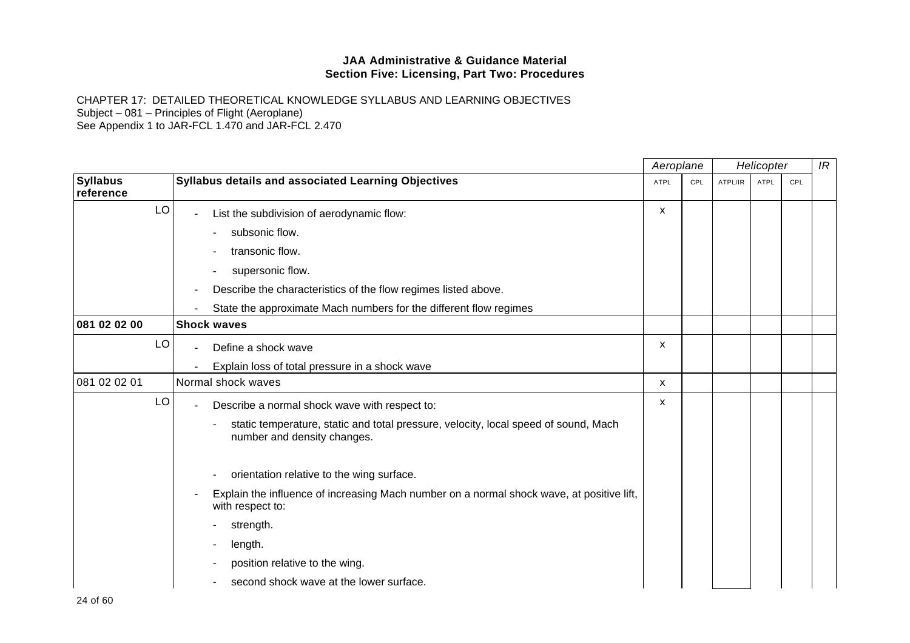**JAA Administrative & Guidance Material**
**Section Five: Licensing, Part Two: Procedures**

CHAPTER 17: DETAILED THEORETICAL KNOWLEDGE SYLLABUS AND LEARNING OBJECTIVES
Subject – 081 – Principles of Flight (Aeroplane)
See Appendix 1 to JAR-FCL 1.470 and JAR-FCL 2.470

| | | *Aeroplane* | | *Helicopter* | | | *IR* |
|---|---|---|---|---|---|---|---|
| **Syllabus reference** | **Syllabus details and associated Learning Objectives** | ATPL | CPL | ATPL/IR | ATPL | CPL | |
| LO | - List the subdivision of aerodynamic flow:<br>- subsonic flow.<br>- transonic flow.<br>- supersonic flow.<br>- Describe the characteristics of the flow regimes listed above.<br>- State the approximate Mach numbers for the different flow regimes | x | | | | | |
| **081 02 02 00** | **Shock waves** | | | | | | |
| LO | - Define a shock wave<br>- Explain loss of total pressure in a shock wave | x | | | | | |
| 081 02 02 01 | Normal shock waves | x | | | | | |
| LO | - Describe a normal shock wave with respect to:<br>- static temperature, static and total pressure, velocity, local speed of sound, Mach number and density changes.<br>- orientation relative to the wing surface.<br>- Explain the influence of increasing Mach number on a normal shock wave, at positive lift, with respect to:<br>- strength.<br>- length.<br>- position relative to the wing.<br>- second shock wave at the lower surface. | x | | | | | |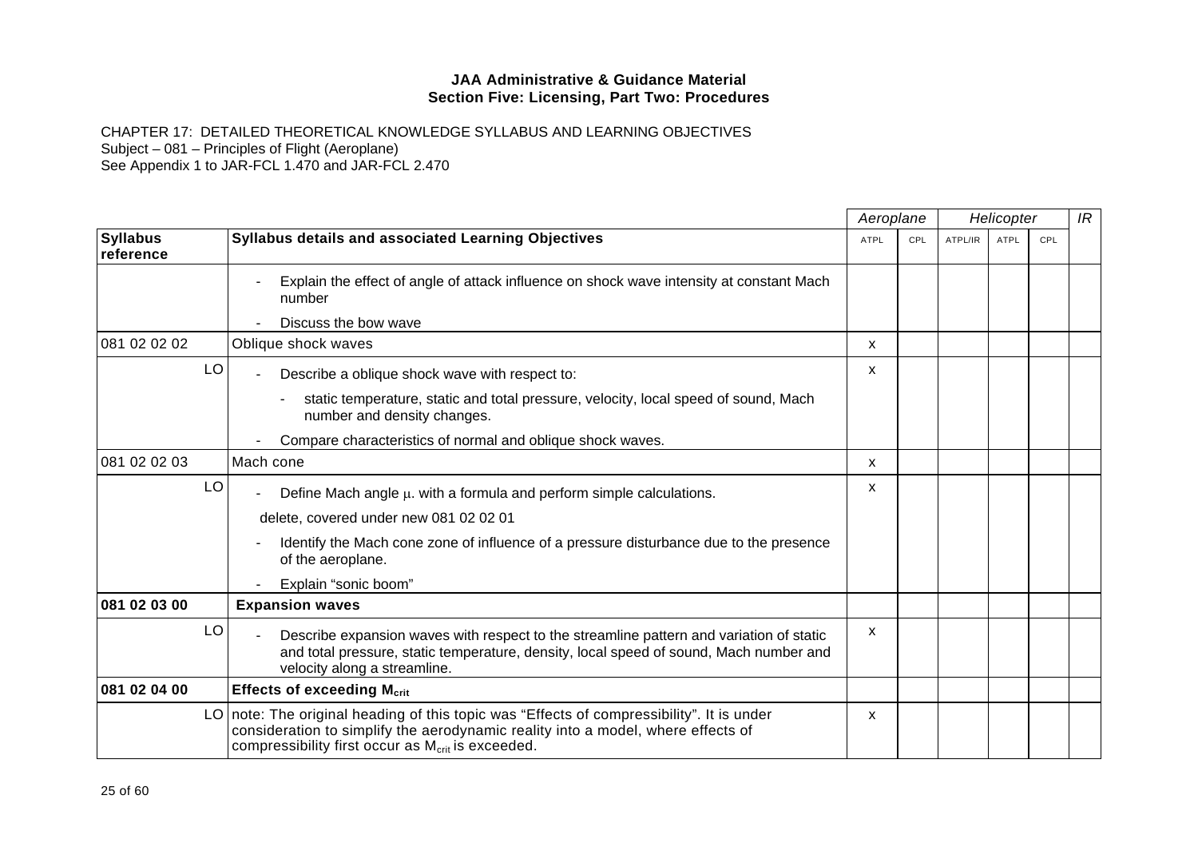**JAA Administrative & Guidance Material**
**Section Five: Licensing, Part Two: Procedures**

CHAPTER 17: DETAILED THEORETICAL KNOWLEDGE SYLLABUS AND LEARNING OBJECTIVES
Subject – 081 – Principles of Flight (Aeroplane)
See Appendix 1 to JAR-FCL 1.470 and JAR-FCL 2.470

| | | *Aeroplane* | | *Helicopter* | | | *IR* |
|---|---|---|---|---|---|---|---|
| **Syllabus reference** | **Syllabus details and associated Learning Objectives** | ATPL | CPL | ATPL/IR | ATPL | CPL | |
| | - Explain the effect of angle of attack influence on shock wave intensity at constant Mach number<br>- Discuss the bow wave | | | | | | |
| 081 02 02 02 | Oblique shock waves | x | | | | | |
| LO | - Describe a oblique shock wave with respect to:<br>- static temperature, static and total pressure, velocity, local speed of sound, Mach number and density changes.<br>- Compare characteristics of normal and oblique shock waves. | x | | | | | |
| 081 02 02 03 | Mach cone | x | | | | | |
| LO | - Define Mach angle $\mu$. with a formula and perform simple calculations.<br>delete, covered under new 081 02 02 01<br>- Identify the Mach cone zone of influence of a pressure disturbance due to the presence of the aeroplane.<br>- Explain “sonic boom” | x | | | | | |
| **081 02 03 00** | **Expansion waves** | | | | | | |
| LO | - Describe expansion waves with respect to the streamline pattern and variation of static and total pressure, static temperature, density, local speed of sound, Mach number and velocity along a streamline. | x | | | | | |
| **081 02 04 00** | **Effects of exceeding $M_{crit}$** | | | | | | |
| LO | note: The original heading of this topic was “Effects of compressibility”. It is under consideration to simplify the aerodynamic reality into a model, where effects of compressibility first occur as $M_{crit}$ is exceeded. | x | | | | | |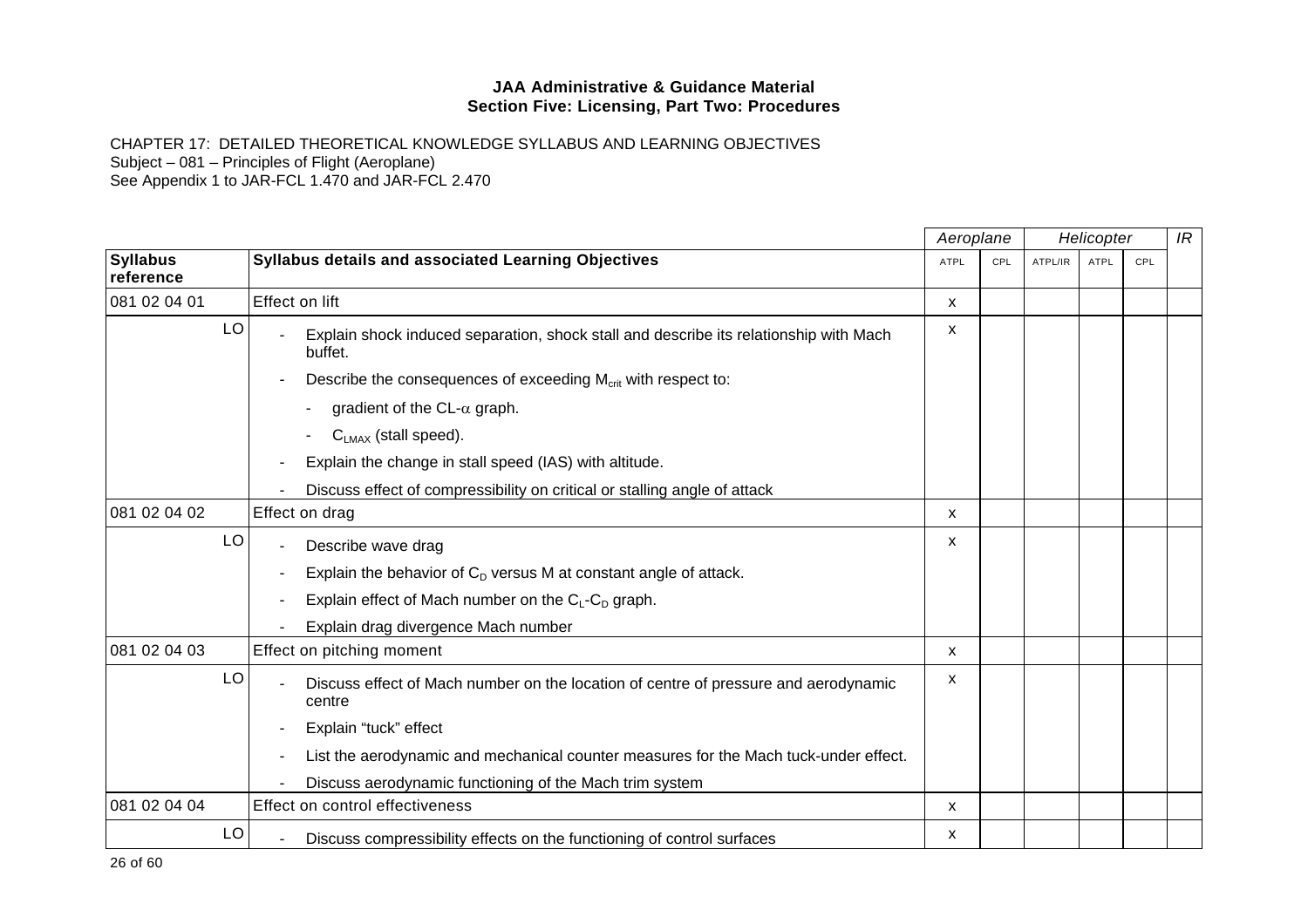**JAA Administrative & Guidance Material**
**Section Five: Licensing, Part Two: Procedures**

CHAPTER 17: DETAILED THEORETICAL KNOWLEDGE SYLLABUS AND LEARNING OBJECTIVES
Subject – 081 – Principles of Flight (Aeroplane)
See Appendix 1 to JAR-FCL 1.470 and JAR-FCL 2.470

| | | *Aeroplane* | | *Helicopter* | | | *IR* |
|---|---|---|---|---|---|---|---|
| **Syllabus reference** | **Syllabus details and associated Learning Objectives** | ATPL | CPL | ATPL/IR | ATPL | CPL | |
| 081 02 04 01 | Effect on lift | x | | | | | |
| LO | - Explain shock induced separation, shock stall and describe its relationship with Mach buffet.<br>- Describe the consequences of exceeding $M_{crit}$ with respect to:<br>&nbsp;&nbsp;- gradient of the CL-$\alpha$ graph.<br>&nbsp;&nbsp;- $C_{LMAX}$ (stall speed).<br>- Explain the change in stall speed (IAS) with altitude.<br>- Discuss effect of compressibility on critical or stalling angle of attack | x | | | | | |
| 081 02 04 02 | Effect on drag | x | | | | | |
| LO | - Describe wave drag<br>- Explain the behavior of $C_D$ versus M at constant angle of attack.<br>- Explain effect of Mach number on the $C_L$-$C_D$ graph.<br>- Explain drag divergence Mach number | x | | | | | |
| 081 02 04 03 | Effect on pitching moment | x | | | | | |
| LO | - Discuss effect of Mach number on the location of centre of pressure and aerodynamic centre<br>- Explain "tuck" effect<br>- List the aerodynamic and mechanical counter measures for the Mach tuck-under effect.<br>- Discuss aerodynamic functioning of the Mach trim system | x | | | | | |
| 081 02 04 04 | Effect on control effectiveness | x | | | | | |
| LO | - Discuss compressibility effects on the functioning of control surfaces | x | | | | | |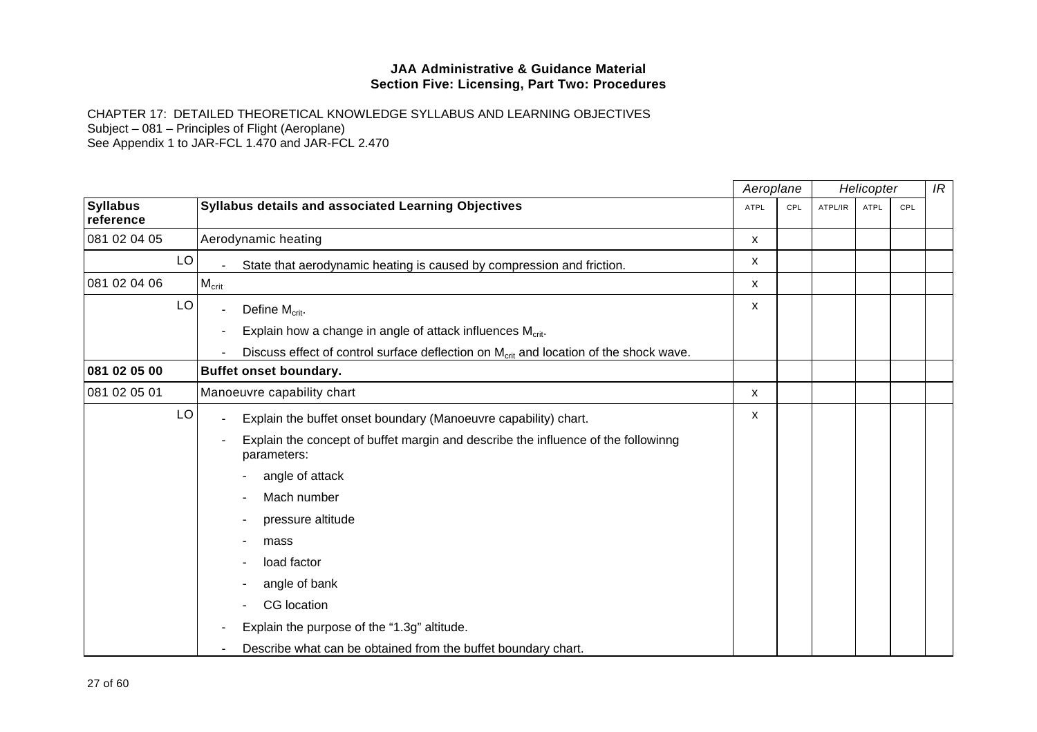**JAA Administrative & Guidance Material**
**Section Five: Licensing, Part Two: Procedures**

CHAPTER 17: DETAILED THEORETICAL KNOWLEDGE SYLLABUS AND LEARNING OBJECTIVES
Subject – 081 – Principles of Flight (Aeroplane)
See Appendix 1 to JAR-FCL 1.470 and JAR-FCL 2.470

| | | *Aeroplane* | | *Helicopter* | | | *IR* |
|---|---|---|---|---|---|---|---|
| **Syllabus reference** | **Syllabus details and associated Learning Objectives** | ATPL | CPL | ATPL/IR | ATPL | CPL | |
| 081 02 04 05 | Aerodynamic heating | x | | | | | |
| LO | - State that aerodynamic heating is caused by compression and friction. | x | | | | | |
| 081 02 04 06 | $M_{crit}$ | x | | | | | |
| LO | - Define $M_{crit}$.<br>- Explain how a change in angle of attack influences $M_{crit}$.<br>- Discuss effect of control surface deflection on $M_{crit}$ and location of the shock wave. | x | | | | | |
| **081 02 05 00** | **Buffet onset boundary.** | | | | | | |
| 081 02 05 01 | Manoeuvre capability chart | x | | | | | |
| LO | - Explain the buffet onset boundary (Manoeuvre capability) chart.<br>- Explain the concept of buffet margin and describe the influence of the followinng parameters:<br>&nbsp;&nbsp;- angle of attack<br>&nbsp;&nbsp;- Mach number<br>&nbsp;&nbsp;- pressure altitude<br>&nbsp;&nbsp;- mass<br>&nbsp;&nbsp;- load factor<br>&nbsp;&nbsp;- angle of bank<br>&nbsp;&nbsp;- CG location<br>- Explain the purpose of the "1.3g" altitude.<br>- Describe what can be obtained from the buffet boundary chart. | x | | | | | |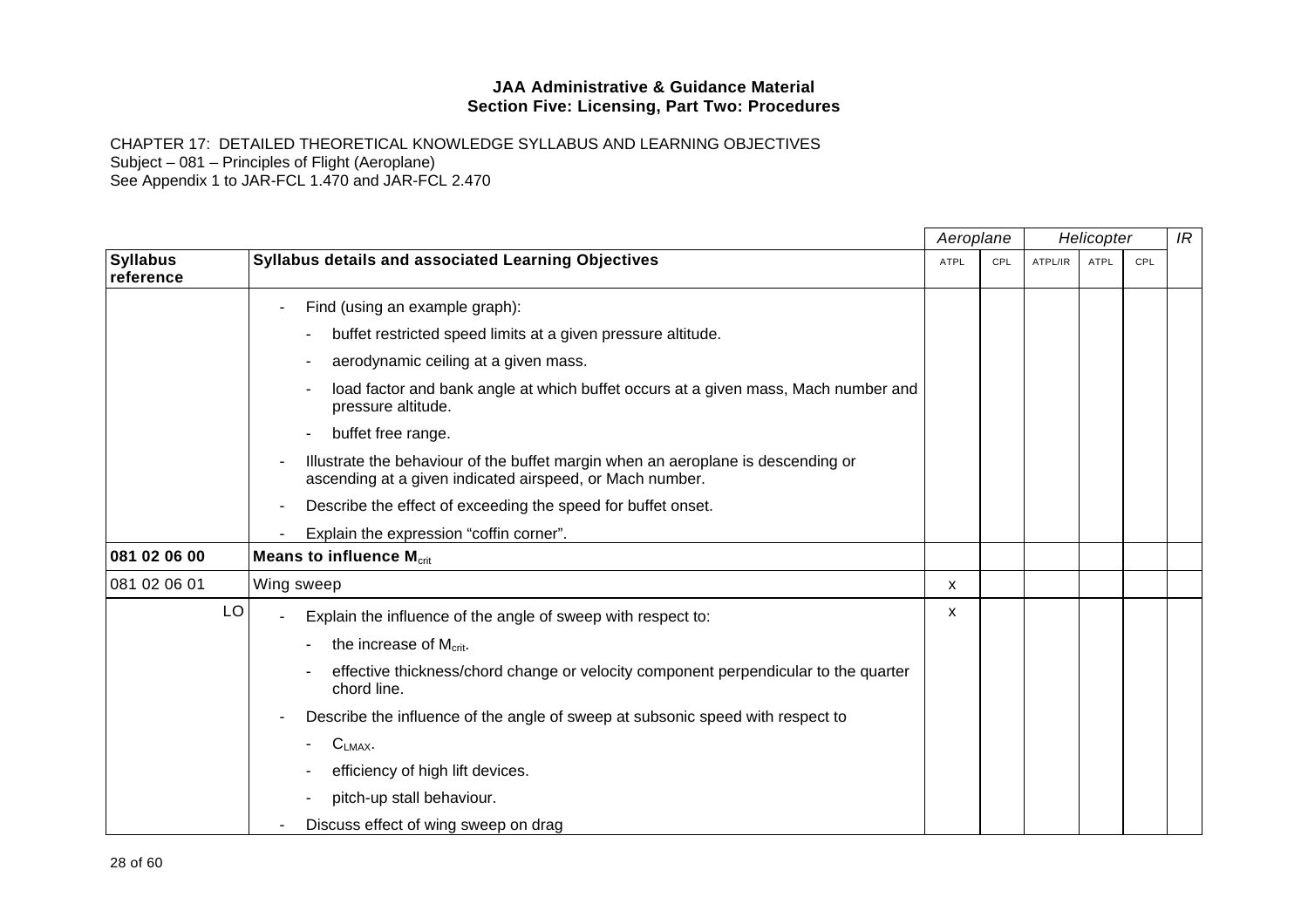**JAA Administrative & Guidance Material**
**Section Five: Licensing, Part Two: Procedures**

CHAPTER 17: DETAILED THEORETICAL KNOWLEDGE SYLLABUS AND LEARNING OBJECTIVES
Subject – 081 – Principles of Flight (Aeroplane)
See Appendix 1 to JAR-FCL 1.470 and JAR-FCL 2.470

| | | *Aeroplane* | | *Helicopter* | | | *IR* |
|---|---|---|---|---|---|---|---|
| **Syllabus reference** | **Syllabus details and associated Learning Objectives** | ATPL | CPL | ATPL/IR | ATPL | CPL | |
| | - Find (using an example graph):<br>- buffet restricted speed limits at a given pressure altitude.<br>- aerodynamic ceiling at a given mass.<br>- load factor and bank angle at which buffet occurs at a given mass, Mach number and pressure altitude.<br>- buffet free range.<br>- Illustrate the behaviour of the buffet margin when an aeroplane is descending or ascending at a given indicated airspeed, or Mach number.<br>- Describe the effect of exceeding the speed for buffet onset.<br>- Explain the expression “coffin corner”. | | | | | | |
| **081 02 06 00** | **Means to influence $M_{crit}$** | | | | | | |
| 081 02 06 01 | Wing sweep | x | | | | | |
| LO | - Explain the influence of the angle of sweep with respect to:<br>- the increase of $M_{crit}$.<br>- effective thickness/chord change or velocity component perpendicular to the quarter chord line.<br>- Describe the influence of the angle of sweep at subsonic speed with respect to<br>- $C_{LMAX}$.<br>- efficiency of high lift devices.<br>- pitch-up stall behaviour.<br>- Discuss effect of wing sweep on drag | x | | | | | |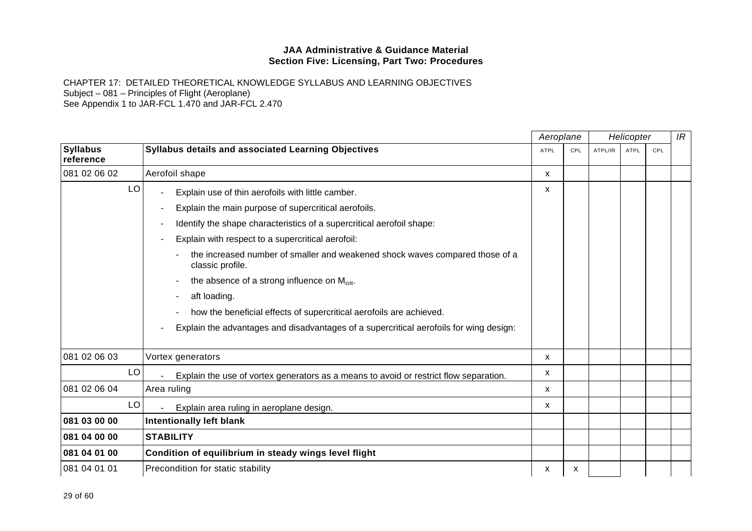**JAA Administrative & Guidance Material**
**Section Five: Licensing, Part Two: Procedures**

CHAPTER 17: DETAILED THEORETICAL KNOWLEDGE SYLLABUS AND LEARNING OBJECTIVES
Subject – 081 – Principles of Flight (Aeroplane)
See Appendix 1 to JAR-FCL 1.470 and JAR-FCL 2.470

| | | *Aeroplane* | | *Helicopter* | | | *IR* |
|---|---|---|---|---|---|---|---|
| **Syllabus reference** | **Syllabus details and associated Learning Objectives** | ATPL | CPL | ATPL/IR | ATPL | CPL | |
| 081 02 06 02 | Aerofoil shape | x | | | | | |
| LO | - Explain use of thin aerofoils with little camber.<br>- Explain the main purpose of supercritical aerofoils.<br>- Identify the shape characteristics of a supercritical aerofoil shape:<br>- Explain with respect to a supercritical aerofoil:<br>&nbsp;&nbsp;- the increased number of smaller and weakened shock waves compared those of a classic profile.<br>&nbsp;&nbsp;- the absence of a strong influence on $M_{crit}$.<br>&nbsp;&nbsp;- aft loading.<br>&nbsp;&nbsp;- how the beneficial effects of supercritical aerofoils are achieved.<br>- Explain the advantages and disadvantages of a supercritical aerofoils for wing design: | x | | | | | |
| 081 02 06 03 | Vortex generators | x | | | | | |
| LO | - Explain the use of vortex generators as a means to avoid or restrict flow separation. | x | | | | | |
| 081 02 06 04 | Area ruling | x | | | | | |
| LO | - Explain area ruling in aeroplane design. | x | | | | | |
| **081 03 00 00** | **Intentionally left blank** | | | | | | |
| **081 04 00 00** | **STABILITY** | | | | | | |
| **081 04 01 00** | **Condition of equilibrium in steady wings level flight** | | | | | | |
| 081 04 01 01 | Precondition for static stability | x | x | | | | |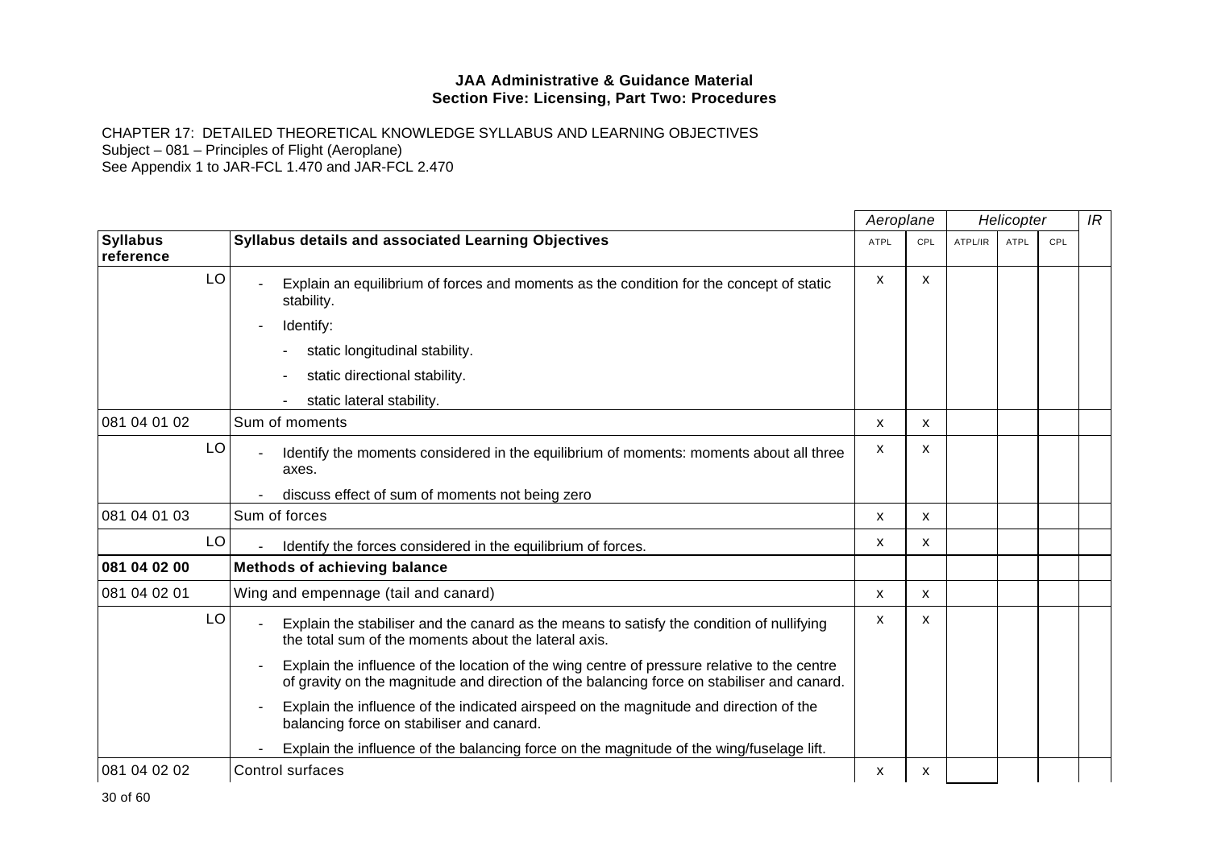**JAA Administrative & Guidance Material**
**Section Five: Licensing, Part Two: Procedures**

CHAPTER 17: DETAILED THEORETICAL KNOWLEDGE SYLLABUS AND LEARNING OBJECTIVES
Subject – 081 – Principles of Flight (Aeroplane)
See Appendix 1 to JAR-FCL 1.470 and JAR-FCL 2.470

| | | *Aeroplane* | | *Helicopter* | | | *IR* |
|---|---|---|---|---|---|---|---|
| **Syllabus reference** | **Syllabus details and associated Learning Objectives** | ATPL | CPL | ATPL/IR | ATPL | CPL | |
| LO | - Explain an equilibrium of forces and moments as the condition for the concept of static stability.<br>- Identify:<br>- static longitudinal stability.<br>- static directional stability.<br>- static lateral stability. | x | x | | | | |
| 081 04 01 02 | Sum of moments | x | x | | | | |
| LO | - Identify the moments considered in the equilibrium of moments: moments about all three axes.<br>- discuss effect of sum of moments not being zero | x | x | | | | |
| 081 04 01 03 | Sum of forces | x | x | | | | |
| LO | - Identify the forces considered in the equilibrium of forces. | x | x | | | | |
| **081 04 02 00** | **Methods of achieving balance** | | | | | | |
| 081 04 02 01 | Wing and empennage (tail and canard) | x | x | | | | |
| LO | - Explain the stabiliser and the canard as the means to satisfy the condition of nullifying the total sum of the moments about the lateral axis.<br>- Explain the influence of the location of the wing centre of pressure relative to the centre of gravity on the magnitude and direction of the balancing force on stabiliser and canard.<br>- Explain the influence of the indicated airspeed on the magnitude and direction of the balancing force on stabiliser and canard.<br>- Explain the influence of the balancing force on the magnitude of the wing/fuselage lift. | x | x | | | | |
| 081 04 02 02 | Control surfaces | x | x | | | | |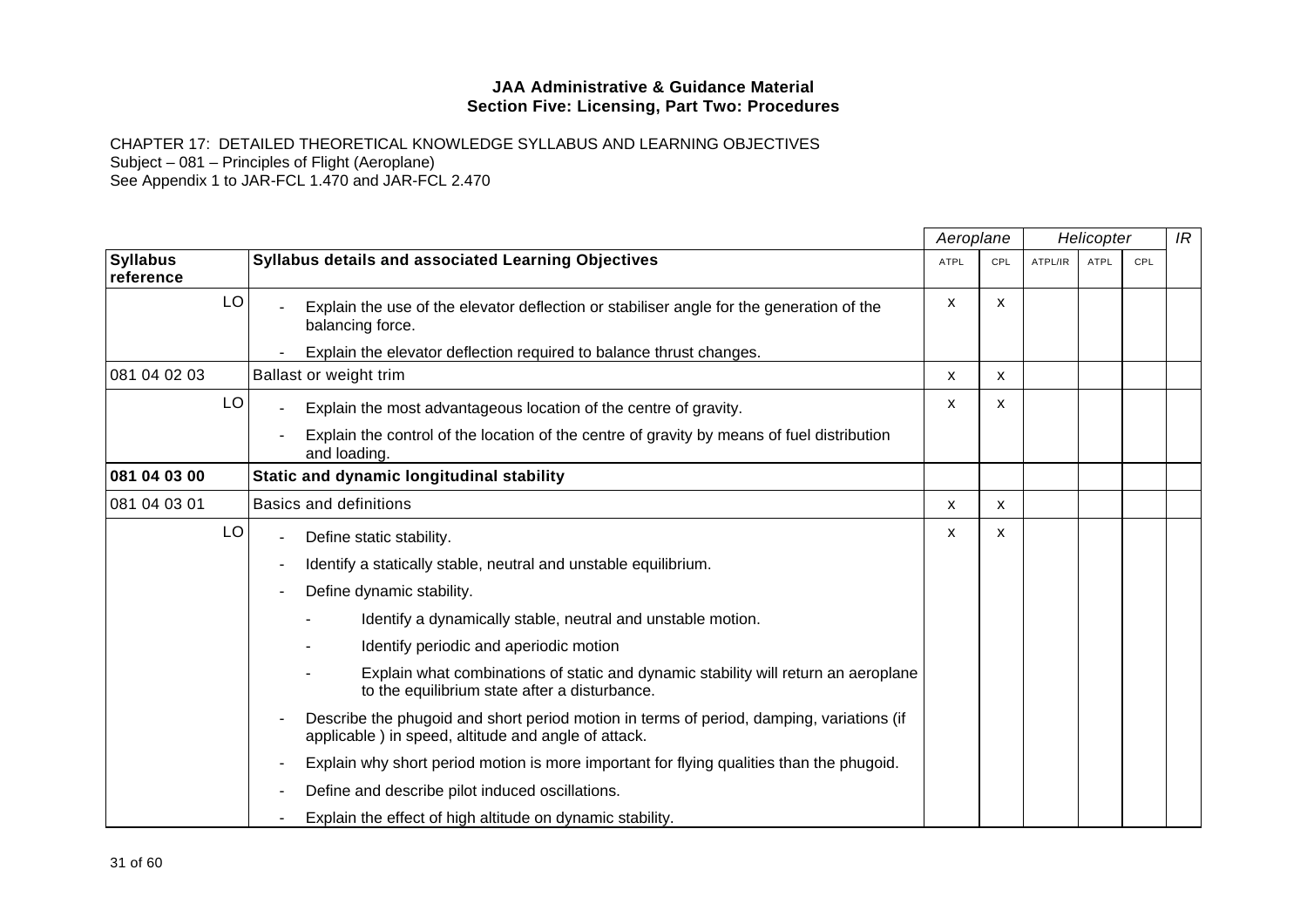**JAA Administrative & Guidance Material**
**Section Five: Licensing, Part Two: Procedures**

CHAPTER 17: DETAILED THEORETICAL KNOWLEDGE SYLLABUS AND LEARNING OBJECTIVES
Subject – 081 – Principles of Flight (Aeroplane)
See Appendix 1 to JAR-FCL 1.470 and JAR-FCL 2.470

| | | *Aeroplane* | | *Helicopter* | | | *IR* |
|---|---|---|---|---|---|---|---|
| **Syllabus reference** | **Syllabus details and associated Learning Objectives** | ATPL | CPL | ATPL/IR | ATPL | CPL | |
| LO | - Explain the use of the elevator deflection or stabiliser angle for the generation of the balancing force.<br>- Explain the elevator deflection required to balance thrust changes. | x | x | | | | |
| 081 04 02 03 | Ballast or weight trim | x | x | | | | |
| LO | - Explain the most advantageous location of the centre of gravity.<br>- Explain the control of the location of the centre of gravity by means of fuel distribution and loading. | x | x | | | | |
| **081 04 03 00** | **Static and dynamic longitudinal stability** | | | | | | |
| 081 04 03 01 | Basics and definitions | x | x | | | | |
| LO | - Define static stability.<br>- Identify a statically stable, neutral and unstable equilibrium.<br>- Define dynamic stability.<br>&nbsp;&nbsp;&nbsp;&nbsp;- Identify a dynamically stable, neutral and unstable motion.<br>&nbsp;&nbsp;&nbsp;&nbsp;- Identify periodic and aperiodic motion<br>&nbsp;&nbsp;&nbsp;&nbsp;- Explain what combinations of static and dynamic stability will return an aeroplane to the equilibrium state after a disturbance.<br>- Describe the phugoid and short period motion in terms of period, damping, variations (if applicable ) in speed, altitude and angle of attack.<br>- Explain why short period motion is more important for flying qualities than the phugoid.<br>- Define and describe pilot induced oscillations.<br>- Explain the effect of high altitude on dynamic stability. | x | x | | | | |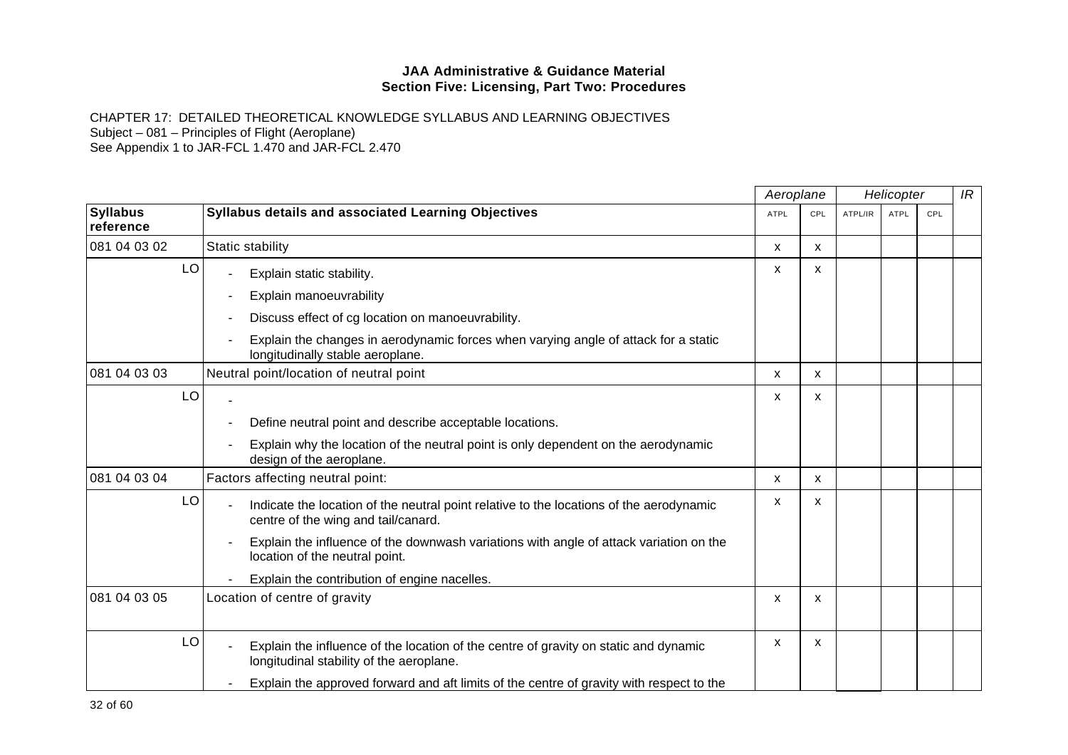**JAA Administrative & Guidance Material**
**Section Five: Licensing, Part Two: Procedures**

CHAPTER 17: DETAILED THEORETICAL KNOWLEDGE SYLLABUS AND LEARNING OBJECTIVES
Subject – 081 – Principles of Flight (Aeroplane)
See Appendix 1 to JAR-FCL 1.470 and JAR-FCL 2.470

| | | *Aeroplane* | | *Helicopter* | | | *IR* |
|---|---|---|---|---|---|---|---|
| **Syllabus reference** | **Syllabus details and associated Learning Objectives** | ATPL | CPL | ATPL/IR | ATPL | CPL | |
| 081 04 03 02 | Static stability | x | x | | | | |
| LO | - Explain static stability.<br>- Explain manoeuvrability<br>- Discuss effect of cg location on manoeuvrability.<br>- Explain the changes in aerodynamic forces when varying angle of attack for a static longitudinally stable aeroplane. | x | x | | | | |
| 081 04 03 03 | Neutral point/location of neutral point | x | x | | | | |
| LO | -<br>- Define neutral point and describe acceptable locations.<br>- Explain why the location of the neutral point is only dependent on the aerodynamic design of the aeroplane. | x | x | | | | |
| 081 04 03 04 | Factors affecting neutral point: | x | x | | | | |
| LO | - Indicate the location of the neutral point relative to the locations of the aerodynamic centre of the wing and tail/canard.<br>- Explain the influence of the downwash variations with angle of attack variation on the location of the neutral point.<br>- Explain the contribution of engine nacelles. | x | x | | | | |
| 081 04 03 05 | Location of centre of gravity | x | x | | | | |
| LO | - Explain the influence of the location of the centre of gravity on static and dynamic longitudinal stability of the aeroplane.<br>- Explain the approved forward and aft limits of the centre of gravity with respect to the | x | x | | | | |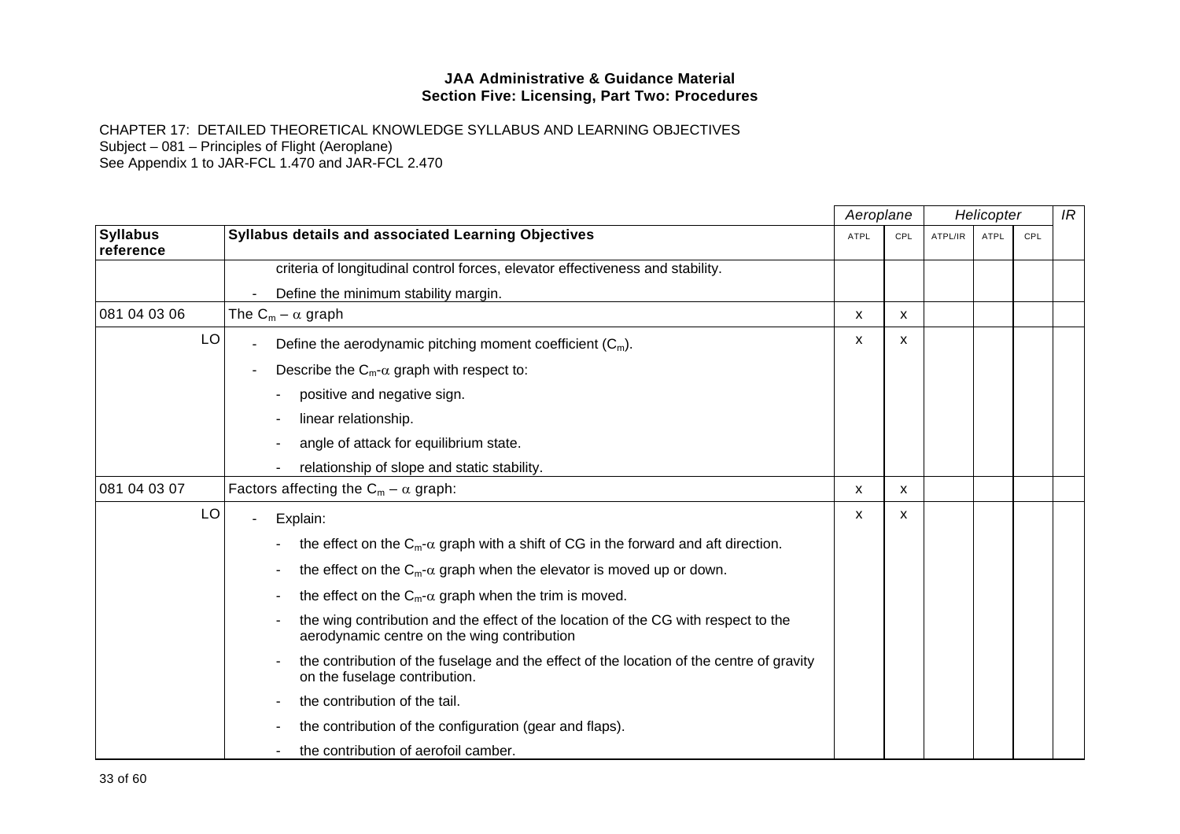**JAA Administrative & Guidance Material**
**Section Five: Licensing, Part Two: Procedures**

CHAPTER 17: DETAILED THEORETICAL KNOWLEDGE SYLLABUS AND LEARNING OBJECTIVES
Subject – 081 – Principles of Flight (Aeroplane)
See Appendix 1 to JAR-FCL 1.470 and JAR-FCL 2.470

| | | *Aeroplane* | | *Helicopter* | | | *IR* |
|---|---|---|---|---|---|---|---|
| **Syllabus reference** | **Syllabus details and associated Learning Objectives** | ATPL | CPL | ATPL/IR | ATPL | CPL | |
| | criteria of longitudinal control forces, elevator effectiveness and stability.<br>- Define the minimum stability margin. | | | | | | |
| 081 04 03 06 | The $C_m - \alpha$ graph | x | x | | | | |
| LO | - Define the aerodynamic pitching moment coefficient ($C_m$).<br>- Describe the $C_m$-$\alpha$ graph with respect to:<br>- positive and negative sign.<br>- linear relationship.<br>- angle of attack for equilibrium state.<br>- relationship of slope and static stability. | x | x | | | | |
| 081 04 03 07 | Factors affecting the $C_m - \alpha$ graph: | x | x | | | | |
| LO | - Explain:<br>- the effect on the $C_m$-$\alpha$ graph with a shift of CG in the forward and aft direction.<br>- the effect on the $C_m$-$\alpha$ graph when the elevator is moved up or down.<br>- the effect on the $C_m$-$\alpha$ graph when the trim is moved.<br>- the wing contribution and the effect of the location of the CG with respect to the aerodynamic centre on the wing contribution<br>- the contribution of the fuselage and the effect of the location of the centre of gravity on the fuselage contribution.<br>- the contribution of the tail.<br>- the contribution of the configuration (gear and flaps).<br>- the contribution of aerofoil camber. | x | x | | | | |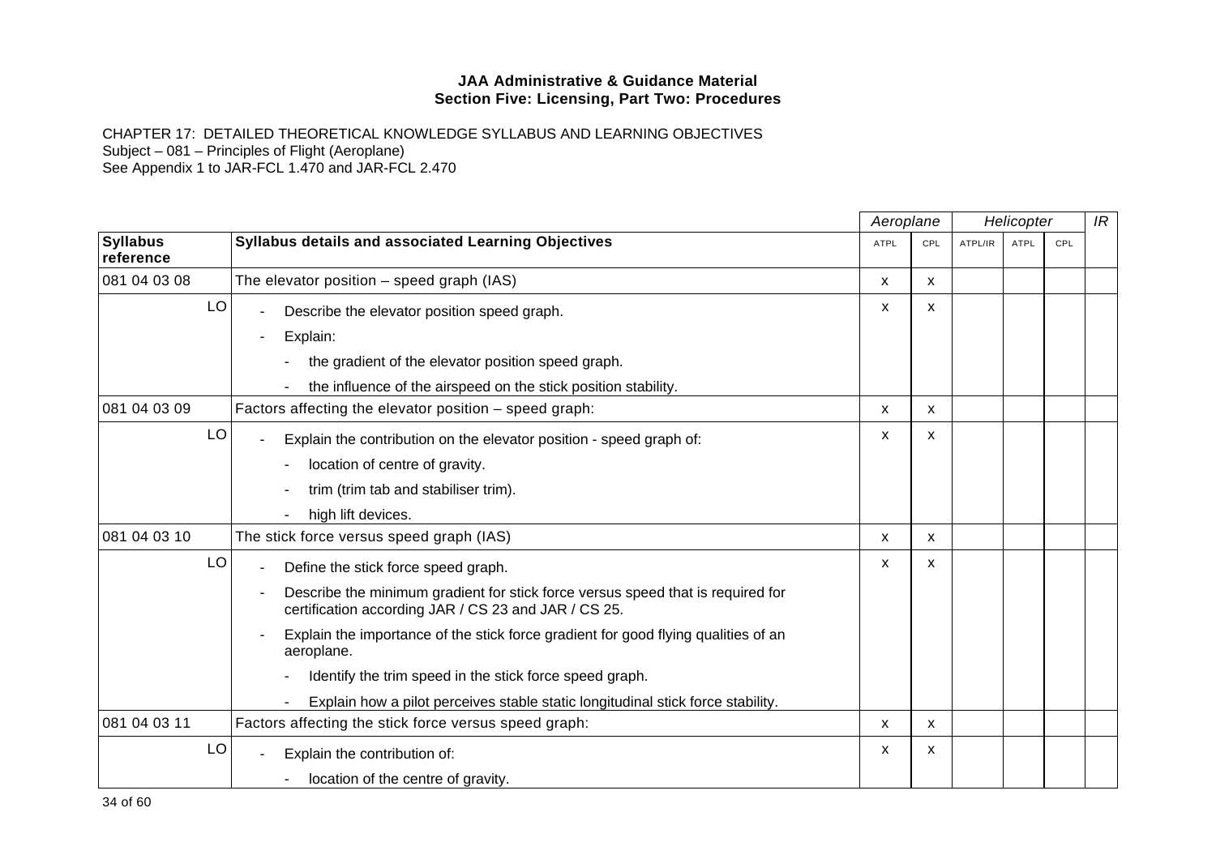**JAA Administrative & Guidance Material**
**Section Five: Licensing, Part Two: Procedures**

CHAPTER 17: DETAILED THEORETICAL KNOWLEDGE SYLLABUS AND LEARNING OBJECTIVES
Subject – 081 – Principles of Flight (Aeroplane)
See Appendix 1 to JAR-FCL 1.470 and JAR-FCL 2.470

| | | *Aeroplane* | | *Helicopter* | | | *IR* |
|---|---|---|---|---|---|---|---|
| **Syllabus reference** | **Syllabus details and associated Learning Objectives** | ATPL | CPL | ATPL/IR | ATPL | CPL | |
| 081 04 03 08 | The elevator position – speed graph (IAS) | x | x | | | | |
| LO | - Describe the elevator position speed graph.<br>- Explain:<br>&nbsp;&nbsp;- the gradient of the elevator position speed graph.<br>&nbsp;&nbsp;- the influence of the airspeed on the stick position stability. | x | x | | | | |
| 081 04 03 09 | Factors affecting the elevator position – speed graph: | x | x | | | | |
| LO | - Explain the contribution on the elevator position - speed graph of:<br>&nbsp;&nbsp;- location of centre of gravity.<br>&nbsp;&nbsp;- trim (trim tab and stabiliser trim).<br>&nbsp;&nbsp;- high lift devices. | x | x | | | | |
| 081 04 03 10 | The stick force versus speed graph (IAS) | x | x | | | | |
| LO | - Define the stick force speed graph.<br>- Describe the minimum gradient for stick force versus speed that is required for certification according JAR / CS 23 and JAR / CS 25.<br>- Explain the importance of the stick force gradient for good flying qualities of an aeroplane.<br>&nbsp;&nbsp;- Identify the trim speed in the stick force speed graph.<br>&nbsp;&nbsp;- Explain how a pilot perceives stable static longitudinal stick force stability. | x | x | | | | |
| 081 04 03 11 | Factors affecting the stick force versus speed graph: | x | x | | | | |
| LO | - Explain the contribution of:<br>&nbsp;&nbsp;- location of the centre of gravity. | x | x | | | | |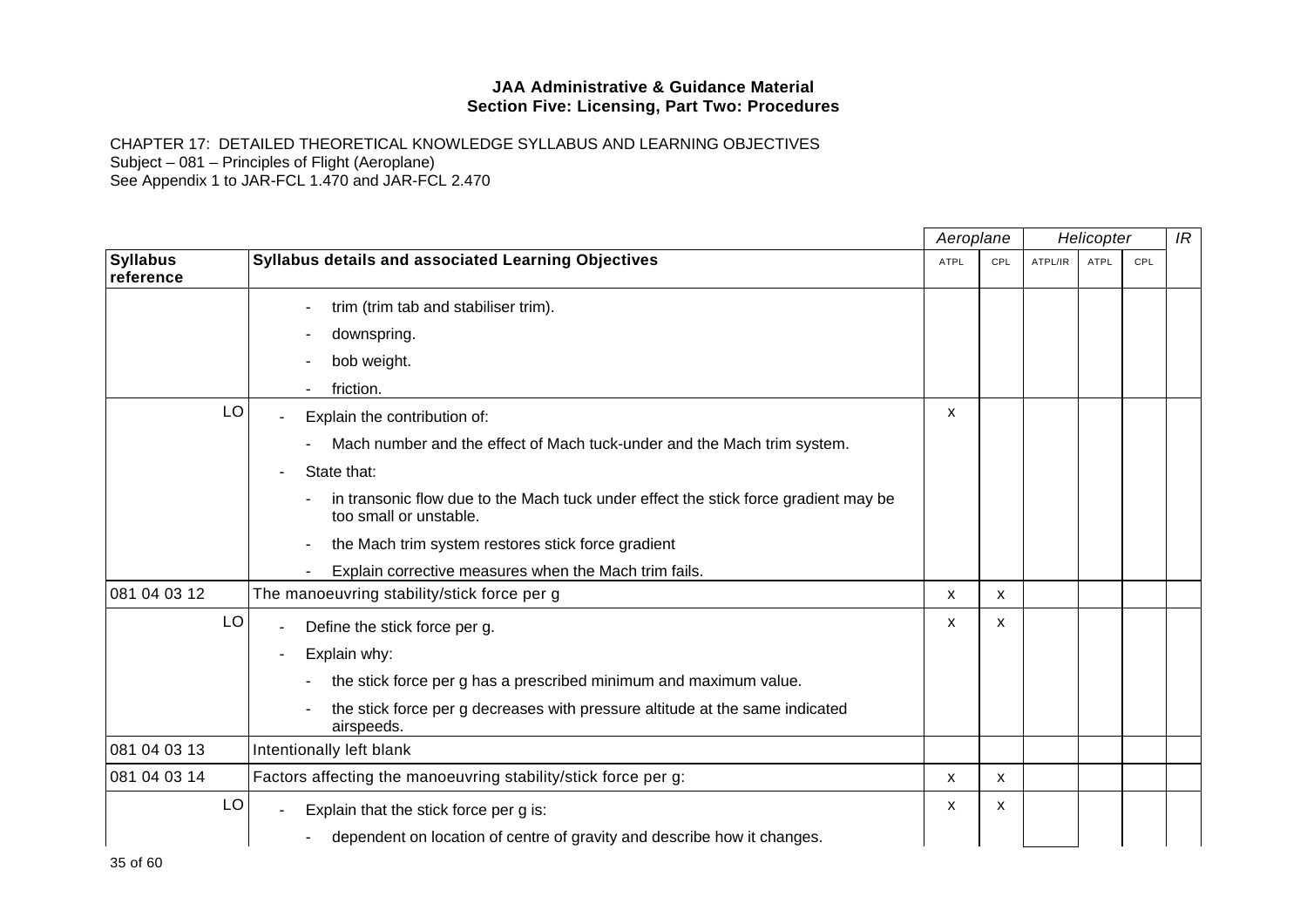**JAA Administrative & Guidance Material**
**Section Five: Licensing, Part Two: Procedures**

CHAPTER 17: DETAILED THEORETICAL KNOWLEDGE SYLLABUS AND LEARNING OBJECTIVES
Subject – 081 – Principles of Flight (Aeroplane)
See Appendix 1 to JAR-FCL 1.470 and JAR-FCL 2.470

| | | Aeroplane | | Helicopter | | | IR |
|---|---|---|---|---|---|---|---|
| **Syllabus reference** | **Syllabus details and associated Learning Objectives** | ATPL | CPL | ATPL/IR | ATPL | CPL | |
| | - trim (trim tab and stabiliser trim).<br>- downspring.<br>- bob weight.<br>- friction. | | | | | | |
| LO | - Explain the contribution of:<br>- Mach number and the effect of Mach tuck-under and the Mach trim system.<br>- State that:<br>- in transonic flow due to the Mach tuck under effect the stick force gradient may be too small or unstable.<br>- the Mach trim system restores stick force gradient<br>- Explain corrective measures when the Mach trim fails. | x | | | | | |
| 081 04 03 12 | The manoeuvring stability/stick force per g | x | x | | | | |
| LO | - Define the stick force per g.<br>- Explain why:<br>- the stick force per g has a prescribed minimum and maximum value.<br>- the stick force per g decreases with pressure altitude at the same indicated airspeeds. | x | x | | | | |
| 081 04 03 13 | Intentionally left blank | | | | | | |
| 081 04 03 14 | Factors affecting the manoeuvring stability/stick force per g: | x | x | | | | |
| LO | - Explain that the stick force per g is:<br>- dependent on location of centre of gravity and describe how it changes. | x | x | | | | |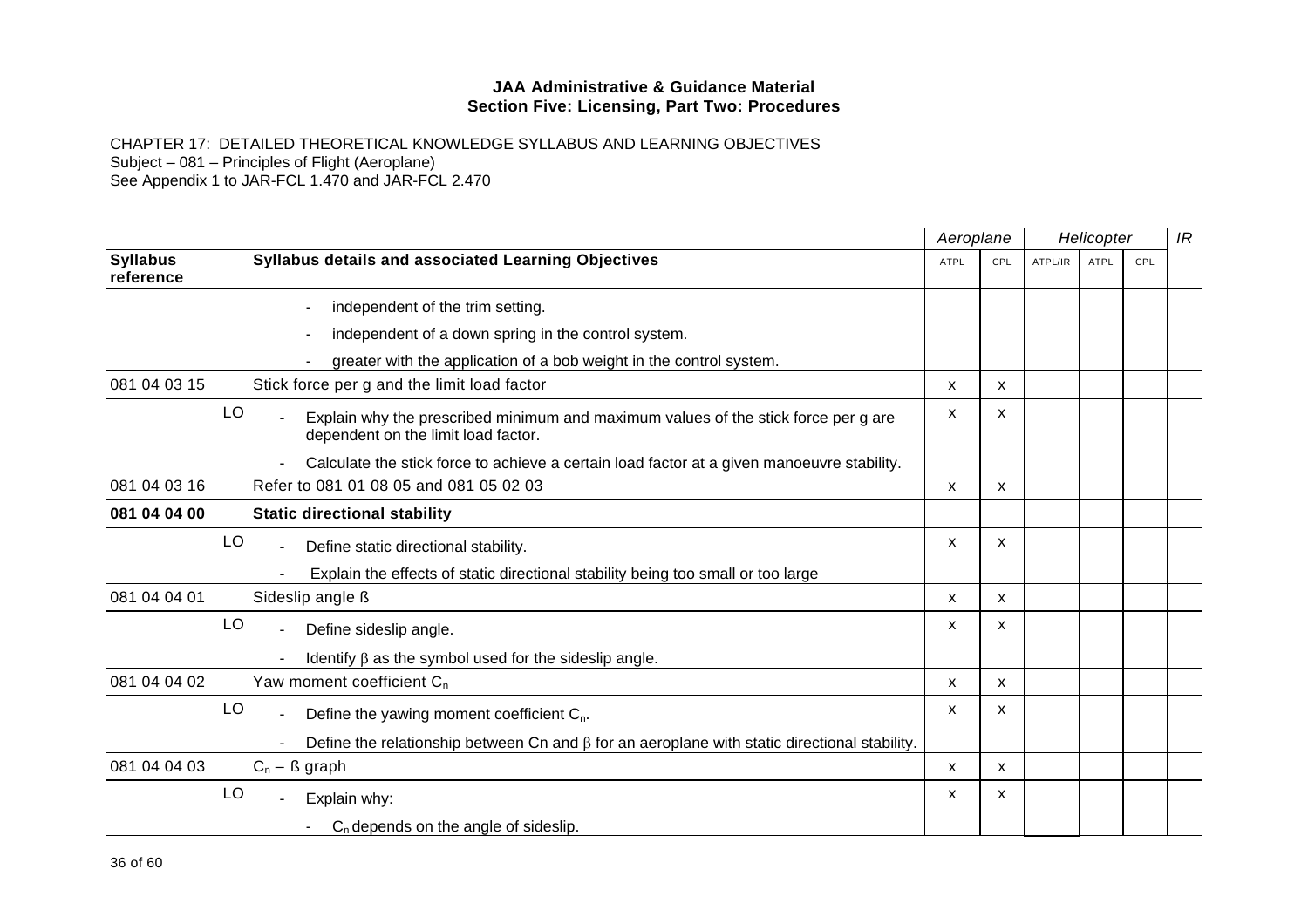**JAA Administrative & Guidance Material**
**Section Five: Licensing, Part Two: Procedures**

CHAPTER 17: DETAILED THEORETICAL KNOWLEDGE SYLLABUS AND LEARNING OBJECTIVES
Subject – 081 – Principles of Flight (Aeroplane)
See Appendix 1 to JAR-FCL 1.470 and JAR-FCL 2.470

| | | *Aeroplane* | | *Helicopter* | | | *IR* |
|---|---|---|---|---|---|---|---|
| **Syllabus reference** | **Syllabus details and associated Learning Objectives** | ATPL | CPL | ATPL/IR | ATPL | CPL | |
| | - independent of the trim setting.<br>- independent of a down spring in the control system.<br>- greater with the application of a bob weight in the control system. | | | | | | |
| 081 04 03 15 | Stick force per g and the limit load factor | x | x | | | | |
| LO | - Explain why the prescribed minimum and maximum values of the stick force per g are dependent on the limit load factor.<br>- Calculate the stick force to achieve a certain load factor at a given manoeuvre stability. | x | x | | | | |
| 081 04 03 16 | Refer to 081 01 08 05 and 081 05 02 03 | x | x | | | | |
| **081 04 04 00** | **Static directional stability** | | | | | | |
| LO | - Define static directional stability.<br>- Explain the effects of static directional stability being too small or too large | x | x | | | | |
| 081 04 04 01 | Sideslip angle ß | x | x | | | | |
| LO | - Define sideslip angle.<br>- Identify $\beta$ as the symbol used for the sideslip angle. | x | x | | | | |
| 081 04 04 02 | Yaw moment coefficient $C_n$ | x | x | | | | |
| LO | - Define the yawing moment coefficient $C_n$.<br>- Define the relationship between Cn and $\beta$ for an aeroplane with static directional stability. | x | x | | | | |
| 081 04 04 03 | $C_n$ – ß graph | x | x | | | | |
| LO | - Explain why:<br>- $C_n$ depends on the angle of sideslip. | x | x | | | | |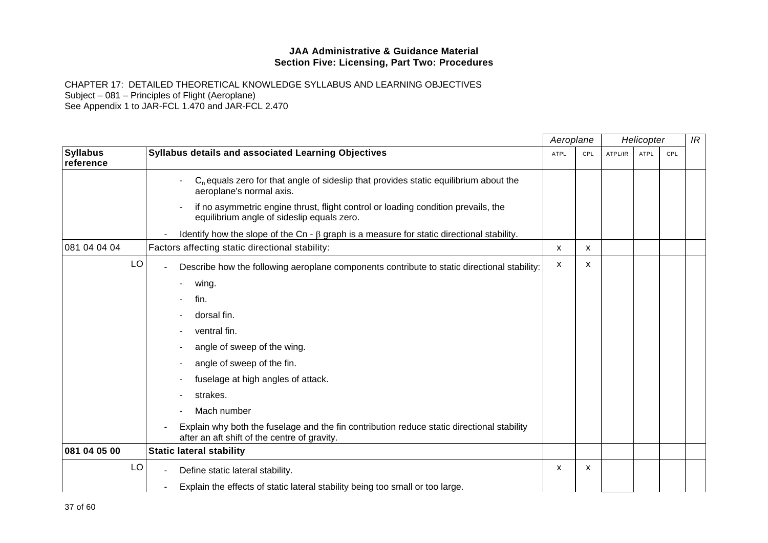**JAA Administrative & Guidance Material**
**Section Five: Licensing, Part Two: Procedures**

CHAPTER 17: DETAILED THEORETICAL KNOWLEDGE SYLLABUS AND LEARNING OBJECTIVES
Subject – 081 – Principles of Flight (Aeroplane)
See Appendix 1 to JAR-FCL 1.470 and JAR-FCL 2.470

| | | *Aeroplane* | | *Helicopter* | | | *IR* |
|---|---|---|---|---|---|---|---|
| **Syllabus reference** | **Syllabus details and associated Learning Objectives** | ATPL | CPL | ATPL/IR | ATPL | CPL | |
| | - $C_n$ equals zero for that angle of sideslip that provides static equilibrium about the aeroplane's normal axis.<br>- if no asymmetric engine thrust, flight control or loading condition prevails, the equilibrium angle of sideslip equals zero.<br>- Identify how the slope of the Cn - $\beta$ graph is a measure for static directional stability. | | | | | | |
| 081 04 04 04 | Factors affecting static directional stability: | x | x | | | | |
| LO | - Describe how the following aeroplane components contribute to static directional stability:<br>- wing.<br>- fin.<br>- dorsal fin.<br>- ventral fin.<br>- angle of sweep of the wing.<br>- angle of sweep of the fin.<br>- fuselage at high angles of attack.<br>- strakes.<br>- Mach number<br>- Explain why both the fuselage and the fin contribution reduce static directional stability after an aft shift of the centre of gravity. | x | x | | | | |
| **081 04 05 00** | **Static lateral stability** | | | | | | |
| LO | - Define static lateral stability.<br>- Explain the effects of static lateral stability being too small or too large. | x | x | | | | |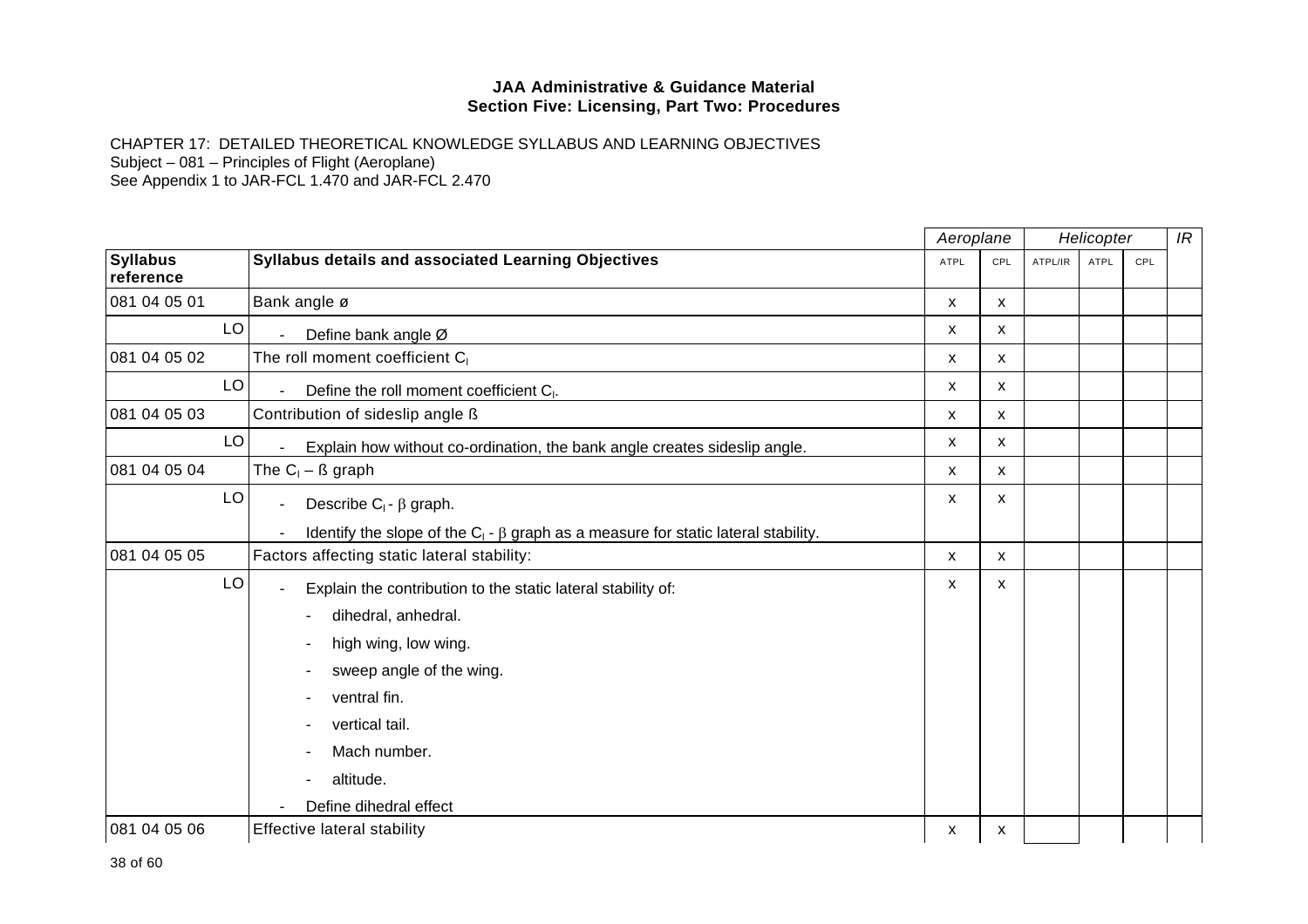**JAA Administrative & Guidance Material**
**Section Five: Licensing, Part Two: Procedures**

CHAPTER 17: DETAILED THEORETICAL KNOWLEDGE SYLLABUS AND LEARNING OBJECTIVES
Subject – 081 – Principles of Flight (Aeroplane)
See Appendix 1 to JAR-FCL 1.470 and JAR-FCL 2.470

| | | *Aeroplane* | | *Helicopter* | | | *IR* |
|---|---|---|---|---|---|---|---|
| **Syllabus reference** | **Syllabus details and associated Learning Objectives** | ATPL | CPL | ATPL/IR | ATPL | CPL | |
| 081 04 05 01 | Bank angle ø | x | x | | | | |
| LO | - Define bank angle Ø | x | x | | | | |
| 081 04 05 02 | The roll moment coefficient $C_l$ | x | x | | | | |
| LO | - Define the roll moment coefficient $C_l$. | x | x | | | | |
| 081 04 05 03 | Contribution of sideslip angle ß | x | x | | | | |
| LO | - Explain how without co-ordination, the bank angle creates sideslip angle. | x | x | | | | |
| 081 04 05 04 | The $C_l$ – ß graph | x | x | | | | |
| LO | - Describe $C_l$ - $\beta$ graph.<br>- Identify the slope of the $C_l$ - $\beta$ graph as a measure for static lateral stability. | x | x | | | | |
| 081 04 05 05 | Factors affecting static lateral stability: | x | x | | | | |
| LO | - Explain the contribution to the static lateral stability of:<br>- dihedral, anhedral.<br>- high wing, low wing.<br>- sweep angle of the wing.<br>- ventral fin.<br>- vertical tail.<br>- Mach number.<br>- altitude.<br>- Define dihedral effect | x | x | | | | |
| 081 04 05 06 | Effective lateral stability | x | x | | | | |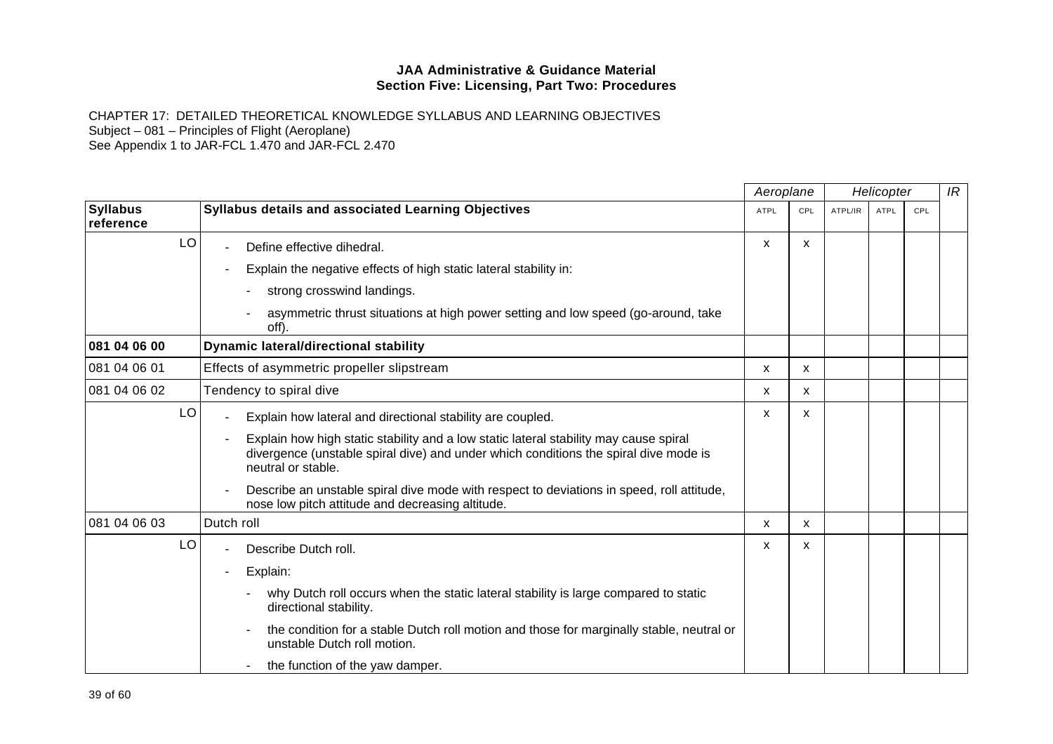**JAA Administrative & Guidance Material**
**Section Five: Licensing, Part Two: Procedures**

CHAPTER 17: DETAILED THEORETICAL KNOWLEDGE SYLLABUS AND LEARNING OBJECTIVES
Subject – 081 – Principles of Flight (Aeroplane)
See Appendix 1 to JAR-FCL 1.470 and JAR-FCL 2.470

| | | *Aeroplane* | | *Helicopter* | | | *IR* |
|---|---|---|---|---|---|---|---|
| **Syllabus reference** | **Syllabus details and associated Learning Objectives** | ATPL | CPL | ATPL/IR | ATPL | CPL | |
| LO | - Define effective dihedral.<br>- Explain the negative effects of high static lateral stability in:<br>&nbsp;&nbsp;- strong crosswind landings.<br>&nbsp;&nbsp;- asymmetric thrust situations at high power setting and low speed (go-around, take off). | x | x | | | | |
| **081 04 06 00** | **Dynamic lateral/directional stability** | | | | | | |
| 081 04 06 01 | Effects of asymmetric propeller slipstream | x | x | | | | |
| 081 04 06 02 | Tendency to spiral dive | x | x | | | | |
| LO | - Explain how lateral and directional stability are coupled.<br>- Explain how high static stability and a low static lateral stability may cause spiral divergence (unstable spiral dive) and under which conditions the spiral dive mode is neutral or stable.<br>- Describe an unstable spiral dive mode with respect to deviations in speed, roll attitude, nose low pitch attitude and decreasing altitude. | x | x | | | | |
| 081 04 06 03 | Dutch roll | x | x | | | | |
| LO | - Describe Dutch roll.<br>- Explain:<br>&nbsp;&nbsp;- why Dutch roll occurs when the static lateral stability is large compared to static directional stability.<br>&nbsp;&nbsp;- the condition for a stable Dutch roll motion and those for marginally stable, neutral or unstable Dutch roll motion.<br>&nbsp;&nbsp;- the function of the yaw damper. | x | x | | | | |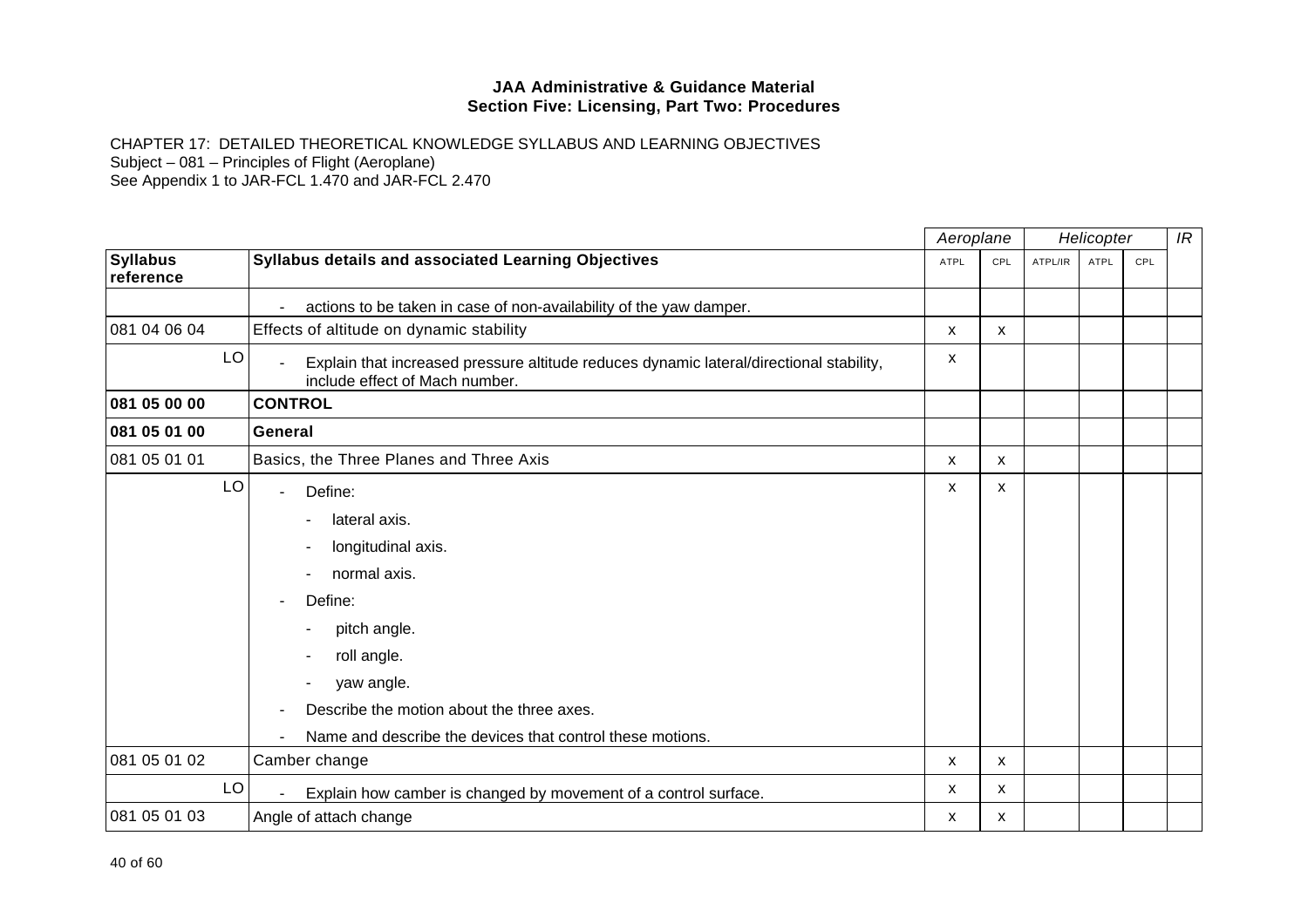**JAA Administrative & Guidance Material**
**Section Five: Licensing, Part Two: Procedures**

CHAPTER 17: DETAILED THEORETICAL KNOWLEDGE SYLLABUS AND LEARNING OBJECTIVES
Subject – 081 – Principles of Flight (Aeroplane)
See Appendix 1 to JAR-FCL 1.470 and JAR-FCL 2.470

| | | *Aeroplane* | | *Helicopter* | | | *IR* |
|---|---|---|---|---|---|---|---|
| **Syllabus reference** | **Syllabus details and associated Learning Objectives** | ATPL | CPL | ATPL/IR | ATPL | CPL | |
| | - actions to be taken in case of non-availability of the yaw damper. | | | | | | |
| 081 04 06 04 | Effects of altitude on dynamic stability | x | x | | | | |
| LO | - Explain that increased pressure altitude reduces dynamic lateral/directional stability, include effect of Mach number. | x | | | | | |
| **081 05 00 00** | **CONTROL** | | | | | | |
| **081 05 01 00** | **General** | | | | | | |
| 081 05 01 01 | Basics, the Three Planes and Three Axis | x | x | | | | |
| LO | - Define:<br>- lateral axis.<br>- longitudinal axis.<br>- normal axis.<br>- Define:<br>- pitch angle.<br>- roll angle.<br>- yaw angle.<br>- Describe the motion about the three axes.<br>- Name and describe the devices that control these motions. | x | x | | | | |
| 081 05 01 02 | Camber change | x | x | | | | |
| LO | - Explain how camber is changed by movement of a control surface. | x | x | | | | |
| 081 05 01 03 | Angle of attach change | x | x | | | | |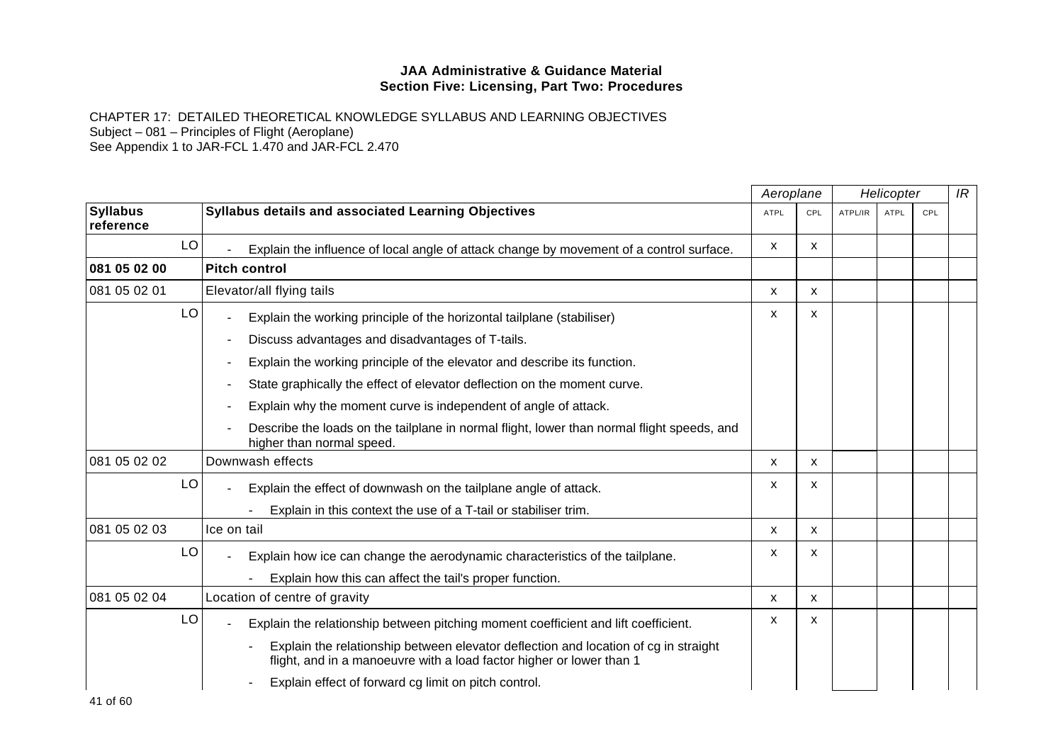**JAA Administrative & Guidance Material**
**Section Five: Licensing, Part Two: Procedures**

CHAPTER 17: DETAILED THEORETICAL KNOWLEDGE SYLLABUS AND LEARNING OBJECTIVES
Subject – 081 – Principles of Flight (Aeroplane)
See Appendix 1 to JAR-FCL 1.470 and JAR-FCL 2.470

| | | *Aeroplane* | | *Helicopter* | | | *IR* |
|---|---|---|---|---|---|---|---|
| **Syllabus reference** | **Syllabus details and associated Learning Objectives** | ATPL | CPL | ATPL/IR | ATPL | CPL | |
| LO | - Explain the influence of local angle of attack change by movement of a control surface. | x | x | | | | |
| **081 05 02 00** | **Pitch control** | | | | | | |
| 081 05 02 01 | Elevator/all flying tails | x | x | | | | |
| LO | - Explain the working principle of the horizontal tailplane (stabiliser)<br>- Discuss advantages and disadvantages of T-tails.<br>- Explain the working principle of the elevator and describe its function.<br>- State graphically the effect of elevator deflection on the moment curve.<br>- Explain why the moment curve is independent of angle of attack.<br>- Describe the loads on the tailplane in normal flight, lower than normal flight speeds, and higher than normal speed. | x | x | | | | |
| 081 05 02 02 | Downwash effects | x | x | | | | |
| LO | - Explain the effect of downwash on the tailplane angle of attack.<br>- Explain in this context the use of a T-tail or stabiliser trim. | x | x | | | | |
| 081 05 02 03 | Ice on tail | x | x | | | | |
| LO | - Explain how ice can change the aerodynamic characteristics of the tailplane.<br>- Explain how this can affect the tail's proper function. | x | x | | | | |
| 081 05 02 04 | Location of centre of gravity | x | x | | | | |
| LO | - Explain the relationship between pitching moment coefficient and lift coefficient.<br>- Explain the relationship between elevator deflection and location of cg in straight flight, and in a manoeuvre with a load factor higher or lower than 1<br>- Explain effect of forward cg limit on pitch control. | x | x | | | | |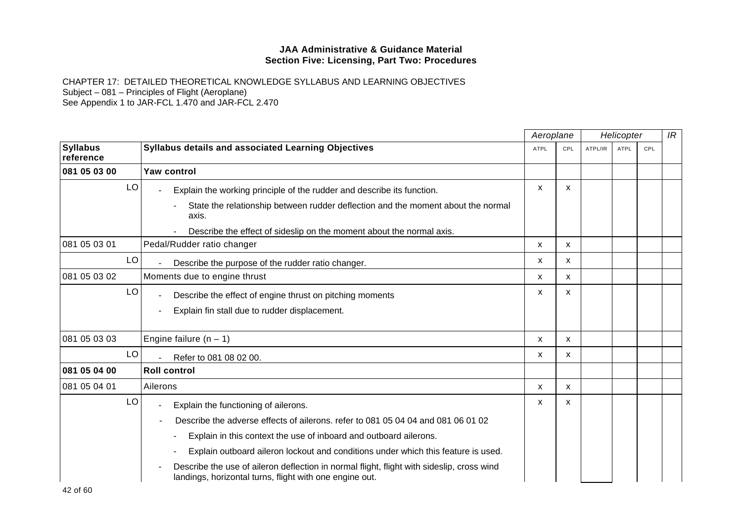**JAA Administrative & Guidance Material**
**Section Five: Licensing, Part Two: Procedures**

CHAPTER 17: DETAILED THEORETICAL KNOWLEDGE SYLLABUS AND LEARNING OBJECTIVES
Subject – 081 – Principles of Flight (Aeroplane)
See Appendix 1 to JAR-FCL 1.470 and JAR-FCL 2.470

| | | *Aeroplane* | | *Helicopter* | | | *IR* |
|---|---|---|---|---|---|---|---|
| **Syllabus reference** | **Syllabus details and associated Learning Objectives** | ATPL | CPL | ATPL/IR | ATPL | CPL | |
| **081 05 03 00** | **Yaw control** | | | | | | |
| LO | - Explain the working principle of the rudder and describe its function.<br>- State the relationship between rudder deflection and the moment about the normal axis.<br>- Describe the effect of sideslip on the moment about the normal axis. | x | x | | | | |
| 081 05 03 01 | Pedal/Rudder ratio changer | x | x | | | | |
| LO | - Describe the purpose of the rudder ratio changer. | x | x | | | | |
| 081 05 03 02 | Moments due to engine thrust | x | x | | | | |
| LO | - Describe the effect of engine thrust on pitching moments<br>- Explain fin stall due to rudder displacement. | x | x | | | | |
| 081 05 03 03 | Engine failure (n – 1) | x | x | | | | |
| LO | - Refer to 081 08 02 00. | x | x | | | | |
| **081 05 04 00** | **Roll control** | | | | | | |
| 081 05 04 01 | Ailerons | x | x | | | | |
| LO | - Explain the functioning of ailerons.<br>- Describe the adverse effects of ailerons. refer to 081 05 04 04 and 081 06 01 02<br>- Explain in this context the use of inboard and outboard ailerons.<br>- Explain outboard aileron lockout and conditions under which this feature is used.<br>- Describe the use of aileron deflection in normal flight, flight with sideslip, cross wind landings, horizontal turns, flight with one engine out. | x | x | | | | |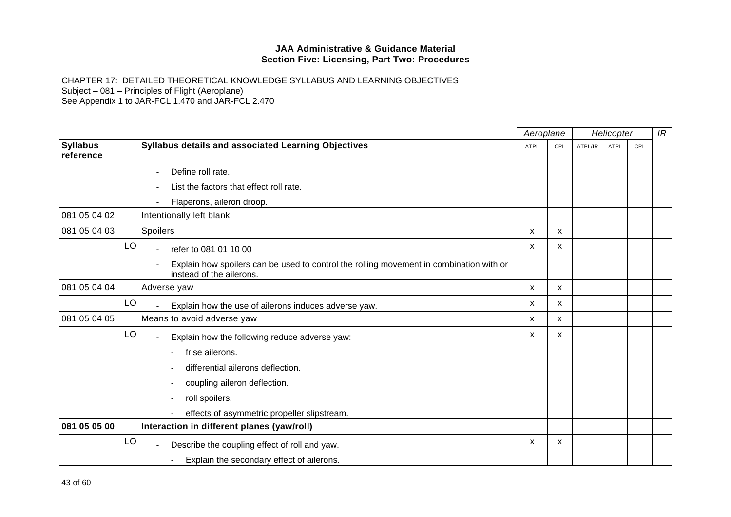**JAA Administrative & Guidance Material**
**Section Five: Licensing, Part Two: Procedures**

CHAPTER 17: DETAILED THEORETICAL KNOWLEDGE SYLLABUS AND LEARNING OBJECTIVES
Subject – 081 – Principles of Flight (Aeroplane)
See Appendix 1 to JAR-FCL 1.470 and JAR-FCL 2.470

| | | *Aeroplane* | | *Helicopter* | | | *IR* |
|---|---|---|---|---|---|---|---|
| **Syllabus reference** | **Syllabus details and associated Learning Objectives** | ATPL | CPL | ATPL/IR | ATPL | CPL | |
| | - Define roll rate.<br>- List the factors that effect roll rate.<br>- Flaperons, aileron droop. | | | | | | |
| 081 05 04 02 | Intentionally left blank | | | | | | |
| 081 05 04 03 | Spoilers | x | x | | | | |
| LO | - refer to 081 01 10 00<br>- Explain how spoilers can be used to control the rolling movement in combination with or instead of the ailerons. | x | x | | | | |
| 081 05 04 04 | Adverse yaw | x | x | | | | |
| LO | - Explain how the use of ailerons induces adverse yaw. | x | x | | | | |
| 081 05 04 05 | Means to avoid adverse yaw | x | x | | | | |
| LO | - Explain how the following reduce adverse yaw:<br>  - frise ailerons.<br>  - differential ailerons deflection.<br>  - coupling aileron deflection.<br>  - roll spoilers.<br>  - effects of asymmetric propeller slipstream. | x | x | | | | |
| **081 05 05 00** | **Interaction in different planes (yaw/roll)** | | | | | | |
| LO | - Describe the coupling effect of roll and yaw.<br>  - Explain the secondary effect of ailerons. | x | x | | | | |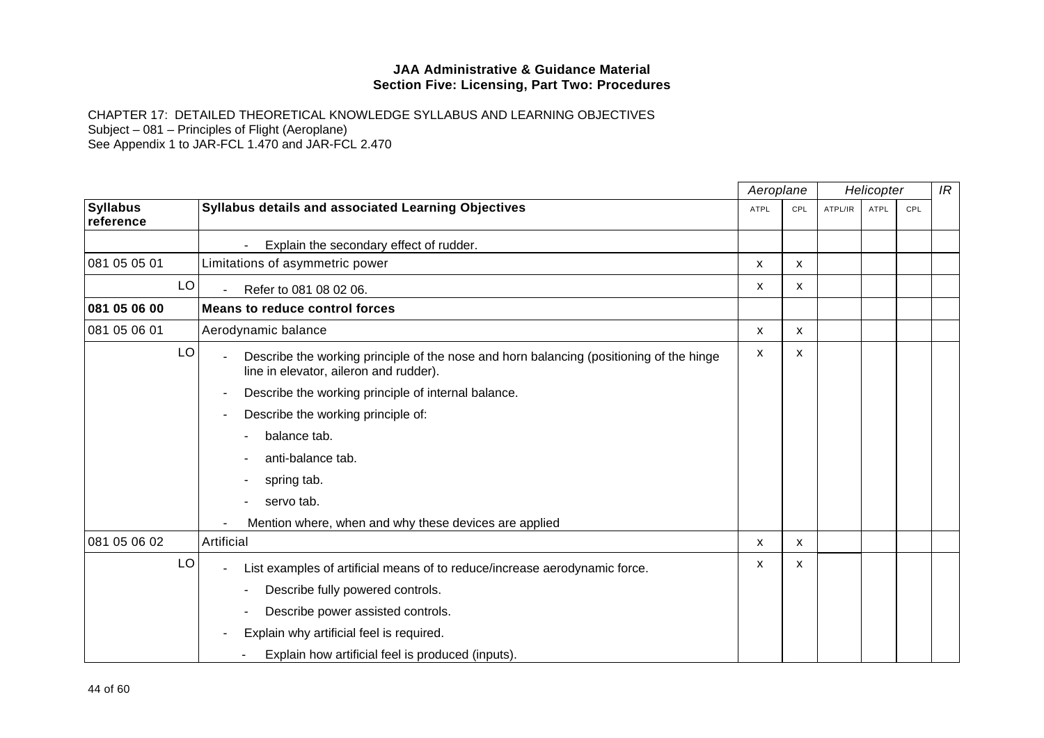**JAA Administrative & Guidance Material**
**Section Five: Licensing, Part Two: Procedures**

CHAPTER 17: DETAILED THEORETICAL KNOWLEDGE SYLLABUS AND LEARNING OBJECTIVES
Subject – 081 – Principles of Flight (Aeroplane)
See Appendix 1 to JAR-FCL 1.470 and JAR-FCL 2.470

| | | Aeroplane | | Helicopter | | | IR |
|---|---|---|---|---|---|---|---|
| **Syllabus reference** | **Syllabus details and associated Learning Objectives** | ATPL | CPL | ATPL/IR | ATPL | CPL | |
| | - Explain the secondary effect of rudder. | | | | | | |
| 081 05 05 01 | Limitations of asymmetric power | x | x | | | | |
| LO | - Refer to 081 08 02 06. | x | x | | | | |
| **081 05 06 00** | **Means to reduce control forces** | | | | | | |
| 081 05 06 01 | Aerodynamic balance | x | x | | | | |
| LO | - Describe the working principle of the nose and horn balancing (positioning of the hinge line in elevator, aileron and rudder).<br>- Describe the working principle of internal balance.<br>- Describe the working principle of:<br>&nbsp;&nbsp;- balance tab.<br>&nbsp;&nbsp;- anti-balance tab.<br>&nbsp;&nbsp;- spring tab.<br>&nbsp;&nbsp;- servo tab.<br>- Mention where, when and why these devices are applied | x | x | | | | |
| 081 05 06 02 | Artificial | x | x | | | | |
| LO | - List examples of artificial means of to reduce/increase aerodynamic force.<br>&nbsp;&nbsp;- Describe fully powered controls.<br>&nbsp;&nbsp;- Describe power assisted controls.<br>- Explain why artificial feel is required.<br>&nbsp;&nbsp;- Explain how artificial feel is produced (inputs). | x | x | | | | |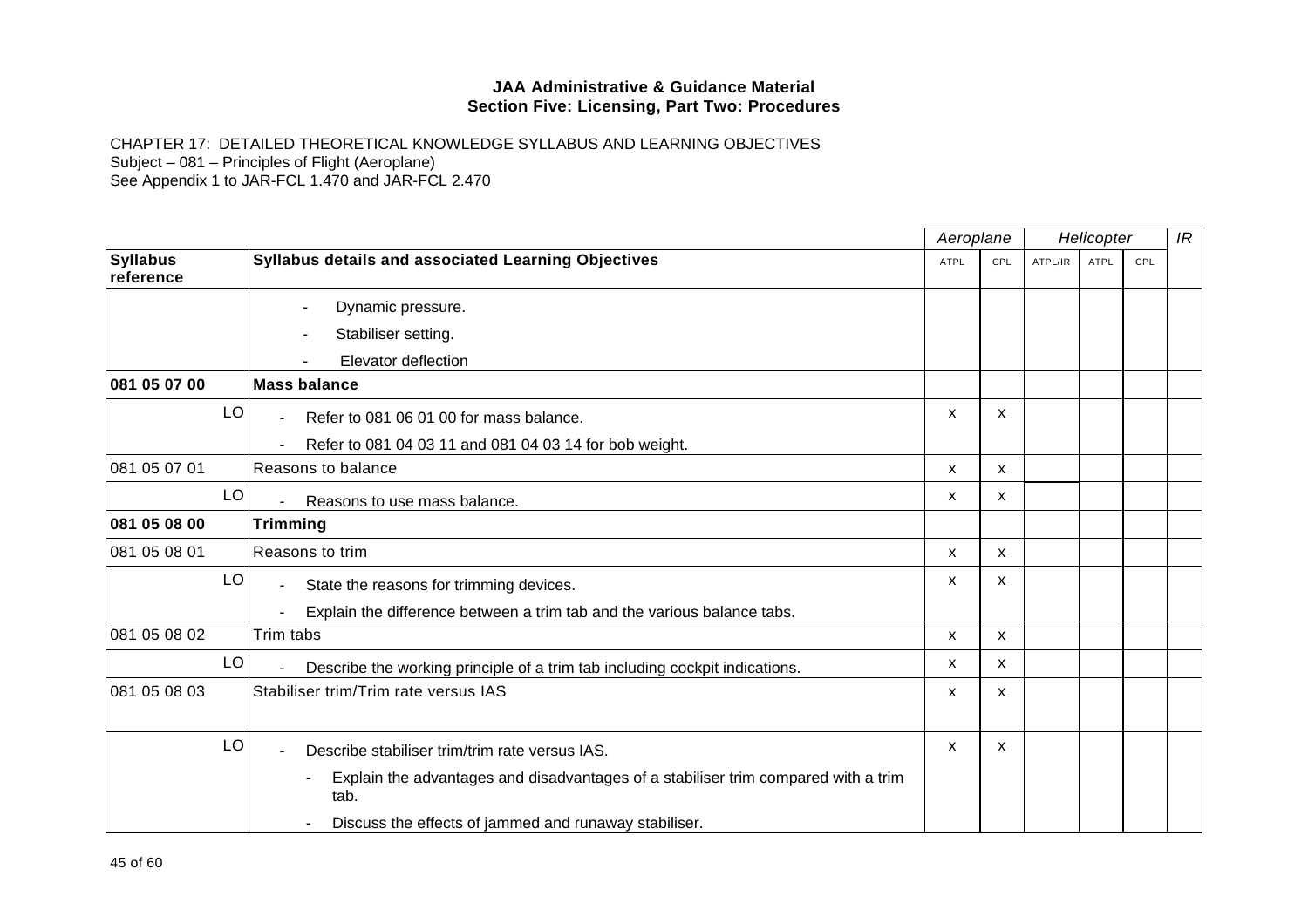**JAA Administrative & Guidance Material**
**Section Five: Licensing, Part Two: Procedures**

CHAPTER 17: DETAILED THEORETICAL KNOWLEDGE SYLLABUS AND LEARNING OBJECTIVES
Subject – 081 – Principles of Flight (Aeroplane)
See Appendix 1 to JAR-FCL 1.470 and JAR-FCL 2.470

| | | Aeroplane | | Helicopter | | | IR |
|---|---|---|---|---|---|---|---|
| **Syllabus reference** | **Syllabus details and associated Learning Objectives** | ATPL | CPL | ATPL/IR | ATPL | CPL | |
| | - Dynamic pressure.<br>- Stabiliser setting.<br>- Elevator deflection | | | | | | |
| **081 05 07 00** | **Mass balance** | | | | | | |
| LO | - Refer to 081 06 01 00 for mass balance.<br>- Refer to 081 04 03 11 and 081 04 03 14 for bob weight. | x | x | | | | |
| 081 05 07 01 | Reasons to balance | x | x | | | | |
| LO | - Reasons to use mass balance. | x | x | | | | |
| **081 05 08 00** | **Trimming** | | | | | | |
| 081 05 08 01 | Reasons to trim | x | x | | | | |
| LO | - State the reasons for trimming devices.<br>- Explain the difference between a trim tab and the various balance tabs. | x | x | | | | |
| 081 05 08 02 | Trim tabs | x | x | | | | |
| LO | - Describe the working principle of a trim tab including cockpit indications. | x | x | | | | |
| 081 05 08 03 | Stabiliser trim/Trim rate versus IAS | x | x | | | | |
| LO | - Describe stabiliser trim/trim rate versus IAS.<br>- Explain the advantages and disadvantages of a stabiliser trim compared with a trim tab.<br>- Discuss the effects of jammed and runaway stabiliser. | x | x | | | | |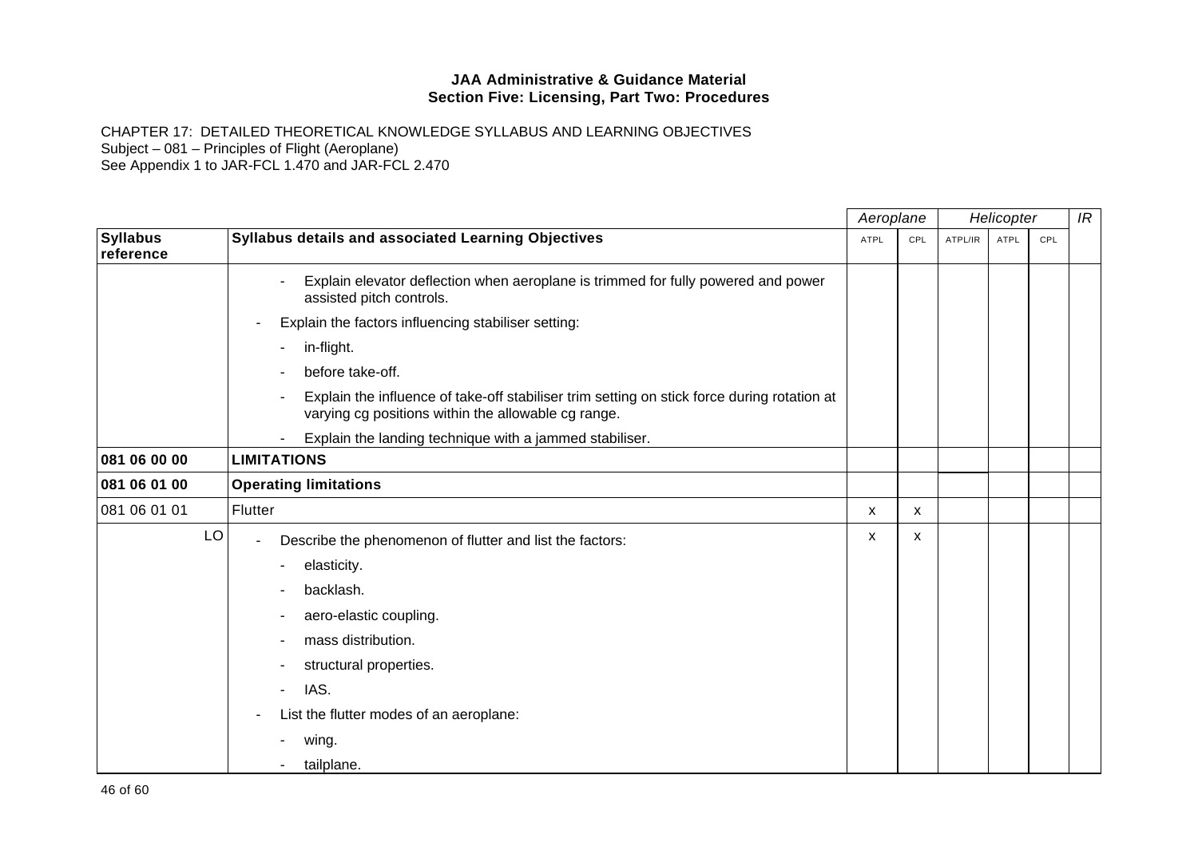**JAA Administrative & Guidance Material**
**Section Five: Licensing, Part Two: Procedures**

CHAPTER 17: DETAILED THEORETICAL KNOWLEDGE SYLLABUS AND LEARNING OBJECTIVES
Subject – 081 – Principles of Flight (Aeroplane)
See Appendix 1 to JAR-FCL 1.470 and JAR-FCL 2.470

| | | *Aeroplane* | | *Helicopter* | | | *IR* |
|---|---|---|---|---|---|---|---|
| **Syllabus reference** | **Syllabus details and associated Learning Objectives** | ATPL | CPL | ATPL/IR | ATPL | CPL | |
| | - Explain elevator deflection when aeroplane is trimmed for fully powered and power assisted pitch controls. | | | | | | |
| | - Explain the factors influencing stabiliser setting: | | | | | | |
| | - in-flight. | | | | | | |
| | - before take-off. | | | | | | |
| | - Explain the influence of take-off stabiliser trim setting on stick force during rotation at varying cg positions within the allowable cg range. | | | | | | |
| | - Explain the landing technique with a jammed stabiliser. | | | | | | |
| **081 06 00 00** | **LIMITATIONS** | | | | | | |
| **081 06 01 00** | **Operating limitations** | | | | | | |
| 081 06 01 01 | Flutter | x | x | | | | |
| LO | - Describe the phenomenon of flutter and list the factors: | x | x | | | | |
| | - elasticity. | | | | | | |
| | - backlash. | | | | | | |
| | - aero-elastic coupling. | | | | | | |
| | - mass distribution. | | | | | | |
| | - structural properties. | | | | | | |
| | - IAS. | | | | | | |
| | - List the flutter modes of an aeroplane: | | | | | | |
| | - wing. | | | | | | |
| | - tailplane. | | | | | | |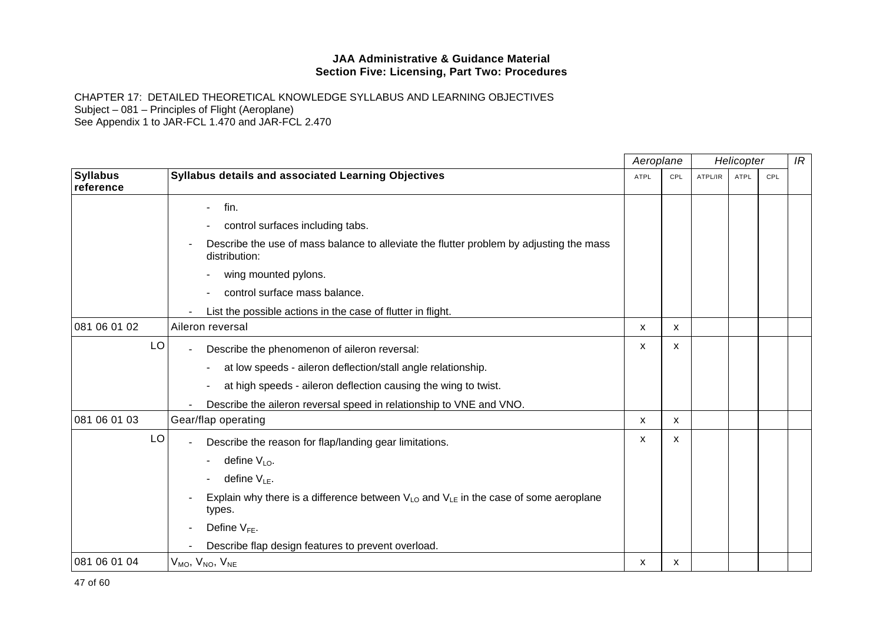**JAA Administrative & Guidance Material**
**Section Five: Licensing, Part Two: Procedures**

CHAPTER 17: DETAILED THEORETICAL KNOWLEDGE SYLLABUS AND LEARNING OBJECTIVES
Subject – 081 – Principles of Flight (Aeroplane)
See Appendix 1 to JAR-FCL 1.470 and JAR-FCL 2.470

| | | *Aeroplane* | | *Helicopter* | | | *IR* |
|---|---|---|---|---|---|---|---|
| **Syllabus reference** | **Syllabus details and associated Learning Objectives** | ATPL | CPL | ATPL/IR | ATPL | CPL | |
| | - fin.<br>- control surfaces including tabs.<br>- Describe the use of mass balance to alleviate the flutter problem by adjusting the mass distribution:<br>- wing mounted pylons.<br>- control surface mass balance.<br>- List the possible actions in the case of flutter in flight. | | | | | | |
| 081 06 01 02 | Aileron reversal | x | x | | | | |
| LO | - Describe the phenomenon of aileron reversal:<br>- at low speeds - aileron deflection/stall angle relationship.<br>- at high speeds - aileron deflection causing the wing to twist.<br>- Describe the aileron reversal speed in relationship to VNE and VNO. | x | x | | | | |
| 081 06 01 03 | Gear/flap operating | x | x | | | | |
| LO | - Describe the reason for flap/landing gear limitations.<br>- define $V_{LO}$.<br>- define $V_{LE}$.<br>- Explain why there is a difference between $V_{LO}$ and $V_{LE}$ in the case of some aeroplane types.<br>- Define $V_{FE}$.<br>- Describe flap design features to prevent overload. | x | x | | | | |
| 081 06 01 04 | $V_{MO}$, $V_{NO}$, $V_{NE}$ | x | x | | | | |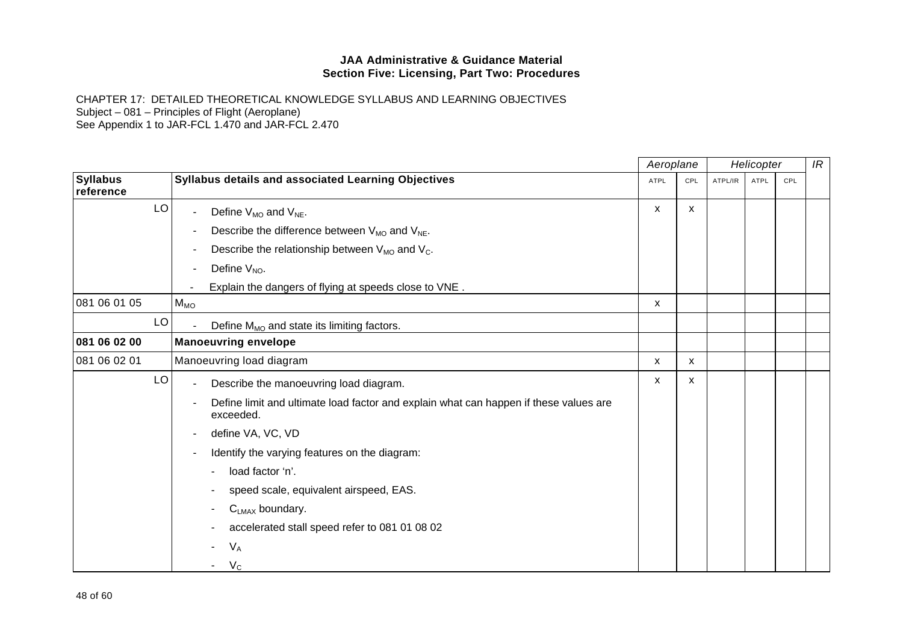**JAA Administrative & Guidance Material**
**Section Five: Licensing, Part Two: Procedures**

CHAPTER 17: DETAILED THEORETICAL KNOWLEDGE SYLLABUS AND LEARNING OBJECTIVES
Subject – 081 – Principles of Flight (Aeroplane)
See Appendix 1 to JAR-FCL 1.470 and JAR-FCL 2.470

| | | *Aeroplane* | | *Helicopter* | | | *IR* |
|---|---|---|---|---|---|---|---|
| **Syllabus reference** | **Syllabus details and associated Learning Objectives** | ATPL | CPL | ATPL/IR | ATPL | CPL | |
| LO | - Define $V_{MO}$ and $V_{NE}$.<br>- Describe the difference between $V_{MO}$ and $V_{NE}$.<br>- Describe the relationship between $V_{MO}$ and $V_C$.<br>- Define $V_{NO}$.<br>- Explain the dangers of flying at speeds close to VNE . | x | x | | | | |
| 081 06 01 05 | $M_{MO}$ | x | | | | | |
| LO | - Define $M_{MO}$ and state its limiting factors. | | | | | | |
| **081 06 02 00** | **Manoeuvring envelope** | | | | | | |
| 081 06 02 01 | Manoeuvring load diagram | x | x | | | | |
| LO | - Describe the manoeuvring load diagram.<br>- Define limit and ultimate load factor and explain what can happen if these values are exceeded.<br>- define VA, VC, VD<br>- Identify the varying features on the diagram:<br>&nbsp;&nbsp;- load factor 'n'.<br>&nbsp;&nbsp;- speed scale, equivalent airspeed, EAS.<br>&nbsp;&nbsp;- $C_{LMAX}$ boundary.<br>&nbsp;&nbsp;- accelerated stall speed refer to 081 01 08 02<br>&nbsp;&nbsp;- $V_A$<br>&nbsp;&nbsp;- $V_C$ | x | x | | | | |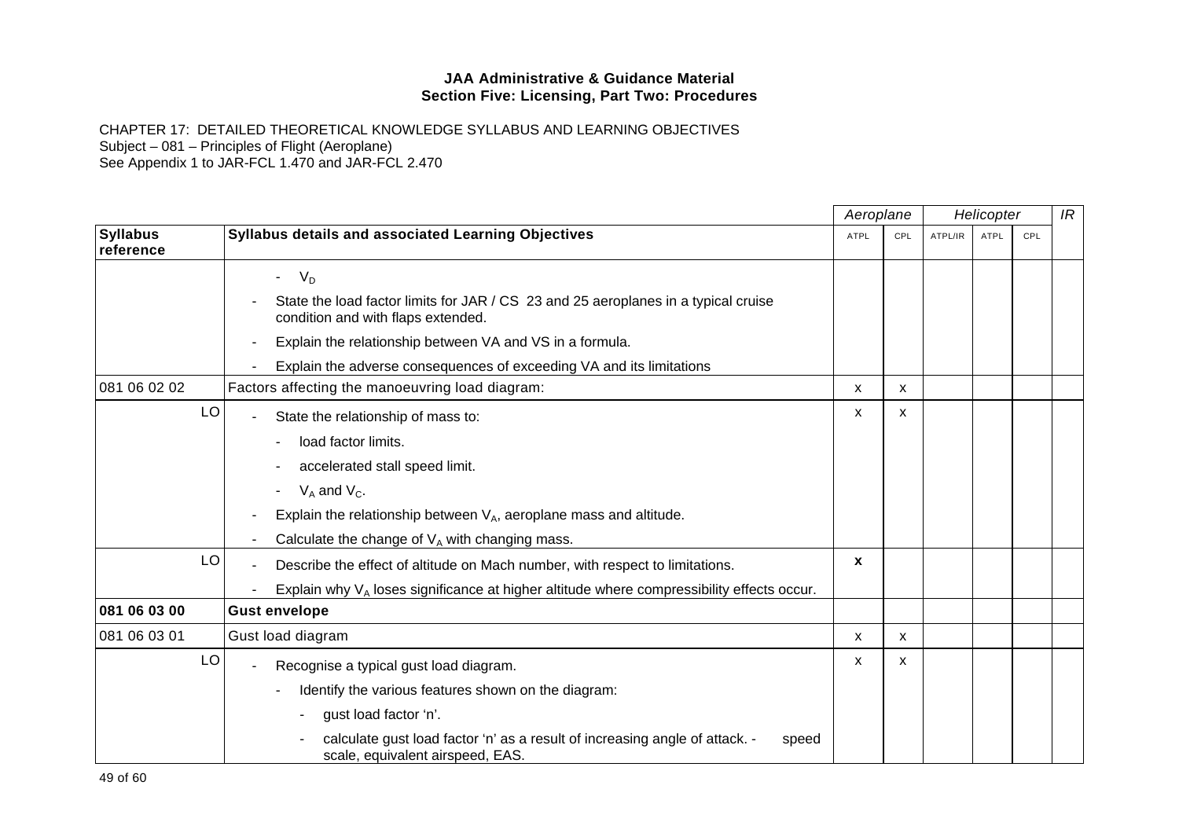**JAA Administrative & Guidance Material**
**Section Five: Licensing, Part Two: Procedures**

CHAPTER 17: DETAILED THEORETICAL KNOWLEDGE SYLLABUS AND LEARNING OBJECTIVES
Subject – 081 – Principles of Flight (Aeroplane)
See Appendix 1 to JAR-FCL 1.470 and JAR-FCL 2.470

| | | *Aeroplane* | | *Helicopter* | | | *IR* |
|---|---|---|---|---|---|---|---|
| **Syllabus reference** | **Syllabus details and associated Learning Objectives** | ATPL | CPL | ATPL/IR | ATPL | CPL | |
| | - $V_D$ <br> - State the load factor limits for JAR / CS 23 and 25 aeroplanes in a typical cruise condition and with flaps extended. <br> - Explain the relationship between VA and VS in a formula. <br> - Explain the adverse consequences of exceeding VA and its limitations | | | | | | |
| 081 06 02 02 | Factors affecting the manoeuvring load diagram: | x | x | | | | |
| LO | - State the relationship of mass to: <br> - load factor limits. <br> - accelerated stall speed limit. <br> - $V_A$ and $V_C$. <br> - Explain the relationship between $V_A$, aeroplane mass and altitude. <br> - Calculate the change of $V_A$ with changing mass. | x | x | | | | |
| LO | - Describe the effect of altitude on Mach number, with respect to limitations. <br> - Explain why $V_A$ loses significance at higher altitude where compressibility effects occur. | **x** | | | | | |
| **081 06 03 00** | **Gust envelope** | | | | | | |
| 081 06 03 01 | Gust load diagram | x | x | | | | |
| LO | - Recognise a typical gust load diagram. <br> - Identify the various features shown on the diagram: <br> - gust load factor 'n'. <br> - calculate gust load factor 'n' as a result of increasing angle of attack. - speed scale, equivalent airspeed, EAS. | x | x | | | | |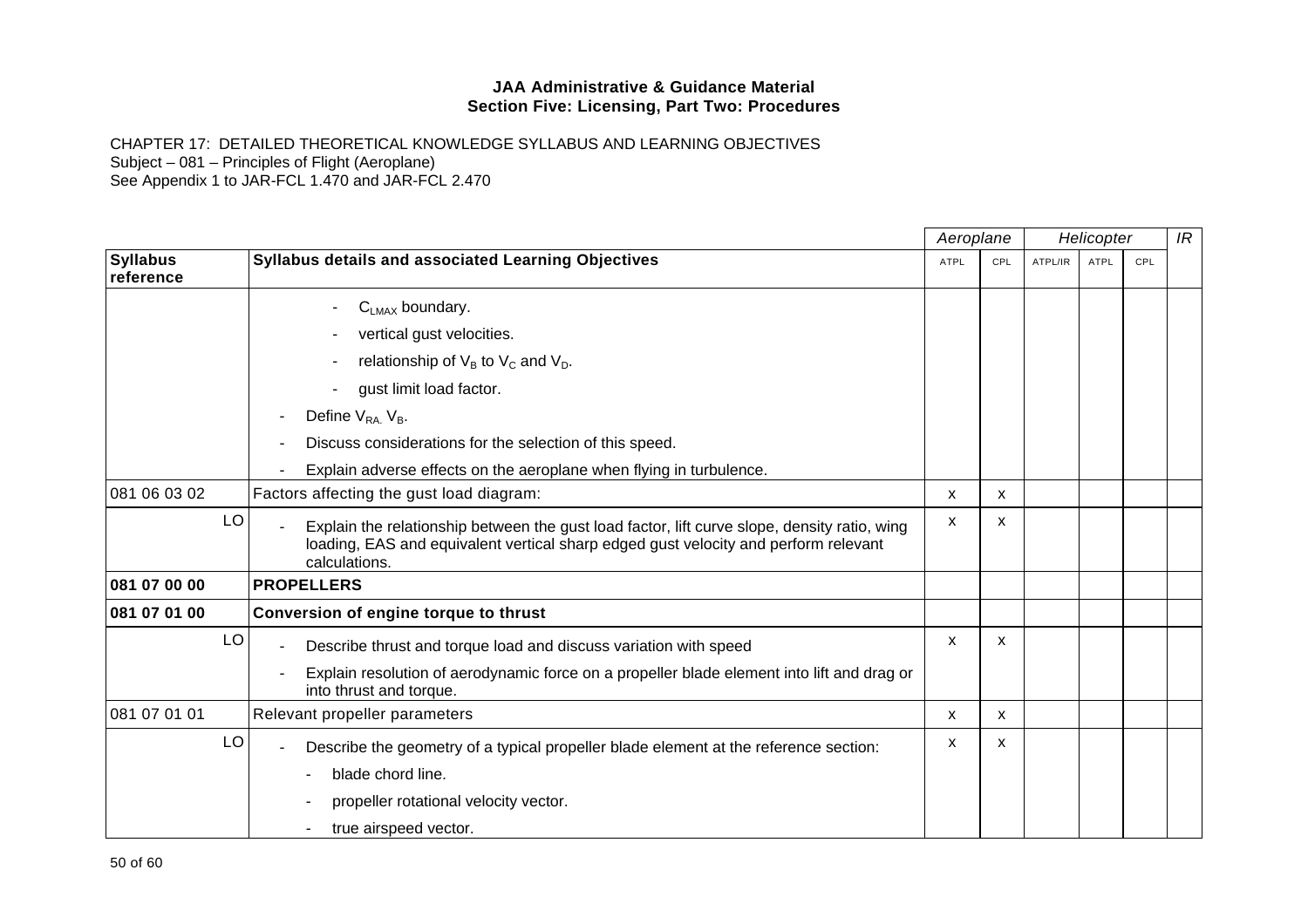**JAA Administrative & Guidance Material**
**Section Five: Licensing, Part Two: Procedures**

CHAPTER 17: DETAILED THEORETICAL KNOWLEDGE SYLLABUS AND LEARNING OBJECTIVES
Subject – 081 – Principles of Flight (Aeroplane)
See Appendix 1 to JAR-FCL 1.470 and JAR-FCL 2.470

| | | *Aeroplane* | | *Helicopter* | | | *IR* |
|---|---|---|---|---|---|---|---|
| **Syllabus reference** | **Syllabus details and associated Learning Objectives** | ATPL | CPL | ATPL/IR | ATPL | CPL | |
| | - $C_{LMAX}$ boundary.<br>- vertical gust velocities.<br>- relationship of $V_B$ to $V_C$ and $V_D$.<br>- gust limit load factor.<br>- Define $V_{RA,}$ $V_B$.<br>- Discuss considerations for the selection of this speed.<br>- Explain adverse effects on the aeroplane when flying in turbulence. | | | | | | |
| 081 06 03 02 | Factors affecting the gust load diagram: | x | x | | | | |
| LO | - Explain the relationship between the gust load factor, lift curve slope, density ratio, wing loading, EAS and equivalent vertical sharp edged gust velocity and perform relevant calculations. | x | x | | | | |
| **081 07 00 00** | **PROPELLERS** | | | | | | |
| **081 07 01 00** | **Conversion of engine torque to thrust** | | | | | | |
| LO | - Describe thrust and torque load and discuss variation with speed<br>- Explain resolution of aerodynamic force on a propeller blade element into lift and drag or into thrust and torque. | x | x | | | | |
| 081 07 01 01 | Relevant propeller parameters | x | x | | | | |
| LO | - Describe the geometry of a typical propeller blade element at the reference section:<br>- blade chord line.<br>- propeller rotational velocity vector.<br>- true airspeed vector. | x | x | | | | |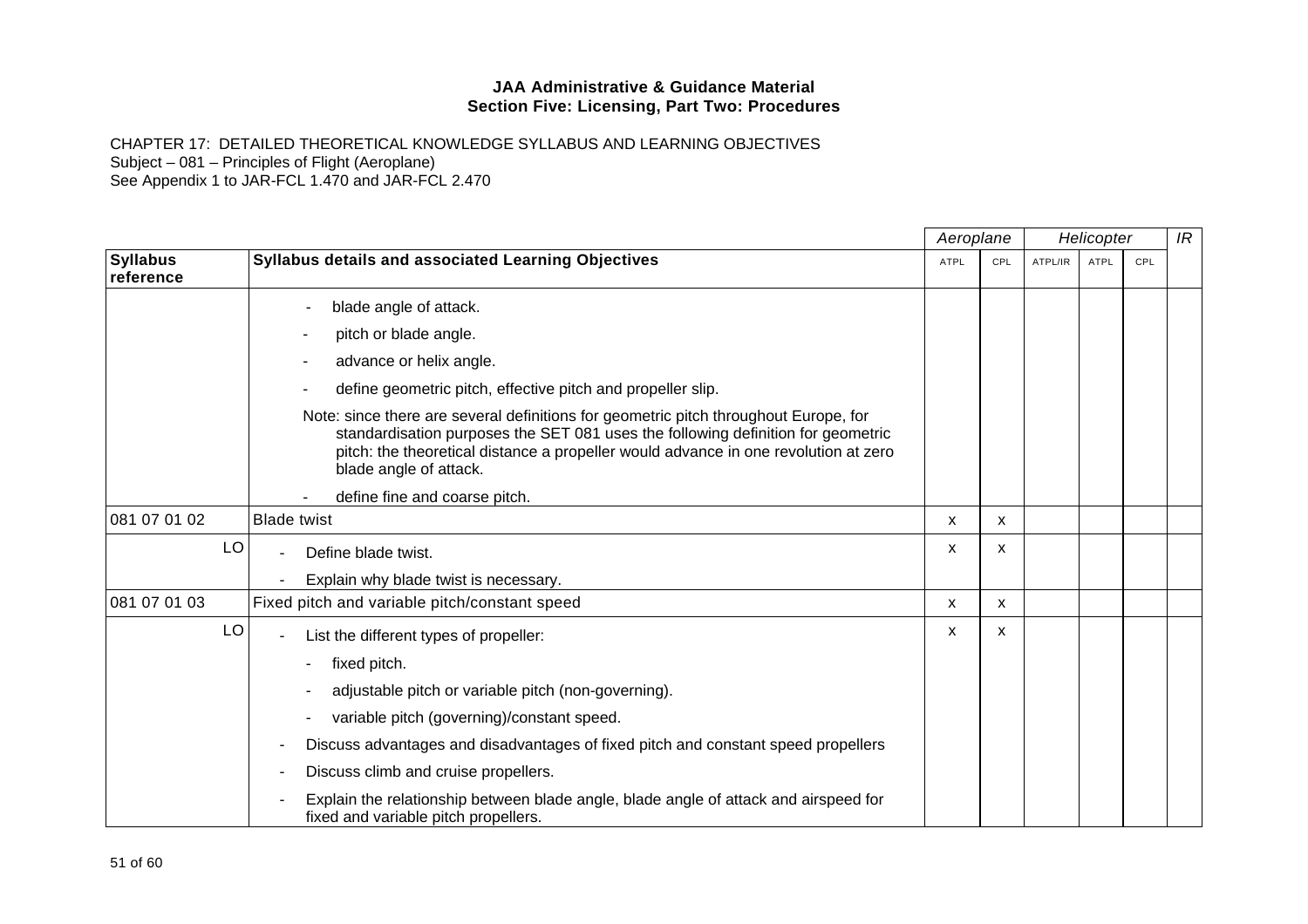**JAA Administrative & Guidance Material**
**Section Five: Licensing, Part Two: Procedures**

CHAPTER 17: DETAILED THEORETICAL KNOWLEDGE SYLLABUS AND LEARNING OBJECTIVES
Subject – 081 – Principles of Flight (Aeroplane)
See Appendix 1 to JAR-FCL 1.470 and JAR-FCL 2.470

| | | *Aeroplane* | | *Helicopter* | | | *IR* |
|---|---|---|---|---|---|---|---|
| **Syllabus reference** | **Syllabus details and associated Learning Objectives** | ATPL | CPL | ATPL/IR | ATPL | CPL | |
| | - blade angle of attack.<br>- pitch or blade angle.<br>- advance or helix angle.<br>- define geometric pitch, effective pitch and propeller slip.<br>Note: since there are several definitions for geometric pitch throughout Europe, for standardisation purposes the SET 081 uses the following definition for geometric pitch: the theoretical distance a propeller would advance in one revolution at zero blade angle of attack.<br>- define fine and coarse pitch. | | | | | | |
| 081 07 01 02 | Blade twist | x | x | | | | |
| LO | - Define blade twist.<br>- Explain why blade twist is necessary. | x | x | | | | |
| 081 07 01 03 | Fixed pitch and variable pitch/constant speed | x | x | | | | |
| LO | - List the different types of propeller:<br>- fixed pitch.<br>- adjustable pitch or variable pitch (non-governing).<br>- variable pitch (governing)/constant speed.<br>- Discuss advantages and disadvantages of fixed pitch and constant speed propellers<br>- Discuss climb and cruise propellers.<br>- Explain the relationship between blade angle, blade angle of attack and airspeed for fixed and variable pitch propellers. | x | x | | | | |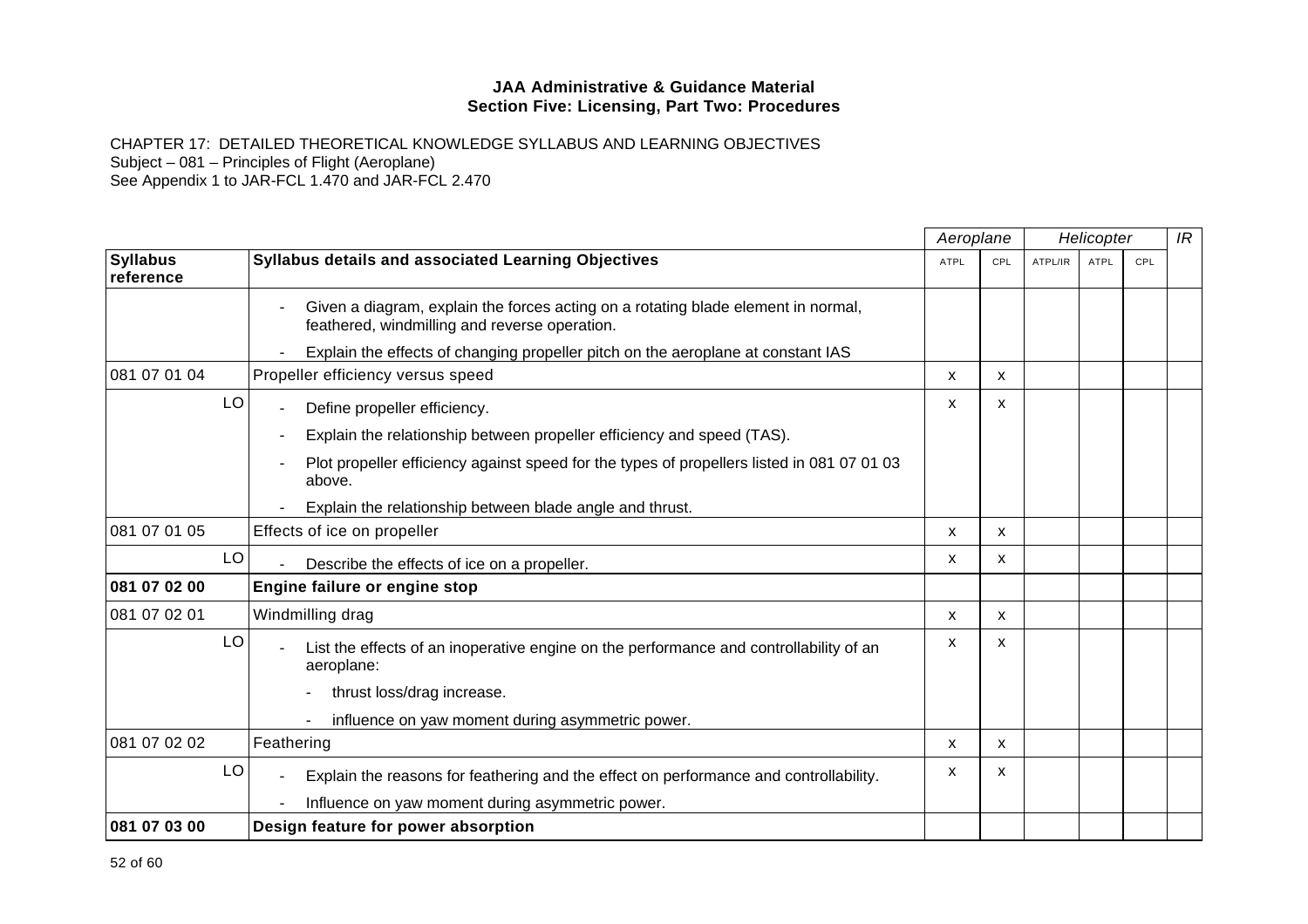**JAA Administrative & Guidance Material**
**Section Five: Licensing, Part Two: Procedures**

CHAPTER 17: DETAILED THEORETICAL KNOWLEDGE SYLLABUS AND LEARNING OBJECTIVES
Subject – 081 – Principles of Flight (Aeroplane)
See Appendix 1 to JAR-FCL 1.470 and JAR-FCL 2.470

| | | *Aeroplane* | | *Helicopter* | | | *IR* |
|---|---|---|---|---|---|---|---|
| **Syllabus reference** | **Syllabus details and associated Learning Objectives** | ATPL | CPL | ATPL/IR | ATPL | CPL | |
| | - Given a diagram, explain the forces acting on a rotating blade element in normal, feathered, windmilling and reverse operation.<br>- Explain the effects of changing propeller pitch on the aeroplane at constant IAS | | | | | | |
| 081 07 01 04 | Propeller efficiency versus speed | x | x | | | | |
| LO | - Define propeller efficiency.<br>- Explain the relationship between propeller efficiency and speed (TAS).<br>- Plot propeller efficiency against speed for the types of propellers listed in 081 07 01 03 above.<br>- Explain the relationship between blade angle and thrust. | x | x | | | | |
| 081 07 01 05 | Effects of ice on propeller | x | x | | | | |
| LO | - Describe the effects of ice on a propeller. | x | x | | | | |
| **081 07 02 00** | **Engine failure or engine stop** | | | | | | |
| 081 07 02 01 | Windmilling drag | x | x | | | | |
| LO | - List the effects of an inoperative engine on the performance and controllability of an aeroplane:<br>- thrust loss/drag increase.<br>- influence on yaw moment during asymmetric power. | x | x | | | | |
| 081 07 02 02 | Feathering | x | x | | | | |
| LO | - Explain the reasons for feathering and the effect on performance and controllability.<br>- Influence on yaw moment during asymmetric power. | x | x | | | | |
| **081 07 03 00** | **Design feature for power absorption** | | | | | | |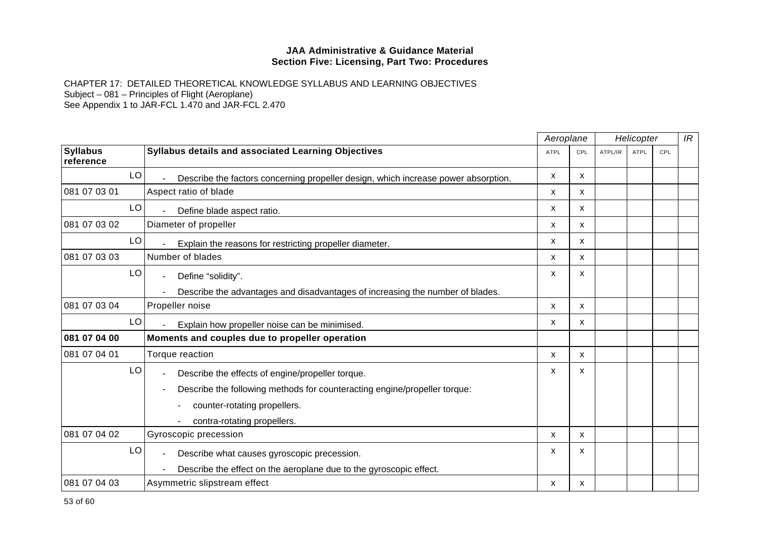**JAA Administrative & Guidance Material**
**Section Five: Licensing, Part Two: Procedures**

CHAPTER 17: DETAILED THEORETICAL KNOWLEDGE SYLLABUS AND LEARNING OBJECTIVES
Subject – 081 – Principles of Flight (Aeroplane)
See Appendix 1 to JAR-FCL 1.470 and JAR-FCL 2.470

| | | *Aeroplane* | | *Helicopter* | | | *IR* |
|---|---|---|---|---|---|---|---|
| **Syllabus reference** | **Syllabus details and associated Learning Objectives** | ATPL | CPL | ATPL/IR | ATPL | CPL | |
| LO | - Describe the factors concerning propeller design, which increase power absorption. | x | x | | | | |
| 081 07 03 01 | Aspect ratio of blade | x | x | | | | |
| LO | - Define blade aspect ratio. | x | x | | | | |
| 081 07 03 02 | Diameter of propeller | x | x | | | | |
| LO | - Explain the reasons for restricting propeller diameter. | x | x | | | | |
| 081 07 03 03 | Number of blades | x | x | | | | |
| LO | - Define "solidity".<br>- Describe the advantages and disadvantages of increasing the number of blades. | x | x | | | | |
| 081 07 03 04 | Propeller noise | x | x | | | | |
| LO | - Explain how propeller noise can be minimised. | x | x | | | | |
| **081 07 04 00** | **Moments and couples due to propeller operation** | | | | | | |
| 081 07 04 01 | Torque reaction | x | x | | | | |
| LO | - Describe the effects of engine/propeller torque.<br>- Describe the following methods for counteracting engine/propeller torque:<br>&nbsp;&nbsp;- counter-rotating propellers.<br>&nbsp;&nbsp;- contra-rotating propellers. | x | x | | | | |
| 081 07 04 02 | Gyroscopic precession | x | x | | | | |
| LO | - Describe what causes gyroscopic precession.<br>- Describe the effect on the aeroplane due to the gyroscopic effect. | x | x | | | | |
| 081 07 04 03 | Asymmetric slipstream effect | x | x | | | | |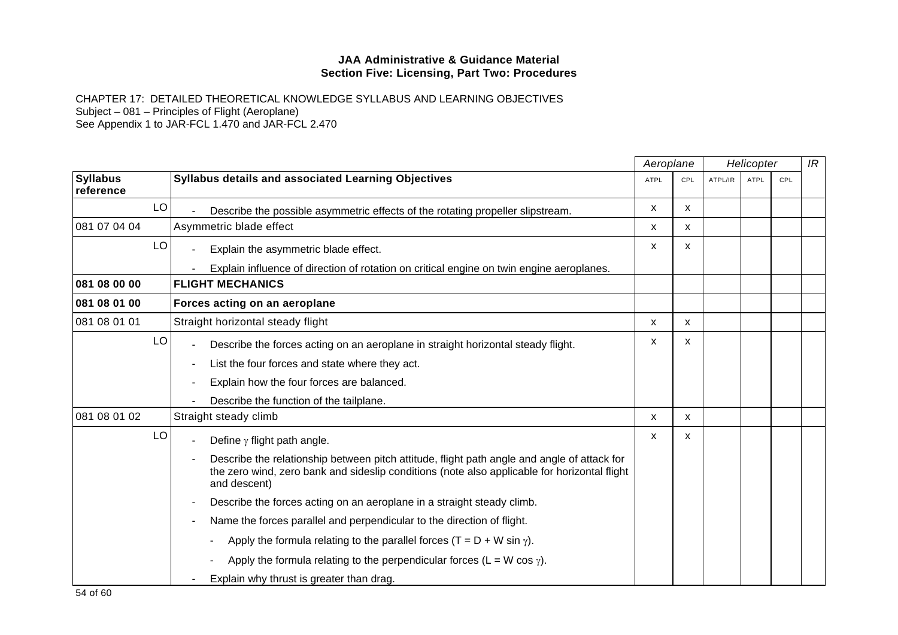**JAA Administrative & Guidance Material**
**Section Five: Licensing, Part Two: Procedures**

CHAPTER 17: DETAILED THEORETICAL KNOWLEDGE SYLLABUS AND LEARNING OBJECTIVES
Subject – 081 – Principles of Flight (Aeroplane)
See Appendix 1 to JAR-FCL 1.470 and JAR-FCL 2.470

| | | *Aeroplane* | | *Helicopter* | | | *IR* |
|---|---|---|---|---|---|---|---|
| **Syllabus reference** | **Syllabus details and associated Learning Objectives** | ATPL | CPL | ATPL/IR | ATPL | CPL | |
| LO | - Describe the possible asymmetric effects of the rotating propeller slipstream. | x | x | | | | |
| 081 07 04 04 | Asymmetric blade effect | x | x | | | | |
| LO | - Explain the asymmetric blade effect.<br>- Explain influence of direction of rotation on critical engine on twin engine aeroplanes. | x | x | | | | |
| **081 08 00 00** | **FLIGHT MECHANICS** | | | | | | |
| **081 08 01 00** | **Forces acting on an aeroplane** | | | | | | |
| 081 08 01 01 | Straight horizontal steady flight | x | x | | | | |
| LO | - Describe the forces acting on an aeroplane in straight horizontal steady flight.<br>- List the four forces and state where they act.<br>- Explain how the four forces are balanced.<br>- Describe the function of the tailplane. | x | x | | | | |
| 081 08 01 02 | Straight steady climb | x | x | | | | |
| LO | - Define $\gamma$ flight path angle.<br>- Describe the relationship between pitch attitude, flight path angle and angle of attack for the zero wind, zero bank and sideslip conditions (note also applicable for horizontal flight and descent)<br>- Describe the forces acting on an aeroplane in a straight steady climb.<br>- Name the forces parallel and perpendicular to the direction of flight.<br>&nbsp;&nbsp;- Apply the formula relating to the parallel forces ($T = D + W \sin \gamma$).<br>&nbsp;&nbsp;- Apply the formula relating to the perpendicular forces ($L = W \cos \gamma$).<br>- Explain why thrust is greater than drag. | x | x | | | | |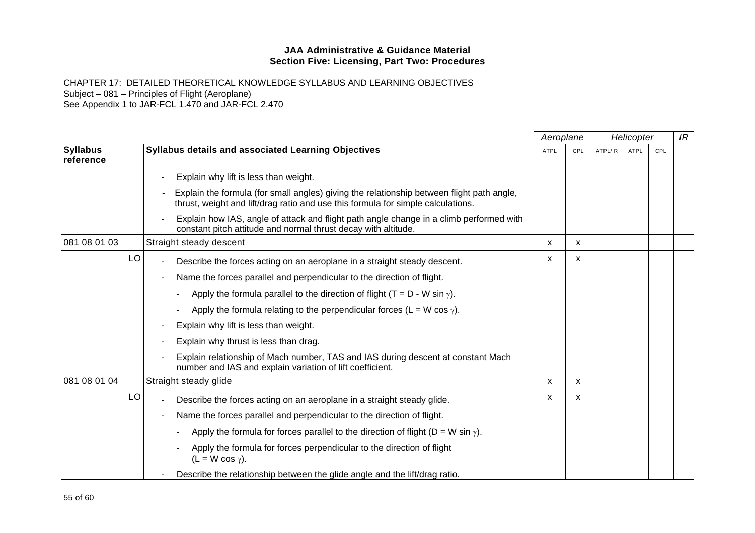**JAA Administrative & Guidance Material**
**Section Five: Licensing, Part Two: Procedures**

CHAPTER 17: DETAILED THEORETICAL KNOWLEDGE SYLLABUS AND LEARNING OBJECTIVES
Subject – 081 – Principles of Flight (Aeroplane)
See Appendix 1 to JAR-FCL 1.470 and JAR-FCL 2.470

| | | *Aeroplane* | | *Helicopter* | | | *IR* |
|---|---|---|---|---|---|---|---|
| **Syllabus reference** | **Syllabus details and associated Learning Objectives** | ATPL | CPL | ATPL/IR | ATPL | CPL | |
| | - Explain why lift is less than weight.<br>- Explain the formula (for small angles) giving the relationship between flight path angle, thrust, weight and lift/drag ratio and use this formula for simple calculations.<br>- Explain how IAS, angle of attack and flight path angle change in a climb performed with constant pitch attitude and normal thrust decay with altitude. | | | | | | |
| 081 08 01 03 | Straight steady descent | x | x | | | | |
| LO | - Describe the forces acting on an aeroplane in a straight steady descent.<br>- Name the forces parallel and perpendicular to the direction of flight.<br>&nbsp;&nbsp;&nbsp;&nbsp;- Apply the formula parallel to the direction of flight ($T = D - W \sin \gamma$).<br>&nbsp;&nbsp;&nbsp;&nbsp;- Apply the formula relating to the perpendicular forces ($L = W \cos \gamma$).<br>- Explain why lift is less than weight.<br>- Explain why thrust is less than drag.<br>- Explain relationship of Mach number, TAS and IAS during descent at constant Mach number and IAS and explain variation of lift coefficient. | x | x | | | | |
| 081 08 01 04 | Straight steady glide | x | x | | | | |
| LO | - Describe the forces acting on an aeroplane in a straight steady glide.<br>- Name the forces parallel and perpendicular to the direction of flight.<br>&nbsp;&nbsp;&nbsp;&nbsp;- Apply the formula for forces parallel to the direction of flight ($D = W \sin \gamma$).<br>&nbsp;&nbsp;&nbsp;&nbsp;- Apply the formula for forces perpendicular to the direction of flight ($L = W \cos \gamma$).<br>- Describe the relationship between the glide angle and the lift/drag ratio. | x | x | | | | |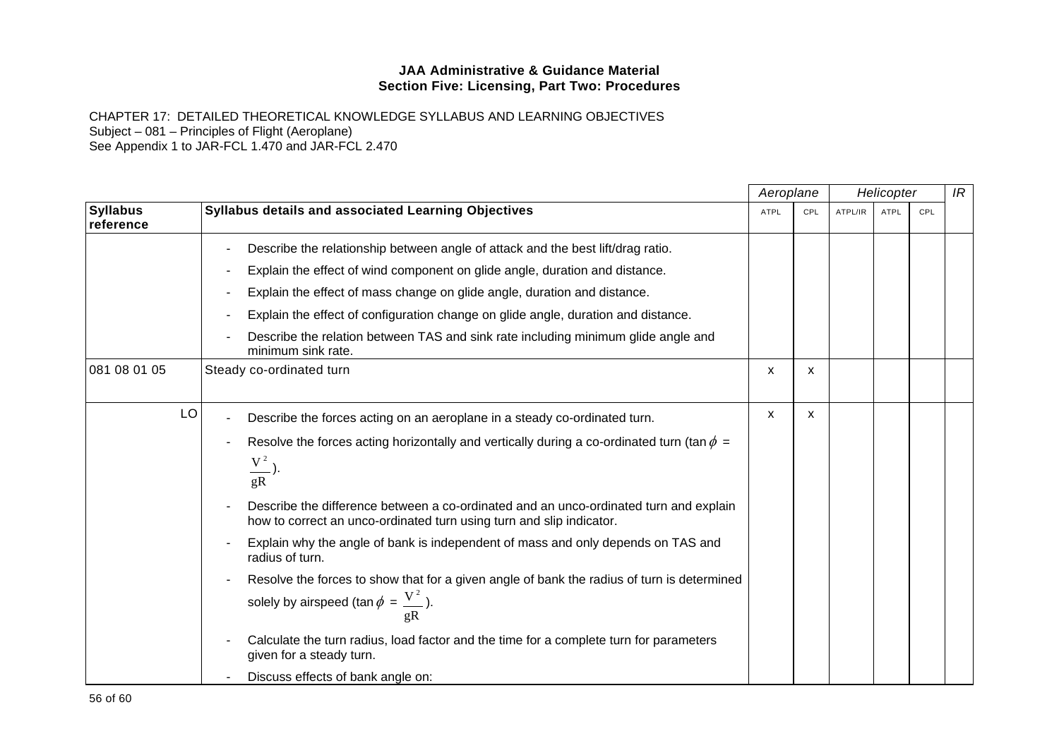**JAA Administrative & Guidance Material**
**Section Five: Licensing, Part Two: Procedures**

CHAPTER 17: DETAILED THEORETICAL KNOWLEDGE SYLLABUS AND LEARNING OBJECTIVES
Subject – 081 – Principles of Flight (Aeroplane)
See Appendix 1 to JAR-FCL 1.470 and JAR-FCL 2.470

| | | *Aeroplane* | | *Helicopter* | | | *IR* |
|---|---|---|---|---|---|---|---|
| **Syllabus reference** | **Syllabus details and associated Learning Objectives** | ATPL | CPL | ATPL/IR | ATPL | CPL | |
| | - Describe the relationship between angle of attack and the best lift/drag ratio.<br>- Explain the effect of wind component on glide angle, duration and distance.<br>- Explain the effect of mass change on glide angle, duration and distance.<br>- Explain the effect of configuration change on glide angle, duration and distance.<br>- Describe the relation between TAS and sink rate including minimum glide angle and minimum sink rate. | | | | | | |
| 081 08 01 05 | Steady co-ordinated turn | x | x | | | | |
| LO | - Describe the forces acting on an aeroplane in a steady co-ordinated turn.<br>- Resolve the forces acting horizontally and vertically during a co-ordinated turn ($\tan\phi = \frac{V^2}{gR}$).<br>- Describe the difference between a co-ordinated and an unco-ordinated turn and explain how to correct an unco-ordinated turn using turn and slip indicator.<br>- Explain why the angle of bank is independent of mass and only depends on TAS and radius of turn.<br>- Resolve the forces to show that for a given angle of bank the radius of turn is determined solely by airspeed ($\tan\phi = \frac{V^2}{gR}$).<br>- Calculate the turn radius, load factor and the time for a complete turn for parameters given for a steady turn.<br>- Discuss effects of bank angle on: | x | x | | | | |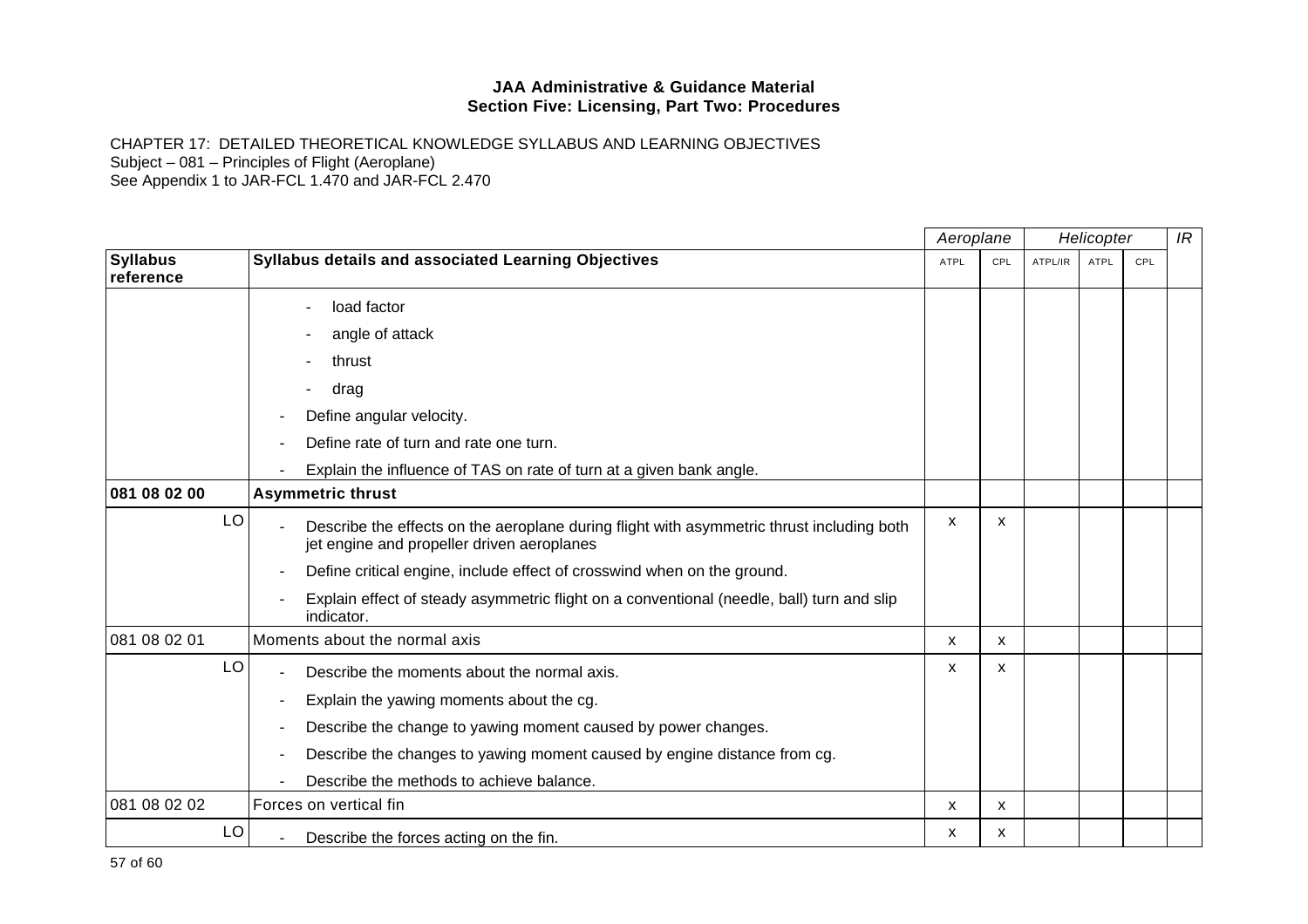**JAA Administrative & Guidance Material**
**Section Five: Licensing, Part Two: Procedures**

CHAPTER 17: DETAILED THEORETICAL KNOWLEDGE SYLLABUS AND LEARNING OBJECTIVES
Subject – 081 – Principles of Flight (Aeroplane)
See Appendix 1 to JAR-FCL 1.470 and JAR-FCL 2.470

| | | *Aeroplane* | | *Helicopter* | | | *IR* |
|---|---|---|---|---|---|---|---|
| **Syllabus reference** | **Syllabus details and associated Learning Objectives** | ATPL | CPL | ATPL/IR | ATPL | CPL | |
| | - load factor<br>- angle of attack<br>- thrust<br>- drag<br>- Define angular velocity.<br>- Define rate of turn and rate one turn.<br>- Explain the influence of TAS on rate of turn at a given bank angle. | | | | | | |
| **081 08 02 00** | **Asymmetric thrust** | | | | | | |
| LO | - Describe the effects on the aeroplane during flight with asymmetric thrust including both jet engine and propeller driven aeroplanes<br>- Define critical engine, include effect of crosswind when on the ground.<br>- Explain effect of steady asymmetric flight on a conventional (needle, ball) turn and slip indicator. | x | x | | | | |
| 081 08 02 01 | Moments about the normal axis | x | x | | | | |
| LO | - Describe the moments about the normal axis.<br>- Explain the yawing moments about the cg.<br>- Describe the change to yawing moment caused by power changes.<br>- Describe the changes to yawing moment caused by engine distance from cg.<br>- Describe the methods to achieve balance. | x | x | | | | |
| 081 08 02 02 | Forces on vertical fin | x | x | | | | |
| LO | - Describe the forces acting on the fin. | x | x | | | | |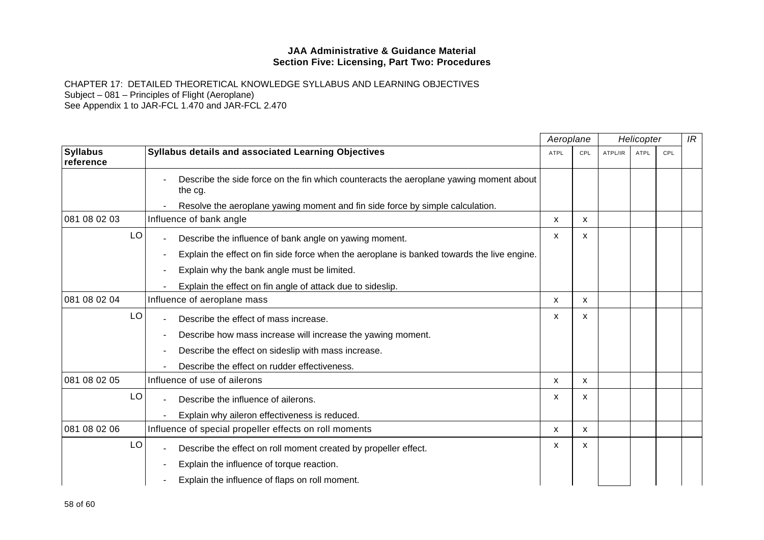**JAA Administrative & Guidance Material**
**Section Five: Licensing, Part Two: Procedures**

CHAPTER 17: DETAILED THEORETICAL KNOWLEDGE SYLLABUS AND LEARNING OBJECTIVES
Subject – 081 – Principles of Flight (Aeroplane)
See Appendix 1 to JAR-FCL 1.470 and JAR-FCL 2.470

| | | Aeroplane | | Helicopter | | | IR |
|---|---|---|---|---|---|---|---|
| **Syllabus reference** | **Syllabus details and associated Learning Objectives** | ATPL | CPL | ATPL/IR | ATPL | CPL | |
| | - Describe the side force on the fin which counteracts the aeroplane yawing moment about the cg.<br>- Resolve the aeroplane yawing moment and fin side force by simple calculation. | | | | | | |
| 081 08 02 03 | Influence of bank angle | x | x | | | | |
| LO | - Describe the influence of bank angle on yawing moment.<br>- Explain the effect on fin side force when the aeroplane is banked towards the live engine.<br>- Explain why the bank angle must be limited.<br>- Explain the effect on fin angle of attack due to sideslip. | x | x | | | | |
| 081 08 02 04 | Influence of aeroplane mass | x | x | | | | |
| LO | - Describe the effect of mass increase.<br>- Describe how mass increase will increase the yawing moment.<br>- Describe the effect on sideslip with mass increase.<br>- Describe the effect on rudder effectiveness. | x | x | | | | |
| 081 08 02 05 | Influence of use of ailerons | x | x | | | | |
| LO | - Describe the influence of ailerons.<br>- Explain why aileron effectiveness is reduced. | x | x | | | | |
| 081 08 02 06 | Influence of special propeller effects on roll moments | x | x | | | | |
| LO | - Describe the effect on roll moment created by propeller effect.<br>- Explain the influence of torque reaction.<br>- Explain the influence of flaps on roll moment. | x | x | | | | |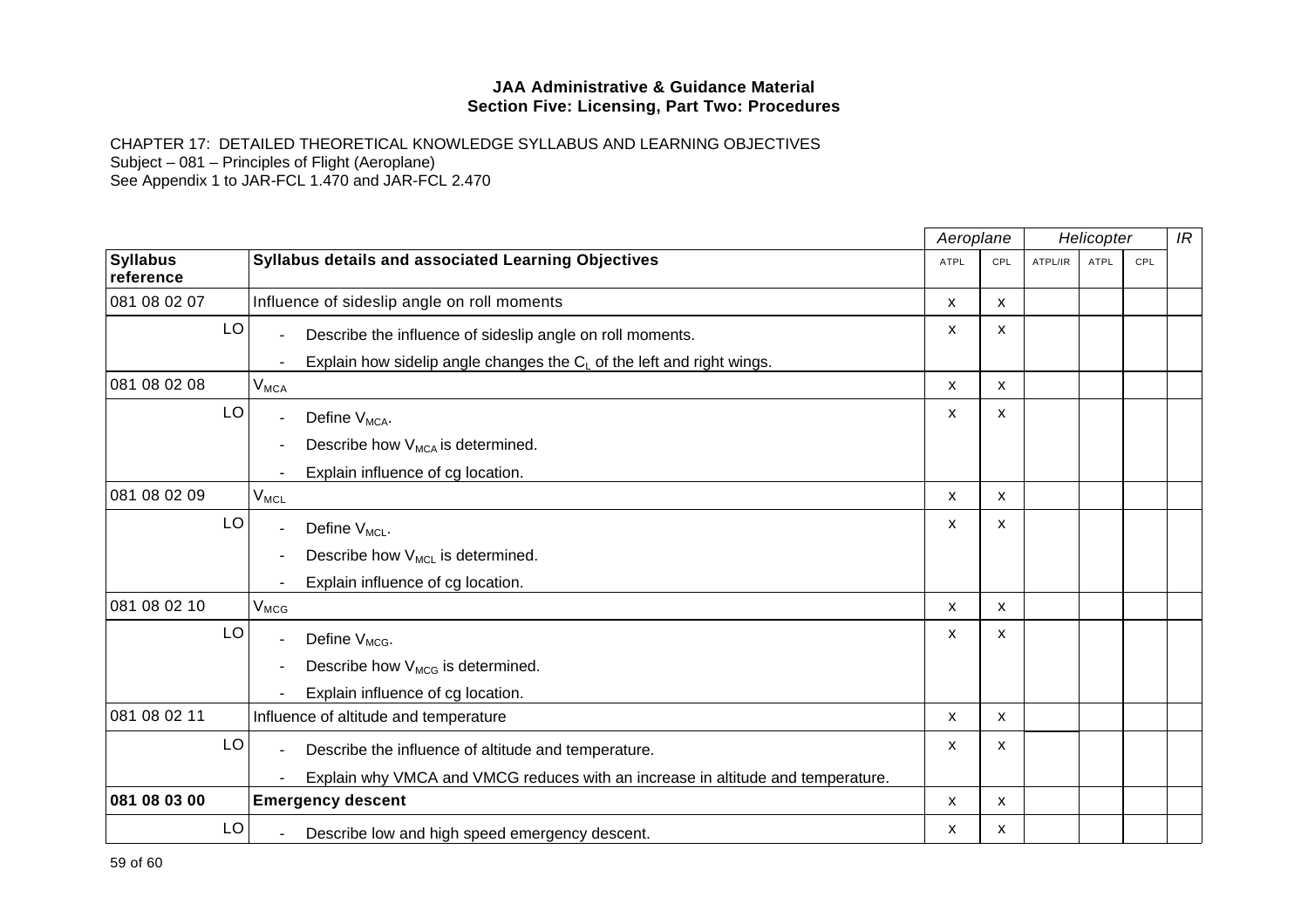**JAA Administrative & Guidance Material**
**Section Five: Licensing, Part Two: Procedures**

CHAPTER 17: DETAILED THEORETICAL KNOWLEDGE SYLLABUS AND LEARNING OBJECTIVES
Subject – 081 – Principles of Flight (Aeroplane)
See Appendix 1 to JAR-FCL 1.470 and JAR-FCL 2.470

| | | Aeroplane | | Helicopter | | | IR |
|---|---|---|---|---|---|---|---|
| **Syllabus reference** | **Syllabus details and associated Learning Objectives** | ATPL | CPL | ATPL/IR | ATPL | CPL | |
| 081 08 02 07 | Influence of sideslip angle on roll moments | x | x | | | | |
| LO | - Describe the influence of sideslip angle on roll moments.<br>- Explain how sidelip angle changes the $C_L$ of the left and right wings. | x | x | | | | |
| 081 08 02 08 | $V_{MCA}$ | x | x | | | | |
| LO | - Define $V_{MCA}$.<br>- Describe how $V_{MCA}$ is determined.<br>- Explain influence of cg location. | x | x | | | | |
| 081 08 02 09 | $V_{MCL}$ | x | x | | | | |
| LO | - Define $V_{MCL}$.<br>- Describe how $V_{MCL}$ is determined.<br>- Explain influence of cg location. | x | x | | | | |
| 081 08 02 10 | $V_{MCG}$ | x | x | | | | |
| LO | - Define $V_{MCG}$.<br>- Describe how $V_{MCG}$ is determined.<br>- Explain influence of cg location. | x | x | | | | |
| 081 08 02 11 | Influence of altitude and temperature | x | x | | | | |
| LO | - Describe the influence of altitude and temperature.<br>- Explain why VMCA and VMCG reduces with an increase in altitude and temperature. | x | x | | | | |
| **081 08 03 00** | **Emergency descent** | x | x | | | | |
| LO | - Describe low and high speed emergency descent. | x | x | | | | |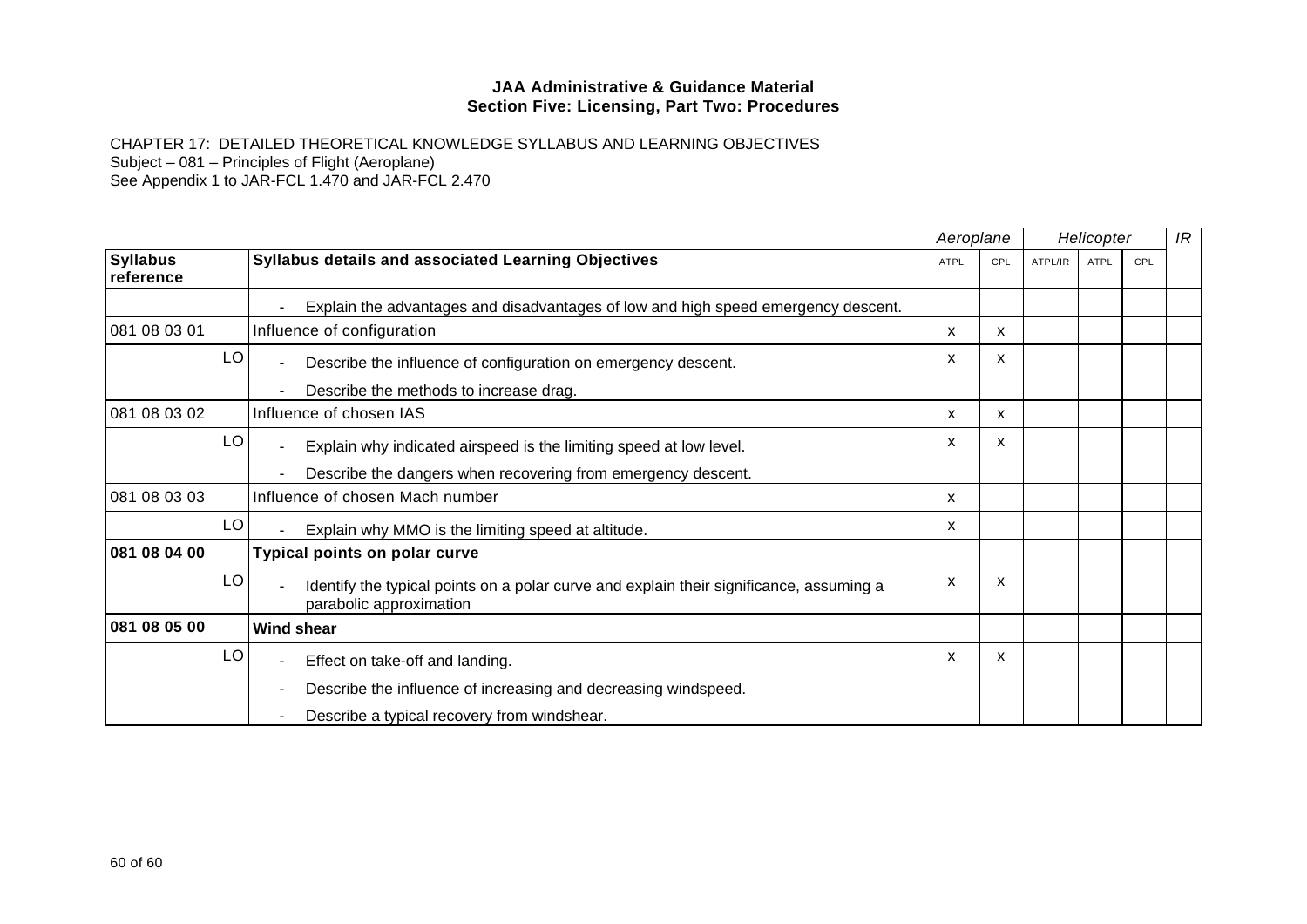**JAA Administrative & Guidance Material**
**Section Five: Licensing, Part Two: Procedures**

CHAPTER 17: DETAILED THEORETICAL KNOWLEDGE SYLLABUS AND LEARNING OBJECTIVES
Subject – 081 – Principles of Flight (Aeroplane)
See Appendix 1 to JAR-FCL 1.470 and JAR-FCL 2.470

| | | *Aeroplane* | | *Helicopter* | | | *IR* |
|---|---|---|---|---|---|---|---|
| **Syllabus reference** | **Syllabus details and associated Learning Objectives** | ATPL | CPL | ATPL/IR | ATPL | CPL | |
| | - Explain the advantages and disadvantages of low and high speed emergency descent. | | | | | | |
| 081 08 03 01 | Influence of configuration | x | x | | | | |
| LO | - Describe the influence of configuration on emergency descent.<br>- Describe the methods to increase drag. | x | x | | | | |
| 081 08 03 02 | Influence of chosen IAS | x | x | | | | |
| LO | - Explain why indicated airspeed is the limiting speed at low level.<br>- Describe the dangers when recovering from emergency descent. | x | x | | | | |
| 081 08 03 03 | Influence of chosen Mach number | x | | | | | |
| LO | - Explain why MMO is the limiting speed at altitude. | x | | | | | |
| **081 08 04 00** | **Typical points on polar curve** | | | | | | |
| LO | - Identify the typical points on a polar curve and explain their significance, assuming a parabolic approximation | x | x | | | | |
| **081 08 05 00** | **Wind shear** | | | | | | |
| LO | - Effect on take-off and landing.<br>- Describe the influence of increasing and decreasing windspeed.<br>- Describe a typical recovery from windshear. | x | x | | | | |